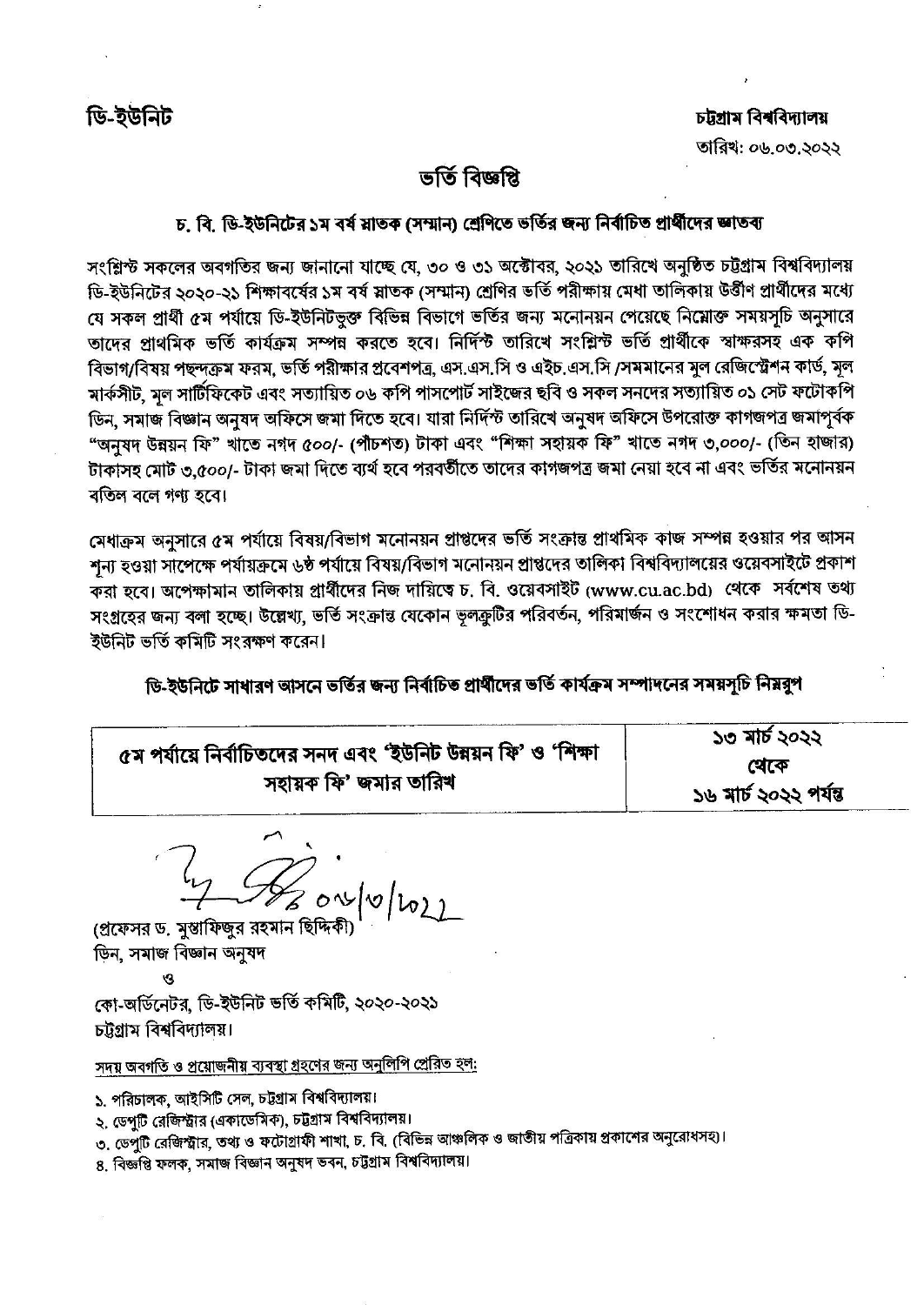ডি-ইউনিট

চট্টগ্রাম বিশ্ববিদ্যালয়

তারিখ: ০৬.০৩.২০২২

# ভর্তি বিজ্ঞপ্তি

## চ. বি. ডি-ইউনিটের ১ম বর্ষ স্নাতক (সম্মান) শ্রেণিতে ভর্তির জন্য নির্বাচিত প্রার্থীদের জ্ঞাতব্য

সংশ্লিষ্ট সকলের অবগতির জন্য জানানো যাচ্ছে যে, ৩০ ও ৩১ অক্টোবর, ২০২১ তারিখে অনুষ্ঠিত চট্টগ্রাম বিশ্ববিদ্যালয় ডি-ইউনিটের ২০২০-২১ শিক্ষাবর্ষের ১ম বর্ষ স্নাতক (সম্মান) শ্রেণির ভর্তি পরীক্ষায় মেধা তালিকায় উত্তীর্ণ প্রার্থীদের মধ্যে যে সকল প্রার্থী ৫ম পর্যায়ে ডি-ইউনিটভুক্ত বিভিন্ন বিভাগে ভর্তির জন্য মনোনয়ন পেয়েছে নিম্নোক্ত সময়সূচি অনুসারে তাদের প্রাথমিক ভর্তি কার্যক্রম সম্পন্ন করতে হবে। নির্দিষ্ট তারিখে সংশ্লিষ্ট ভর্তি প্রার্থীকে স্বাক্ষরসহ এক কপি বিভাগ/বিষয় পছন্দক্রম ফরম, ভর্তি পরীক্ষার প্রবেশপত্র, এস.এস.সি ও এইচ.এস.সি /সমমানের মূল রেজিস্ট্রেশন কার্ড, মূল মার্কসীট, মূল সার্টিফিকেট এবং সত্যায়িত ০৬ কপি পাসপোর্ট সাইজের ছবি ও সকল সনদের সত্যায়িত ০১ সেট ফটোকপি ডিন, সমাজ বিজ্ঞান অনুষদ অফিসে জমা দিতে হবে। যারা নির্দিষ্ট তারিখে অনুষদ অফিসে উপরোক্ত কাগজপত্র জমাপূর্বক "অনুষদ উন্নয়ন ফি" খাতে নগদ ৫০০/- (পাঁচশত) টাকা এবং "শিক্ষা সহায়ক ফি" খাতে নগদ ৩,০০০/- (তিন হাজার) টাকাসহ মোট ৩,৫০০/- টাকা জমা দিতে ব্যর্থ হবে পরবর্তীতে তাদের কাগজপত্র জমা নেয়া হবে না এবং ভর্তির মনোনয়ন বতিল বলে গণ্য হবে।

মেধাক্রম অনুসারে ৫ম পর্যায়ে বিষয়/বিভাগ মনোনয়ন প্রাপ্তদের ভর্তি সংক্রান্ত প্রাথমিক কাজ সম্পন্ন হওয়ার পর আসন শূন্য হওয়া সাপেক্ষে পর্যায়ক্রমে ৬ষ্ঠ পর্যায়ে বিষয়/বিভাগ মনোনয়ন প্রাপ্তদের তালিকা বিশ্ববিদ্যালয়ের ওয়েবসাইটে প্রকাশ করা হবে। অপেক্ষামান তালিকায় প্রার্থীদের নিজ দায়িত্বে চ. বি. ওয়েবসাইট (www.cu.ac.bd) থেকে সর্বশেষ তথ্য সংগ্রহের জন্য বলা হচ্ছে। উল্লেখ্য, ভর্তি সংক্রান্ত যেকোন ভূলত্রুটির পরিবর্তন, পরিমার্জন ও সংশোধন করার ক্ষমতা ডি-ইউনিট ভর্তি কমিটি সংরক্ষণ করেন।

**ডি-ইউনিটে সাধারণ আসনে ভর্তির জন্য নির্বাচিত প্রার্থীদের ভর্তি কার্যক্রম সম্পাদনের সময়সূচি নিম্নরূপ**

| ৫ম পর্যায়ে নির্বাচিতদের সনদ এবং 'ইউনিট উন্নয়ন ফি' ও 'শিক্ষা সহায়ক ফি' জমার তারিখ | ১৩ মার্চ ২০২২ থেকে ১৬ মার্চ ২০২২ পর্যন্ত |
|---|---|

০৬/০৩/২০২২

(প্রফেসর ড. মুস্তাফিজুর রহমান ছিদ্দিকী)
ডিন, সমাজ বিজ্ঞান অনুষদ
ও
কো-অর্ডিনেটর, ডি-ইউনিট ভর্তি কমিটি, ২০২০-২০২১
চট্টগ্রাম বিশ্ববিদ্যালয়।

সদয় অবগতি ও প্রয়োজনীয় ব্যবস্থা গ্রহণের জন্য অনুলিপি প্রেরিত হল:

১. পরিচালক, আইসিটি সেল, চট্টগ্রাম বিশ্ববিদ্যালয়।
২. ডেপুটি রেজিস্ট্রার (একাডেমিক), চট্টগ্রাম বিশ্ববিদ্যালয়।
৩. ডেপুটি রেজিস্ট্রার, তথ্য ও ফটোগ্রাফী শাখা, চ. বি. (বিভিন্ন আঞ্চলিক ও জাতীয় পত্রিকায় প্রকাশের অনুরোধসহ)।
৪. বিজ্ঞপ্তি ফলক, সমাজ বিজ্ঞান অনুষদ ভবন, চট্টগ্রাম বিশ্ববিদ্যালয়।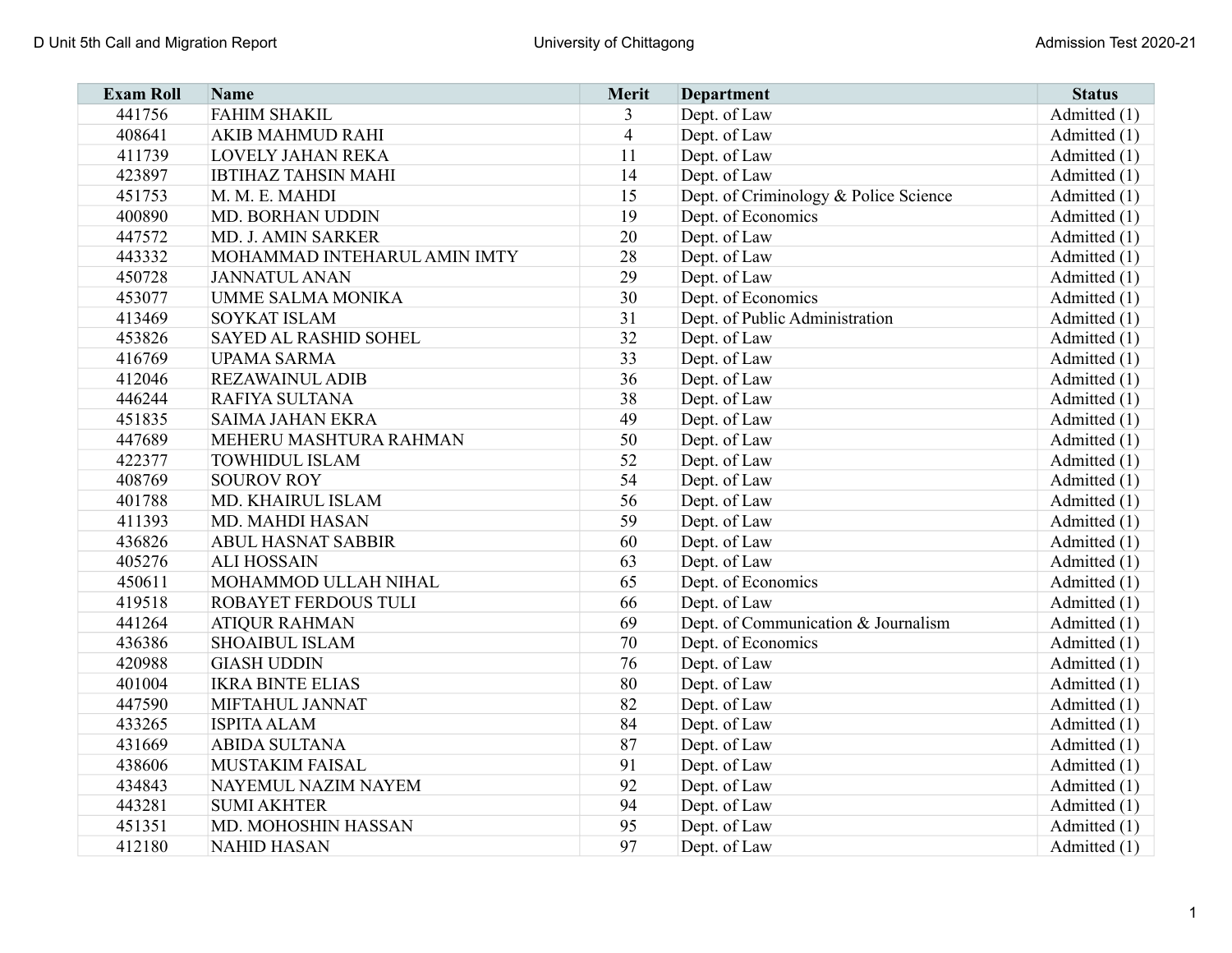| Exam Roll | Name | Merit | Department | Status |
|---|---|---|---|---|
| 441756 | FAHIM SHAKIL | 3 | Dept. of Law | Admitted (1) |
| 408641 | AKIB MAHMUD RAHI | 4 | Dept. of Law | Admitted (1) |
| 411739 | LOVELY JAHAN REKA | 11 | Dept. of Law | Admitted (1) |
| 423897 | IBTIHAZ TAHSIN MAHI | 14 | Dept. of Law | Admitted (1) |
| 451753 | M. M. E. MAHDI | 15 | Dept. of Criminology & Police Science | Admitted (1) |
| 400890 | MD. BORHAN UDDIN | 19 | Dept. of Economics | Admitted (1) |
| 447572 | MD. J. AMIN SARKER | 20 | Dept. of Law | Admitted (1) |
| 443332 | MOHAMMAD INTEHARUL AMIN IMTY | 28 | Dept. of Law | Admitted (1) |
| 450728 | JANNATUL ANAN | 29 | Dept. of Law | Admitted (1) |
| 453077 | UMME SALMA MONIKA | 30 | Dept. of Economics | Admitted (1) |
| 413469 | SOYKAT ISLAM | 31 | Dept. of Public Administration | Admitted (1) |
| 453826 | SAYED AL RASHID SOHEL | 32 | Dept. of Law | Admitted (1) |
| 416769 | UPAMA SARMA | 33 | Dept. of Law | Admitted (1) |
| 412046 | REZAWAINUL ADIB | 36 | Dept. of Law | Admitted (1) |
| 446244 | RAFIYA SULTANA | 38 | Dept. of Law | Admitted (1) |
| 451835 | SAIMA JAHAN EKRA | 49 | Dept. of Law | Admitted (1) |
| 447689 | MEHERU MASHTURA RAHMAN | 50 | Dept. of Law | Admitted (1) |
| 422377 | TOWHIDUL ISLAM | 52 | Dept. of Law | Admitted (1) |
| 408769 | SOUROV ROY | 54 | Dept. of Law | Admitted (1) |
| 401788 | MD. KHAIRUL ISLAM | 56 | Dept. of Law | Admitted (1) |
| 411393 | MD. MAHDI HASAN | 59 | Dept. of Law | Admitted (1) |
| 436826 | ABUL HASNAT SABBIR | 60 | Dept. of Law | Admitted (1) |
| 405276 | ALI HOSSAIN | 63 | Dept. of Law | Admitted (1) |
| 450611 | MOHAMMOD ULLAH NIHAL | 65 | Dept. of Economics | Admitted (1) |
| 419518 | ROBAYET FERDOUS TULI | 66 | Dept. of Law | Admitted (1) |
| 441264 | ATIQUR RAHMAN | 69 | Dept. of Communication & Journalism | Admitted (1) |
| 436386 | SHOAIBUL ISLAM | 70 | Dept. of Economics | Admitted (1) |
| 420988 | GIASH UDDIN | 76 | Dept. of Law | Admitted (1) |
| 401004 | IKRA BINTE ELIAS | 80 | Dept. of Law | Admitted (1) |
| 447590 | MIFTAHUL JANNAT | 82 | Dept. of Law | Admitted (1) |
| 433265 | ISPITA ALAM | 84 | Dept. of Law | Admitted (1) |
| 431669 | ABIDA SULTANA | 87 | Dept. of Law | Admitted (1) |
| 438606 | MUSTAKIM FAISAL | 91 | Dept. of Law | Admitted (1) |
| 434843 | NAYEMUL NAZIM NAYEM | 92 | Dept. of Law | Admitted (1) |
| 443281 | SUMI AKHTER | 94 | Dept. of Law | Admitted (1) |
| 451351 | MD. MOHOSHIN HASSAN | 95 | Dept. of Law | Admitted (1) |
| 412180 | NAHID HASAN | 97 | Dept. of Law | Admitted (1) |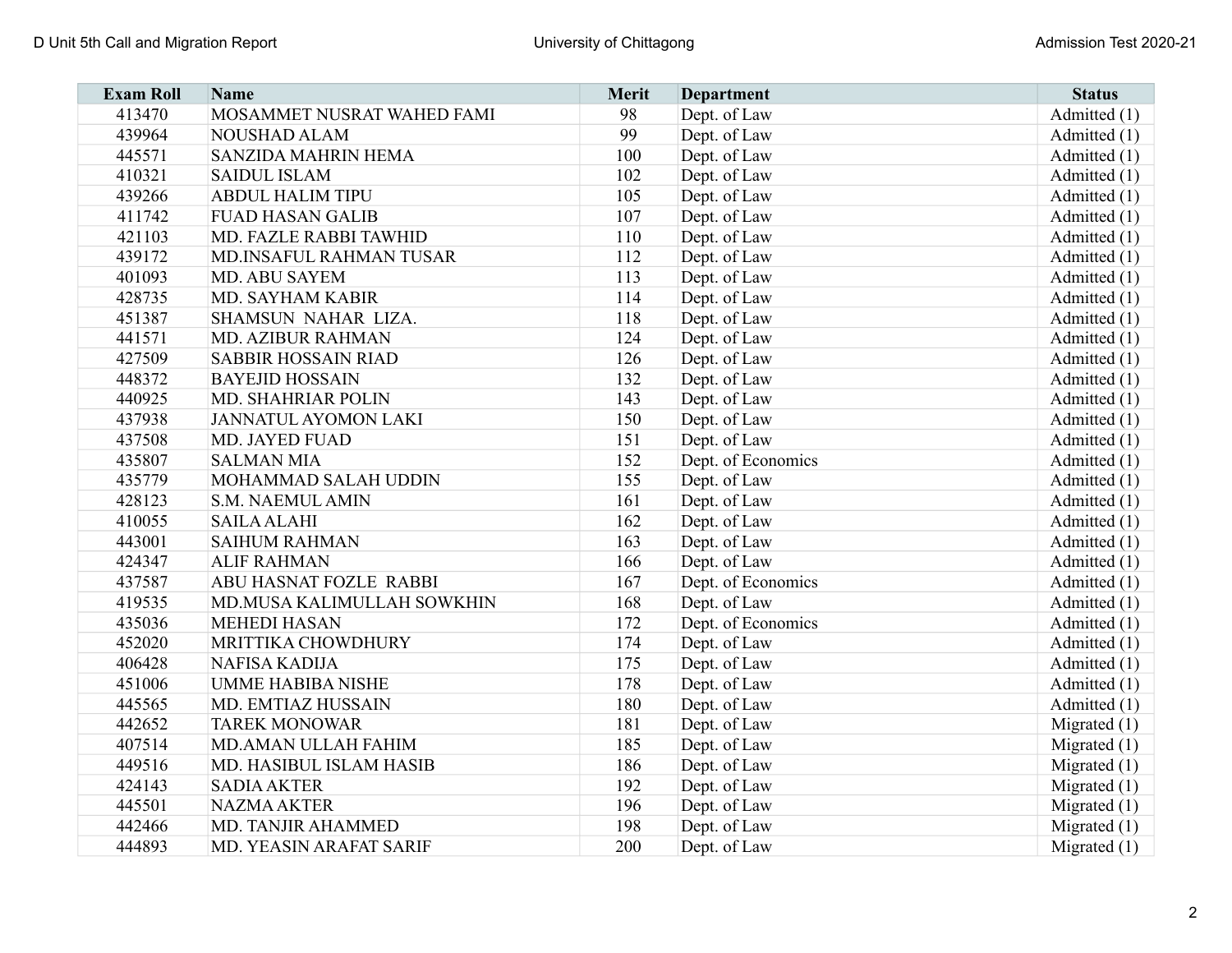| Exam Roll | Name | Merit | Department | Status |
|---|---|---|---|---|
| 413470 | MOSAMMET NUSRAT WAHED FAMI | 98 | Dept. of Law | Admitted (1) |
| 439964 | NOUSHAD ALAM | 99 | Dept. of Law | Admitted (1) |
| 445571 | SANZIDA MAHRIN HEMA | 100 | Dept. of Law | Admitted (1) |
| 410321 | SAIDUL ISLAM | 102 | Dept. of Law | Admitted (1) |
| 439266 | ABDUL HALIM TIPU | 105 | Dept. of Law | Admitted (1) |
| 411742 | FUAD HASAN GALIB | 107 | Dept. of Law | Admitted (1) |
| 421103 | MD. FAZLE RABBI TAWHID | 110 | Dept. of Law | Admitted (1) |
| 439172 | MD.INSAFUL RAHMAN TUSAR | 112 | Dept. of Law | Admitted (1) |
| 401093 | MD. ABU SAYEM | 113 | Dept. of Law | Admitted (1) |
| 428735 | MD. SAYHAM KABIR | 114 | Dept. of Law | Admitted (1) |
| 451387 | SHAMSUN NAHAR LIZA. | 118 | Dept. of Law | Admitted (1) |
| 441571 | MD. AZIBUR RAHMAN | 124 | Dept. of Law | Admitted (1) |
| 427509 | SABBIR HOSSAIN RIAD | 126 | Dept. of Law | Admitted (1) |
| 448372 | BAYEJID HOSSAIN | 132 | Dept. of Law | Admitted (1) |
| 440925 | MD. SHAHRIAR POLIN | 143 | Dept. of Law | Admitted (1) |
| 437938 | JANNATUL AYOMON LAKI | 150 | Dept. of Law | Admitted (1) |
| 437508 | MD. JAYED FUAD | 151 | Dept. of Law | Admitted (1) |
| 435807 | SALMAN MIA | 152 | Dept. of Economics | Admitted (1) |
| 435779 | MOHAMMAD SALAH UDDIN | 155 | Dept. of Law | Admitted (1) |
| 428123 | S.M. NAEMUL AMIN | 161 | Dept. of Law | Admitted (1) |
| 410055 | SAILA ALAHI | 162 | Dept. of Law | Admitted (1) |
| 443001 | SAIHUM RAHMAN | 163 | Dept. of Law | Admitted (1) |
| 424347 | ALIF RAHMAN | 166 | Dept. of Law | Admitted (1) |
| 437587 | ABU HASNAT FOZLE RABBI | 167 | Dept. of Economics | Admitted (1) |
| 419535 | MD.MUSA KALIMULLAH SOWKHIN | 168 | Dept. of Law | Admitted (1) |
| 435036 | MEHEDI HASAN | 172 | Dept. of Economics | Admitted (1) |
| 452020 | MRITTIKA CHOWDHURY | 174 | Dept. of Law | Admitted (1) |
| 406428 | NAFISA KADIJA | 175 | Dept. of Law | Admitted (1) |
| 451006 | UMME HABIBA NISHE | 178 | Dept. of Law | Admitted (1) |
| 445565 | MD. EMTIAZ HUSSAIN | 180 | Dept. of Law | Admitted (1) |
| 442652 | TAREK MONOWAR | 181 | Dept. of Law | Migrated (1) |
| 407514 | MD.AMAN ULLAH FAHIM | 185 | Dept. of Law | Migrated (1) |
| 449516 | MD. HASIBUL ISLAM HASIB | 186 | Dept. of Law | Migrated (1) |
| 424143 | SADIA AKTER | 192 | Dept. of Law | Migrated (1) |
| 445501 | NAZMA AKTER | 196 | Dept. of Law | Migrated (1) |
| 442466 | MD. TANJIR AHAMMED | 198 | Dept. of Law | Migrated (1) |
| 444893 | MD. YEASIN ARAFAT SARIF | 200 | Dept. of Law | Migrated (1) |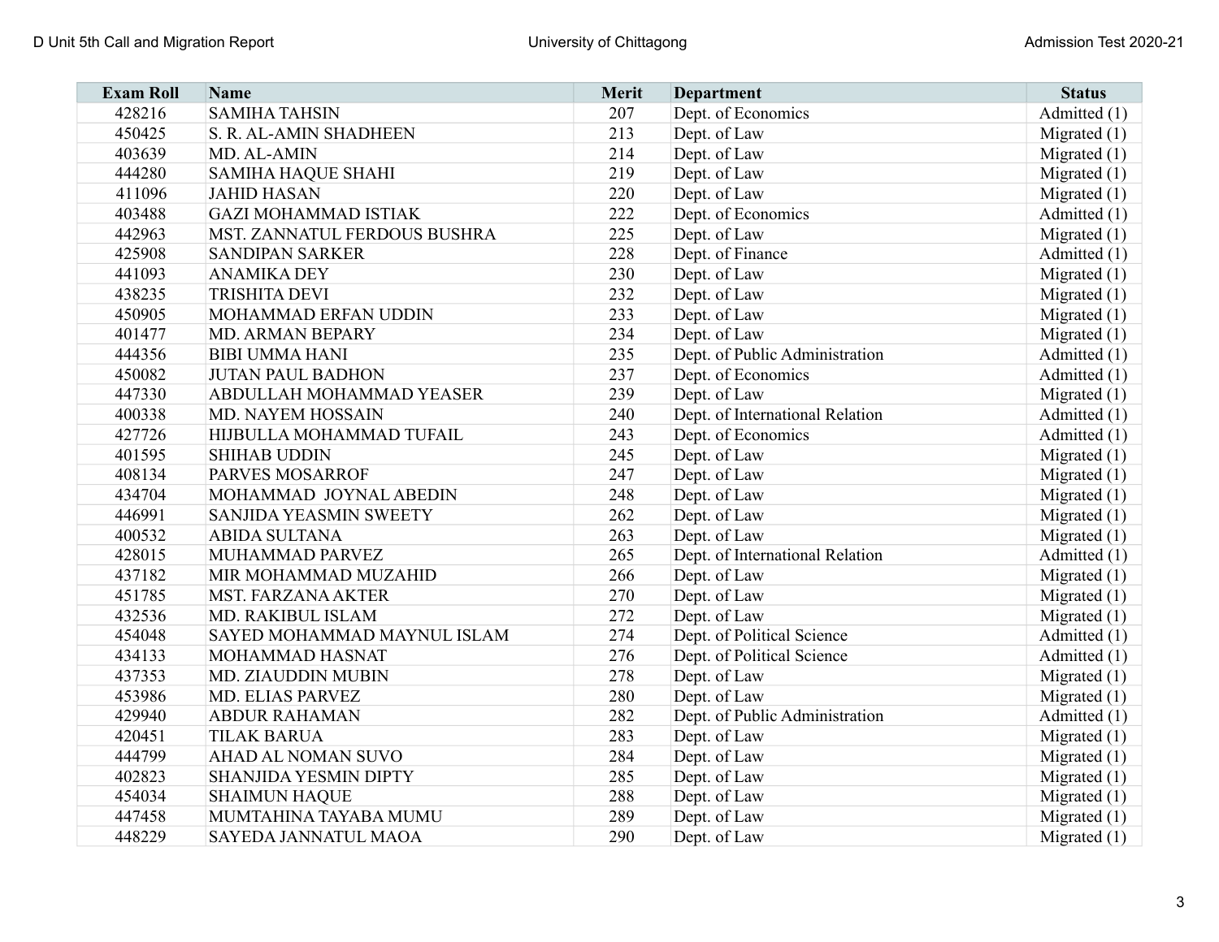| Exam Roll | Name | Merit | Department | Status |
|---|---|---|---|---|
| 428216 | SAMIHA TAHSIN | 207 | Dept. of Economics | Admitted (1) |
| 450425 | S. R. AL-AMIN SHADHEEN | 213 | Dept. of Law | Migrated (1) |
| 403639 | MD. AL-AMIN | 214 | Dept. of Law | Migrated (1) |
| 444280 | SAMIHA HAQUE SHAHI | 219 | Dept. of Law | Migrated (1) |
| 411096 | JAHID HASAN | 220 | Dept. of Law | Migrated (1) |
| 403488 | GAZI MOHAMMAD ISTIAK | 222 | Dept. of Economics | Admitted (1) |
| 442963 | MST. ZANNATUL FERDOUS BUSHRA | 225 | Dept. of Law | Migrated (1) |
| 425908 | SANDIPAN SARKER | 228 | Dept. of Finance | Admitted (1) |
| 441093 | ANAMIKA DEY | 230 | Dept. of Law | Migrated (1) |
| 438235 | TRISHITA DEVI | 232 | Dept. of Law | Migrated (1) |
| 450905 | MOHAMMAD ERFAN UDDIN | 233 | Dept. of Law | Migrated (1) |
| 401477 | MD. ARMAN BEPARY | 234 | Dept. of Law | Migrated (1) |
| 444356 | BIBI UMMA HANI | 235 | Dept. of Public Administration | Admitted (1) |
| 450082 | JUTAN PAUL BADHON | 237 | Dept. of Economics | Admitted (1) |
| 447330 | ABDULLAH MOHAMMAD YEASER | 239 | Dept. of Law | Migrated (1) |
| 400338 | MD. NAYEM HOSSAIN | 240 | Dept. of International Relation | Admitted (1) |
| 427726 | HIJBULLA MOHAMMAD TUFAIL | 243 | Dept. of Economics | Admitted (1) |
| 401595 | SHIHAB UDDIN | 245 | Dept. of Law | Migrated (1) |
| 408134 | PARVES MOSARROF | 247 | Dept. of Law | Migrated (1) |
| 434704 | MOHAMMAD JOYNAL ABEDIN | 248 | Dept. of Law | Migrated (1) |
| 446991 | SANJIDA YEASMIN SWEETY | 262 | Dept. of Law | Migrated (1) |
| 400532 | ABIDA SULTANA | 263 | Dept. of Law | Migrated (1) |
| 428015 | MUHAMMAD PARVEZ | 265 | Dept. of International Relation | Admitted (1) |
| 437182 | MIR MOHAMMAD MUZAHID | 266 | Dept. of Law | Migrated (1) |
| 451785 | MST. FARZANA AKTER | 270 | Dept. of Law | Migrated (1) |
| 432536 | MD. RAKIBUL ISLAM | 272 | Dept. of Law | Migrated (1) |
| 454048 | SAYED MOHAMMAD MAYNUL ISLAM | 274 | Dept. of Political Science | Admitted (1) |
| 434133 | MOHAMMAD HASNAT | 276 | Dept. of Political Science | Admitted (1) |
| 437353 | MD. ZIAUDDIN MUBIN | 278 | Dept. of Law | Migrated (1) |
| 453986 | MD. ELIAS PARVEZ | 280 | Dept. of Law | Migrated (1) |
| 429940 | ABDUR RAHAMAN | 282 | Dept. of Public Administration | Admitted (1) |
| 420451 | TILAK BARUA | 283 | Dept. of Law | Migrated (1) |
| 444799 | AHAD AL NOMAN SUVO | 284 | Dept. of Law | Migrated (1) |
| 402823 | SHANJIDA YESMIN DIPTY | 285 | Dept. of Law | Migrated (1) |
| 454034 | SHAIMUN HAQUE | 288 | Dept. of Law | Migrated (1) |
| 447458 | MUMTAHINA TAYABA MUMU | 289 | Dept. of Law | Migrated (1) |
| 448229 | SAYEDA JANNATUL MAOA | 290 | Dept. of Law | Migrated (1) |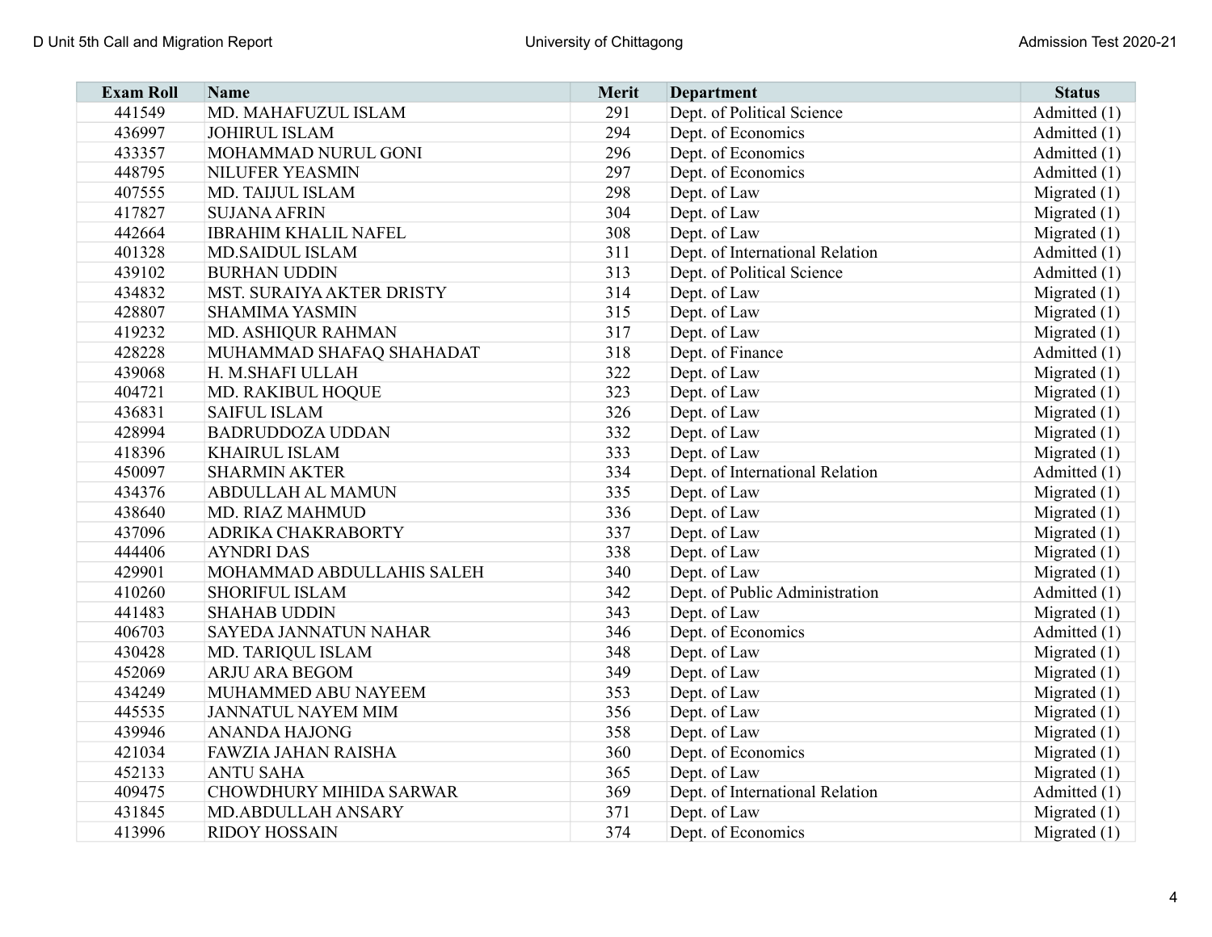| Exam Roll | Name | Merit | Department | Status |
|---|---|---|---|---|
| 441549 | MD. MAHAFUZUL ISLAM | 291 | Dept. of Political Science | Admitted (1) |
| 436997 | JOHIRUL ISLAM | 294 | Dept. of Economics | Admitted (1) |
| 433357 | MOHAMMAD NURUL GONI | 296 | Dept. of Economics | Admitted (1) |
| 448795 | NILUFER YEASMIN | 297 | Dept. of Economics | Admitted (1) |
| 407555 | MD. TAIJUL ISLAM | 298 | Dept. of Law | Migrated (1) |
| 417827 | SUJANA AFRIN | 304 | Dept. of Law | Migrated (1) |
| 442664 | IBRAHIM KHALIL NAFEL | 308 | Dept. of Law | Migrated (1) |
| 401328 | MD.SAIDUL ISLAM | 311 | Dept. of International Relation | Admitted (1) |
| 439102 | BURHAN UDDIN | 313 | Dept. of Political Science | Admitted (1) |
| 434832 | MST. SURAIYA AKTER DRISTY | 314 | Dept. of Law | Migrated (1) |
| 428807 | SHAMIMA YASMIN | 315 | Dept. of Law | Migrated (1) |
| 419232 | MD. ASHIQUR RAHMAN | 317 | Dept. of Law | Migrated (1) |
| 428228 | MUHAMMAD SHAFAQ SHAHADAT | 318 | Dept. of Finance | Admitted (1) |
| 439068 | H. M.SHAFI ULLAH | 322 | Dept. of Law | Migrated (1) |
| 404721 | MD. RAKIBUL HOQUE | 323 | Dept. of Law | Migrated (1) |
| 436831 | SAIFUL ISLAM | 326 | Dept. of Law | Migrated (1) |
| 428994 | BADRUDDOZA UDDAN | 332 | Dept. of Law | Migrated (1) |
| 418396 | KHAIRUL ISLAM | 333 | Dept. of Law | Migrated (1) |
| 450097 | SHARMIN AKTER | 334 | Dept. of International Relation | Admitted (1) |
| 434376 | ABDULLAH AL MAMUN | 335 | Dept. of Law | Migrated (1) |
| 438640 | MD. RIAZ MAHMUD | 336 | Dept. of Law | Migrated (1) |
| 437096 | ADRIKA CHAKRABORTY | 337 | Dept. of Law | Migrated (1) |
| 444406 | AYNDRI DAS | 338 | Dept. of Law | Migrated (1) |
| 429901 | MOHAMMAD ABDULLAHIS SALEH | 340 | Dept. of Law | Migrated (1) |
| 410260 | SHORIFUL ISLAM | 342 | Dept. of Public Administration | Admitted (1) |
| 441483 | SHAHAB UDDIN | 343 | Dept. of Law | Migrated (1) |
| 406703 | SAYEDA JANNATUN NAHAR | 346 | Dept. of Economics | Admitted (1) |
| 430428 | MD. TARIQUL ISLAM | 348 | Dept. of Law | Migrated (1) |
| 452069 | ARJU ARA BEGOM | 349 | Dept. of Law | Migrated (1) |
| 434249 | MUHAMMED ABU NAYEEM | 353 | Dept. of Law | Migrated (1) |
| 445535 | JANNATUL NAYEM MIM | 356 | Dept. of Law | Migrated (1) |
| 439946 | ANANDA HAJONG | 358 | Dept. of Law | Migrated (1) |
| 421034 | FAWZIA JAHAN RAISHA | 360 | Dept. of Economics | Migrated (1) |
| 452133 | ANTU SAHA | 365 | Dept. of Law | Migrated (1) |
| 409475 | CHOWDHURY MIHIDA SARWAR | 369 | Dept. of International Relation | Admitted (1) |
| 431845 | MD.ABDULLAH ANSARY | 371 | Dept. of Law | Migrated (1) |
| 413996 | RIDOY HOSSAIN | 374 | Dept. of Economics | Migrated (1) |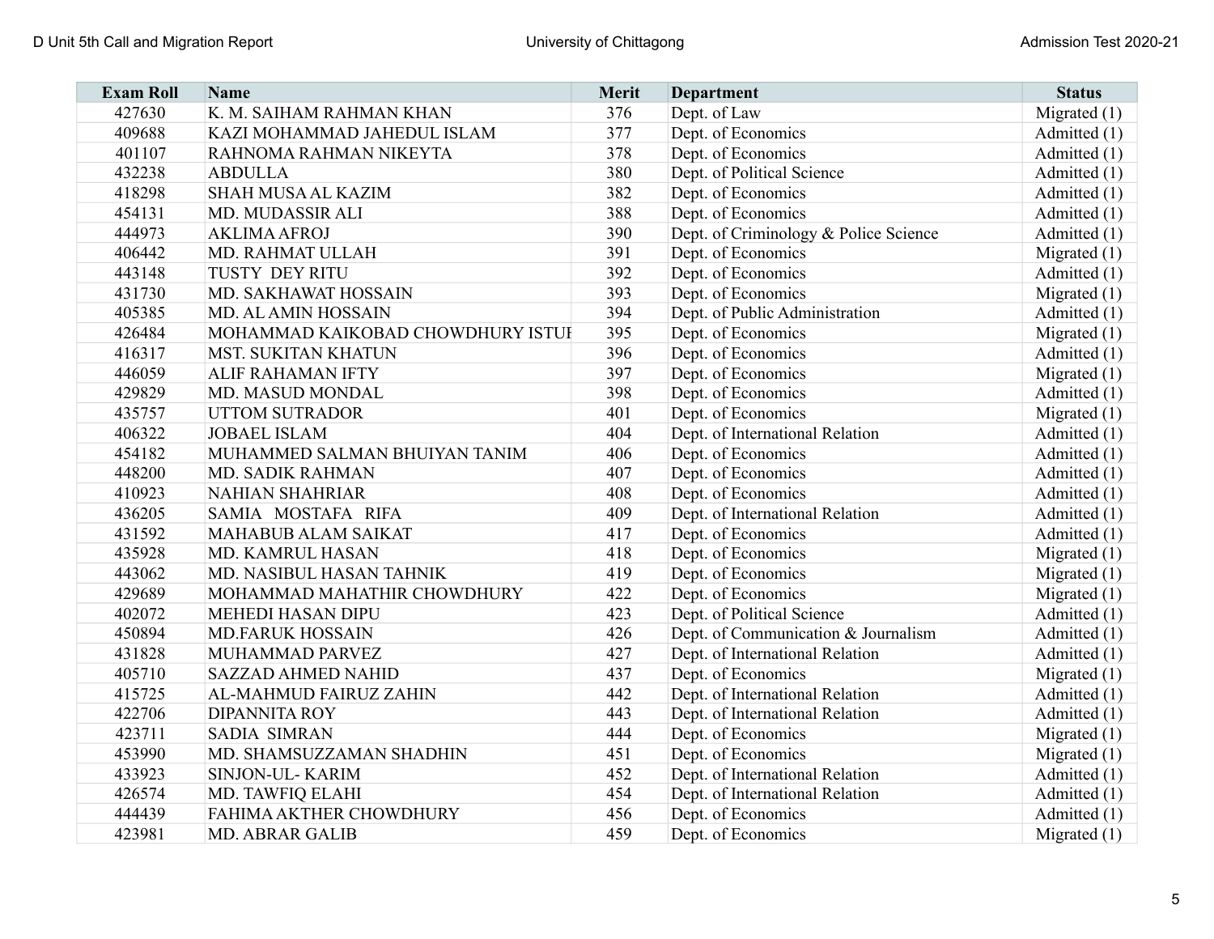| Exam Roll | Name | Merit | Department | Status |
|---|---|---|---|---|
| 427630 | K. M. SAIHAM RAHMAN KHAN | 376 | Dept. of Law | Migrated (1) |
| 409688 | KAZI MOHAMMAD JAHEDUL ISLAM | 377 | Dept. of Economics | Admitted (1) |
| 401107 | RAHNOMA RAHMAN NIKEYTA | 378 | Dept. of Economics | Admitted (1) |
| 432238 | ABDULLA | 380 | Dept. of Political Science | Admitted (1) |
| 418298 | SHAH MUSA AL KAZIM | 382 | Dept. of Economics | Admitted (1) |
| 454131 | MD. MUDASSIR ALI | 388 | Dept. of Economics | Admitted (1) |
| 444973 | AKLIMA AFROJ | 390 | Dept. of Criminology & Police Science | Admitted (1) |
| 406442 | MD. RAHMAT ULLAH | 391 | Dept. of Economics | Migrated (1) |
| 443148 | TUSTY DEY RITU | 392 | Dept. of Economics | Admitted (1) |
| 431730 | MD. SAKHAWAT HOSSAIN | 393 | Dept. of Economics | Migrated (1) |
| 405385 | MD. AL AMIN HOSSAIN | 394 | Dept. of Public Administration | Admitted (1) |
| 426484 | MOHAMMAD KAIKOBAD CHOWDHURY ISTUI | 395 | Dept. of Economics | Migrated (1) |
| 416317 | MST. SUKITAN KHATUN | 396 | Dept. of Economics | Admitted (1) |
| 446059 | ALIF RAHAMAN IFTY | 397 | Dept. of Economics | Migrated (1) |
| 429829 | MD. MASUD MONDAL | 398 | Dept. of Economics | Admitted (1) |
| 435757 | UTTOM SUTRADOR | 401 | Dept. of Economics | Migrated (1) |
| 406322 | JOBAEL ISLAM | 404 | Dept. of International Relation | Admitted (1) |
| 454182 | MUHAMMED SALMAN BHUIYAN TANIM | 406 | Dept. of Economics | Admitted (1) |
| 448200 | MD. SADIK RAHMAN | 407 | Dept. of Economics | Admitted (1) |
| 410923 | NAHIAN SHAHRIAR | 408 | Dept. of Economics | Admitted (1) |
| 436205 | SAMIA MOSTAFA RIFA | 409 | Dept. of International Relation | Admitted (1) |
| 431592 | MAHABUB ALAM SAIKAT | 417 | Dept. of Economics | Admitted (1) |
| 435928 | MD. KAMRUL HASAN | 418 | Dept. of Economics | Migrated (1) |
| 443062 | MD. NASIBUL HASAN TAHNIK | 419 | Dept. of Economics | Migrated (1) |
| 429689 | MOHAMMAD MAHATHIR CHOWDHURY | 422 | Dept. of Economics | Migrated (1) |
| 402072 | MEHEDI HASAN DIPU | 423 | Dept. of Political Science | Admitted (1) |
| 450894 | MD.FARUK HOSSAIN | 426 | Dept. of Communication & Journalism | Admitted (1) |
| 431828 | MUHAMMAD PARVEZ | 427 | Dept. of International Relation | Admitted (1) |
| 405710 | SAZZAD AHMED NAHID | 437 | Dept. of Economics | Migrated (1) |
| 415725 | AL-MAHMUD FAIRUZ ZAHIN | 442 | Dept. of International Relation | Admitted (1) |
| 422706 | DIPANNITA ROY | 443 | Dept. of International Relation | Admitted (1) |
| 423711 | SADIA SIMRAN | 444 | Dept. of Economics | Migrated (1) |
| 453990 | MD. SHAMSUZZAMAN SHADHIN | 451 | Dept. of Economics | Migrated (1) |
| 433923 | SINJON-UL- KARIM | 452 | Dept. of International Relation | Admitted (1) |
| 426574 | MD. TAWFIQ ELAHI | 454 | Dept. of International Relation | Admitted (1) |
| 444439 | FAHIMA AKTHER CHOWDHURY | 456 | Dept. of Economics | Admitted (1) |
| 423981 | MD. ABRAR GALIB | 459 | Dept. of Economics | Migrated (1) |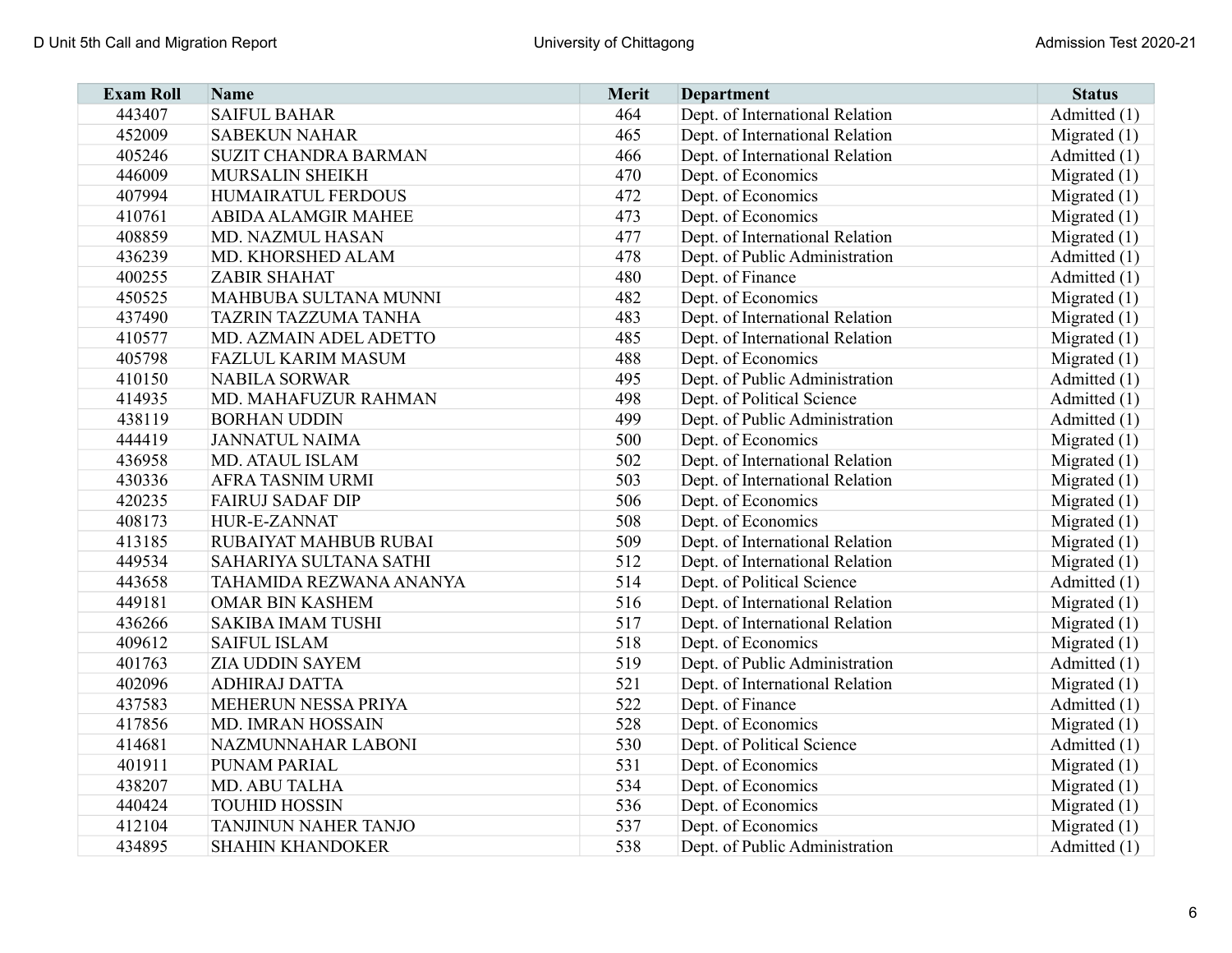| Exam Roll | Name | Merit | Department | Status |
|---|---|---|---|---|
| 443407 | SAIFUL BAHAR | 464 | Dept. of International Relation | Admitted (1) |
| 452009 | SABEKUN NAHAR | 465 | Dept. of International Relation | Migrated (1) |
| 405246 | SUZIT CHANDRA BARMAN | 466 | Dept. of International Relation | Admitted (1) |
| 446009 | MURSALIN SHEIKH | 470 | Dept. of Economics | Migrated (1) |
| 407994 | HUMAIRATUL FERDOUS | 472 | Dept. of Economics | Migrated (1) |
| 410761 | ABIDA ALAMGIR MAHEE | 473 | Dept. of Economics | Migrated (1) |
| 408859 | MD. NAZMUL HASAN | 477 | Dept. of International Relation | Migrated (1) |
| 436239 | MD. KHORSHED ALAM | 478 | Dept. of Public Administration | Admitted (1) |
| 400255 | ZABIR SHAHAT | 480 | Dept. of Finance | Admitted (1) |
| 450525 | MAHBUBA SULTANA MUNNI | 482 | Dept. of Economics | Migrated (1) |
| 437490 | TAZRIN TAZZUMA TANHA | 483 | Dept. of International Relation | Migrated (1) |
| 410577 | MD. AZMAIN ADEL ADETTO | 485 | Dept. of International Relation | Migrated (1) |
| 405798 | FAZLUL KARIM MASUM | 488 | Dept. of Economics | Migrated (1) |
| 410150 | NABILA SORWAR | 495 | Dept. of Public Administration | Admitted (1) |
| 414935 | MD. MAHAFUZUR RAHMAN | 498 | Dept. of Political Science | Admitted (1) |
| 438119 | BORHAN UDDIN | 499 | Dept. of Public Administration | Admitted (1) |
| 444419 | JANNATUL NAIMA | 500 | Dept. of Economics | Migrated (1) |
| 436958 | MD. ATAUL ISLAM | 502 | Dept. of International Relation | Migrated (1) |
| 430336 | AFRA TASNIM URMI | 503 | Dept. of International Relation | Migrated (1) |
| 420235 | FAIRUJ SADAF DIP | 506 | Dept. of Economics | Migrated (1) |
| 408173 | HUR-E-ZANNAT | 508 | Dept. of Economics | Migrated (1) |
| 413185 | RUBAIYAT MAHBUB RUBAI | 509 | Dept. of International Relation | Migrated (1) |
| 449534 | SAHARIYA SULTANA SATHI | 512 | Dept. of International Relation | Migrated (1) |
| 443658 | TAHAMIDA REZWANA ANANYA | 514 | Dept. of Political Science | Admitted (1) |
| 449181 | OMAR BIN KASHEM | 516 | Dept. of International Relation | Migrated (1) |
| 436266 | SAKIBA IMAM TUSHI | 517 | Dept. of International Relation | Migrated (1) |
| 409612 | SAIFUL ISLAM | 518 | Dept. of Economics | Migrated (1) |
| 401763 | ZIA UDDIN SAYEM | 519 | Dept. of Public Administration | Admitted (1) |
| 402096 | ADHIRAJ DATTA | 521 | Dept. of International Relation | Migrated (1) |
| 437583 | MEHERUN NESSA PRIYA | 522 | Dept. of Finance | Admitted (1) |
| 417856 | MD. IMRAN HOSSAIN | 528 | Dept. of Economics | Migrated (1) |
| 414681 | NAZMUNNAHAR LABONI | 530 | Dept. of Political Science | Admitted (1) |
| 401911 | PUNAM PARIAL | 531 | Dept. of Economics | Migrated (1) |
| 438207 | MD. ABU TALHA | 534 | Dept. of Economics | Migrated (1) |
| 440424 | TOUHID HOSSIN | 536 | Dept. of Economics | Migrated (1) |
| 412104 | TANJINUN NAHER TANJO | 537 | Dept. of Economics | Migrated (1) |
| 434895 | SHAHIN KHANDOKER | 538 | Dept. of Public Administration | Admitted (1) |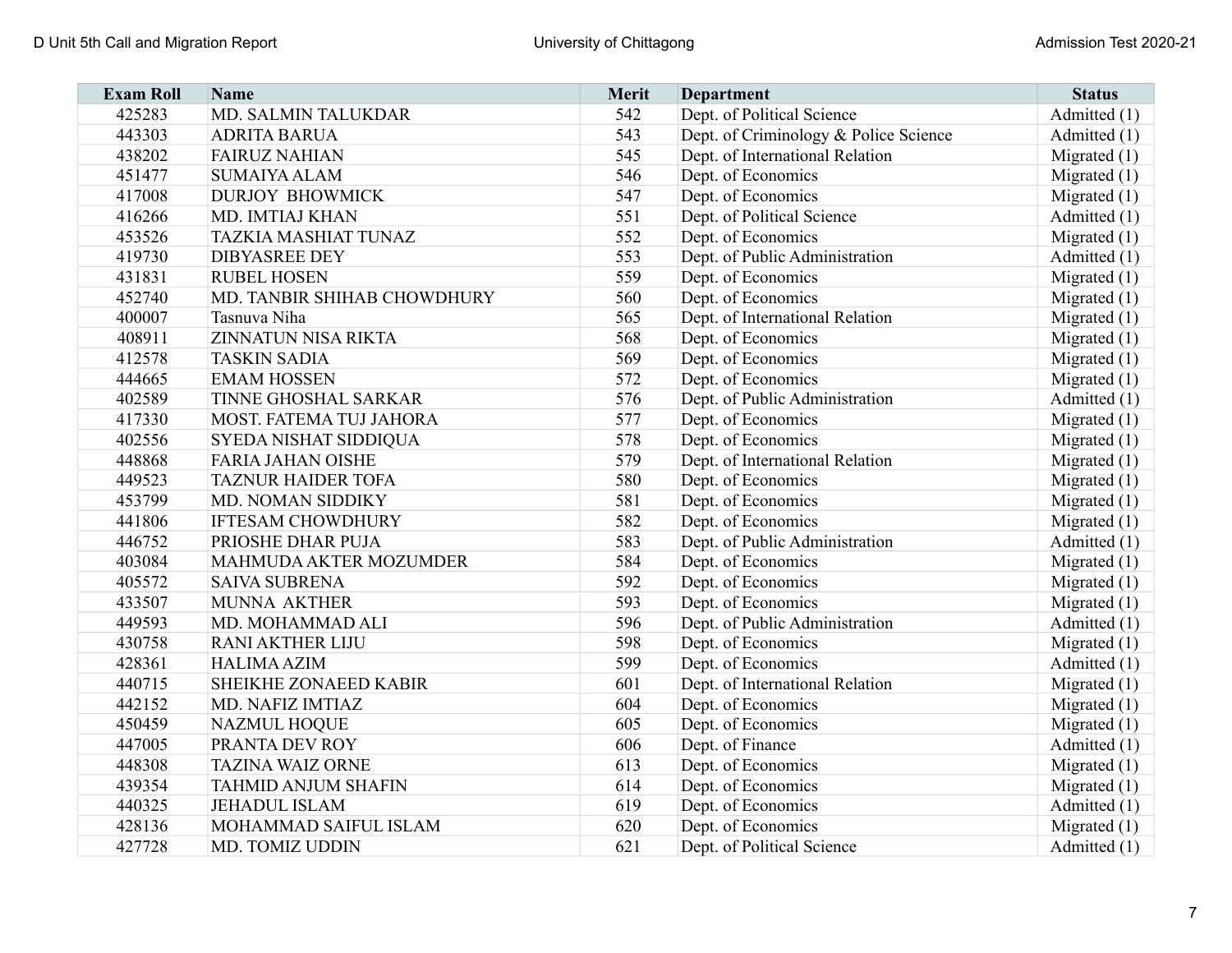| Exam Roll | Name | Merit | Department | Status |
| --- | --- | --- | --- | --- |
| 425283 | MD. SALMIN TALUKDAR | 542 | Dept. of Political Science | Admitted (1) |
| 443303 | ADRITA BARUA | 543 | Dept. of Criminology & Police Science | Admitted (1) |
| 438202 | FAIRUZ NAHIAN | 545 | Dept. of International Relation | Migrated (1) |
| 451477 | SUMAIYA ALAM | 546 | Dept. of Economics | Migrated (1) |
| 417008 | DURJOY  BHOWMICK | 547 | Dept. of Economics | Migrated (1) |
| 416266 | MD. IMTIAJ KHAN | 551 | Dept. of Political Science | Admitted (1) |
| 453526 | TAZKIA MASHIAT TUNAZ | 552 | Dept. of Economics | Migrated (1) |
| 419730 | DIBYASREE DEY | 553 | Dept. of Public Administration | Admitted (1) |
| 431831 | RUBEL HOSEN | 559 | Dept. of Economics | Migrated (1) |
| 452740 | MD. TANBIR SHIHAB CHOWDHURY | 560 | Dept. of Economics | Migrated (1) |
| 400007 | Tasnuva Niha | 565 | Dept. of International Relation | Migrated (1) |
| 408911 | ZINNATUN NISA RIKTA | 568 | Dept. of Economics | Migrated (1) |
| 412578 | TASKIN SADIA | 569 | Dept. of Economics | Migrated (1) |
| 444665 | EMAM HOSSEN | 572 | Dept. of Economics | Migrated (1) |
| 402589 | TINNE GHOSHAL SARKAR | 576 | Dept. of Public Administration | Admitted (1) |
| 417330 | MOST. FATEMA TUJ JAHORA | 577 | Dept. of Economics | Migrated (1) |
| 402556 | SYEDA NISHAT SIDDIQUA | 578 | Dept. of Economics | Migrated (1) |
| 448868 | FARIA JAHAN OISHE | 579 | Dept. of International Relation | Migrated (1) |
| 449523 | TAZNUR HAIDER TOFA | 580 | Dept. of Economics | Migrated (1) |
| 453799 | MD. NOMAN SIDDIKY | 581 | Dept. of Economics | Migrated (1) |
| 441806 | IFTESAM CHOWDHURY | 582 | Dept. of Economics | Migrated (1) |
| 446752 | PRIOSHE DHAR PUJA | 583 | Dept. of Public Administration | Admitted (1) |
| 403084 | MAHMUDA AKTER MOZUMDER | 584 | Dept. of Economics | Migrated (1) |
| 405572 | SAIVA SUBRENA | 592 | Dept. of Economics | Migrated (1) |
| 433507 | MUNNA  AKTHER | 593 | Dept. of Economics | Migrated (1) |
| 449593 | MD. MOHAMMAD ALI | 596 | Dept. of Public Administration | Admitted (1) |
| 430758 | RANI AKTHER LIJU | 598 | Dept. of Economics | Migrated (1) |
| 428361 | HALIMA AZIM | 599 | Dept. of Economics | Admitted (1) |
| 440715 | SHEIKHE ZONAEED KABIR | 601 | Dept. of International Relation | Migrated (1) |
| 442152 | MD. NAFIZ IMTIAZ | 604 | Dept. of Economics | Migrated (1) |
| 450459 | NAZMUL HOQUE | 605 | Dept. of Economics | Migrated (1) |
| 447005 | PRANTA DEV ROY | 606 | Dept. of Finance | Admitted (1) |
| 448308 | TAZINA WAIZ ORNE | 613 | Dept. of Economics | Migrated (1) |
| 439354 | TAHMID ANJUM SHAFIN | 614 | Dept. of Economics | Migrated (1) |
| 440325 | JEHADUL ISLAM | 619 | Dept. of Economics | Admitted (1) |
| 428136 | MOHAMMAD SAIFUL ISLAM | 620 | Dept. of Economics | Migrated (1) |
| 427728 | MD. TOMIZ UDDIN | 621 | Dept. of Political Science | Admitted (1) |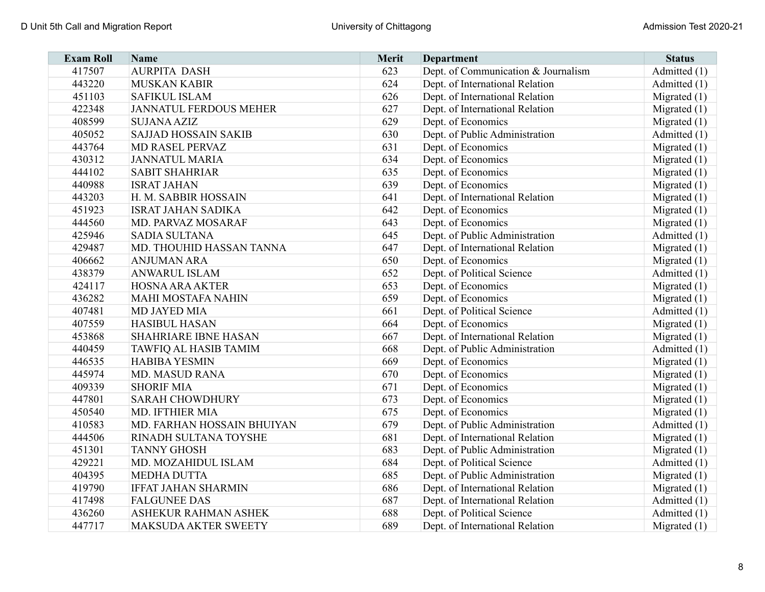| Exam Roll | Name | Merit | Department | Status |
|---|---|---|---|---|
| 417507 | AURPITA  DASH | 623 | Dept. of Communication & Journalism | Admitted (1) |
| 443220 | MUSKAN KABIR | 624 | Dept. of International Relation | Admitted (1) |
| 451103 | SAFIKUL ISLAM | 626 | Dept. of International Relation | Migrated (1) |
| 422348 | JANNATUL FERDOUS MEHER | 627 | Dept. of International Relation | Migrated (1) |
| 408599 | SUJANA AZIZ | 629 | Dept. of Economics | Migrated (1) |
| 405052 | SAJJAD HOSSAIN SAKIB | 630 | Dept. of Public Administration | Admitted (1) |
| 443764 | MD RASEL PERVAZ | 631 | Dept. of Economics | Migrated (1) |
| 430312 | JANNATUL MARIA | 634 | Dept. of Economics | Migrated (1) |
| 444102 | SABIT SHAHRIAR | 635 | Dept. of Economics | Migrated (1) |
| 440988 | ISRAT JAHAN | 639 | Dept. of Economics | Migrated (1) |
| 443203 | H. M. SABBIR HOSSAIN | 641 | Dept. of International Relation | Migrated (1) |
| 451923 | ISRAT JAHAN SADIKA | 642 | Dept. of Economics | Migrated (1) |
| 444560 | MD. PARVAZ MOSARAF | 643 | Dept. of Economics | Migrated (1) |
| 425946 | SADIA SULTANA | 645 | Dept. of Public Administration | Admitted (1) |
| 429487 | MD. THOUHID HASSAN TANNA | 647 | Dept. of International Relation | Migrated (1) |
| 406662 | ANJUMAN ARA | 650 | Dept. of Economics | Migrated (1) |
| 438379 | ANWARUL ISLAM | 652 | Dept. of Political Science | Admitted (1) |
| 424117 | HOSNA ARA AKTER | 653 | Dept. of Economics | Migrated (1) |
| 436282 | MAHI MOSTAFA NAHIN | 659 | Dept. of Economics | Migrated (1) |
| 407481 | MD JAYED MIA | 661 | Dept. of Political Science | Admitted (1) |
| 407559 | HASIBUL HASAN | 664 | Dept. of Economics | Migrated (1) |
| 453868 | SHAHRIARE IBNE HASAN | 667 | Dept. of International Relation | Migrated (1) |
| 440459 | TAWFIQ AL HASIB TAMIM | 668 | Dept. of Public Administration | Admitted (1) |
| 446535 | HABIBA YESMIN | 669 | Dept. of Economics | Migrated (1) |
| 445974 | MD. MASUD RANA | 670 | Dept. of Economics | Migrated (1) |
| 409339 | SHORIF MIA | 671 | Dept. of Economics | Migrated (1) |
| 447801 | SARAH CHOWDHURY | 673 | Dept. of Economics | Migrated (1) |
| 450540 | MD. IFTHIER MIA | 675 | Dept. of Economics | Migrated (1) |
| 410583 | MD. FARHAN HOSSAIN BHUIYAN | 679 | Dept. of Public Administration | Admitted (1) |
| 444506 | RINADH SULTANA TOYSHE | 681 | Dept. of International Relation | Migrated (1) |
| 451301 | TANNY GHOSH | 683 | Dept. of Public Administration | Migrated (1) |
| 429221 | MD. MOZAHIDUL ISLAM | 684 | Dept. of Political Science | Admitted (1) |
| 404395 | MEDHA DUTTA | 685 | Dept. of Public Administration | Migrated (1) |
| 419790 | IFFAT JAHAN SHARMIN | 686 | Dept. of International Relation | Migrated (1) |
| 417498 | FALGUNEE DAS | 687 | Dept. of International Relation | Admitted (1) |
| 436260 | ASHEKUR RAHMAN ASHEK | 688 | Dept. of Political Science | Admitted (1) |
| 447717 | MAKSUDA AKTER SWEETY | 689 | Dept. of International Relation | Migrated (1) |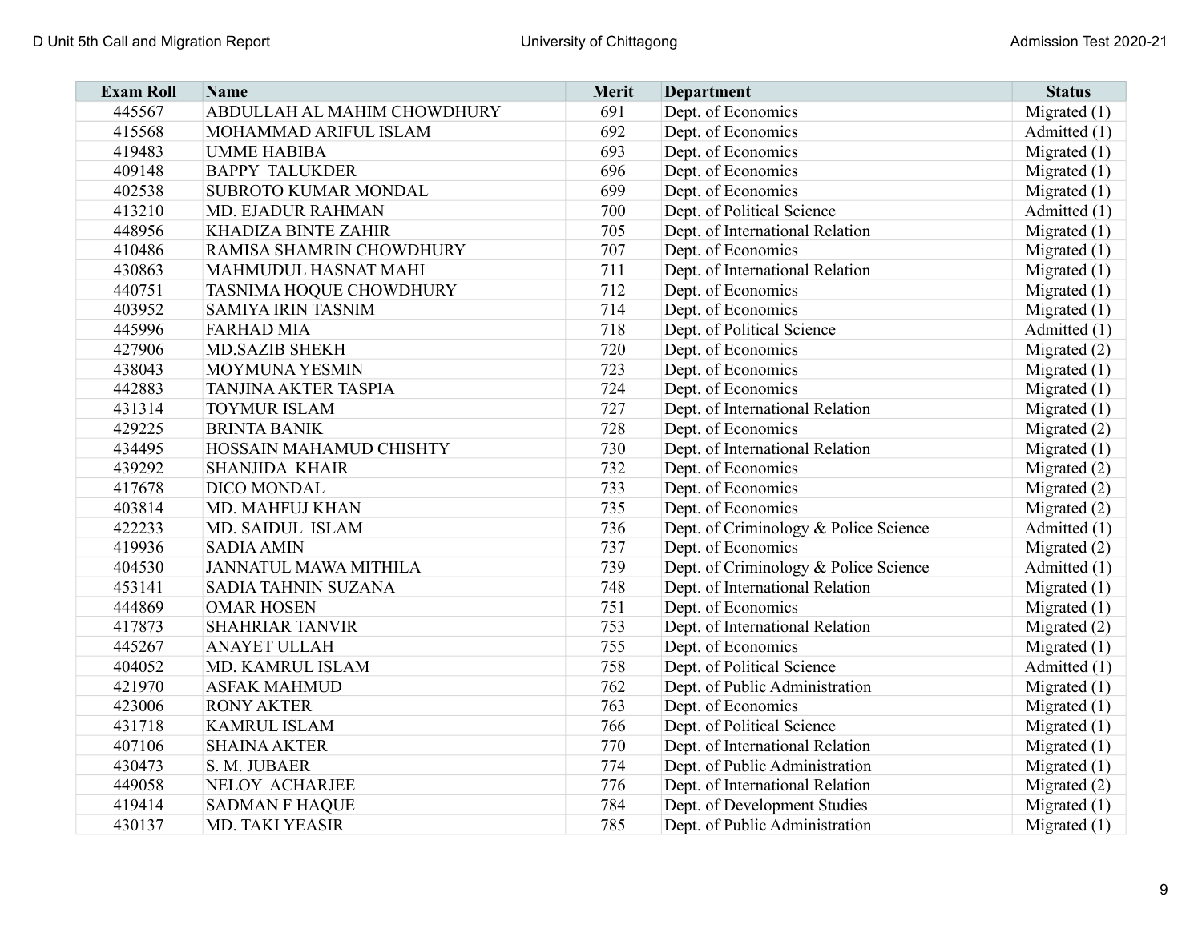| Exam Roll | Name | Merit | Department | Status |
|---|---|---|---|---|
| 445567 | ABDULLAH AL MAHIM CHOWDHURY | 691 | Dept. of Economics | Migrated (1) |
| 415568 | MOHAMMAD ARIFUL ISLAM | 692 | Dept. of Economics | Admitted (1) |
| 419483 | UMME HABIBA | 693 | Dept. of Economics | Migrated (1) |
| 409148 | BAPPY TALUKDER | 696 | Dept. of Economics | Migrated (1) |
| 402538 | SUBROTO KUMAR MONDAL | 699 | Dept. of Economics | Migrated (1) |
| 413210 | MD. EJADUR RAHMAN | 700 | Dept. of Political Science | Admitted (1) |
| 448956 | KHADIZA BINTE ZAHIR | 705 | Dept. of International Relation | Migrated (1) |
| 410486 | RAMISA SHAMRIN CHOWDHURY | 707 | Dept. of Economics | Migrated (1) |
| 430863 | MAHMUDUL HASNAT MAHI | 711 | Dept. of International Relation | Migrated (1) |
| 440751 | TASNIMA HOQUE CHOWDHURY | 712 | Dept. of Economics | Migrated (1) |
| 403952 | SAMIYA IRIN TASNIM | 714 | Dept. of Economics | Migrated (1) |
| 445996 | FARHAD MIA | 718 | Dept. of Political Science | Admitted (1) |
| 427906 | MD.SAZIB SHEKH | 720 | Dept. of Economics | Migrated (2) |
| 438043 | MOYMUNA YESMIN | 723 | Dept. of Economics | Migrated (1) |
| 442883 | TANJINA AKTER TASPIA | 724 | Dept. of Economics | Migrated (1) |
| 431314 | TOYMUR ISLAM | 727 | Dept. of International Relation | Migrated (1) |
| 429225 | BRINTA BANIK | 728 | Dept. of Economics | Migrated (2) |
| 434495 | HOSSAIN MAHAMUD CHISHTY | 730 | Dept. of International Relation | Migrated (1) |
| 439292 | SHANJIDA KHAIR | 732 | Dept. of Economics | Migrated (2) |
| 417678 | DICO MONDAL | 733 | Dept. of Economics | Migrated (2) |
| 403814 | MD. MAHFUJ KHAN | 735 | Dept. of Economics | Migrated (2) |
| 422233 | MD. SAIDUL ISLAM | 736 | Dept. of Criminology & Police Science | Admitted (1) |
| 419936 | SADIA AMIN | 737 | Dept. of Economics | Migrated (2) |
| 404530 | JANNATUL MAWA MITHILA | 739 | Dept. of Criminology & Police Science | Admitted (1) |
| 453141 | SADIA TAHNIN SUZANA | 748 | Dept. of International Relation | Migrated (1) |
| 444869 | OMAR HOSEN | 751 | Dept. of Economics | Migrated (1) |
| 417873 | SHAHRIAR TANVIR | 753 | Dept. of International Relation | Migrated (2) |
| 445267 | ANAYET ULLAH | 755 | Dept. of Economics | Migrated (1) |
| 404052 | MD. KAMRUL ISLAM | 758 | Dept. of Political Science | Admitted (1) |
| 421970 | ASFAK MAHMUD | 762 | Dept. of Public Administration | Migrated (1) |
| 423006 | RONY AKTER | 763 | Dept. of Economics | Migrated (1) |
| 431718 | KAMRUL ISLAM | 766 | Dept. of Political Science | Migrated (1) |
| 407106 | SHAINA AKTER | 770 | Dept. of International Relation | Migrated (1) |
| 430473 | S. M. JUBAER | 774 | Dept. of Public Administration | Migrated (1) |
| 449058 | NELOY ACHARJEE | 776 | Dept. of International Relation | Migrated (2) |
| 419414 | SADMAN F HAQUE | 784 | Dept. of Development Studies | Migrated (1) |
| 430137 | MD. TAKI YEASIR | 785 | Dept. of Public Administration | Migrated (1) |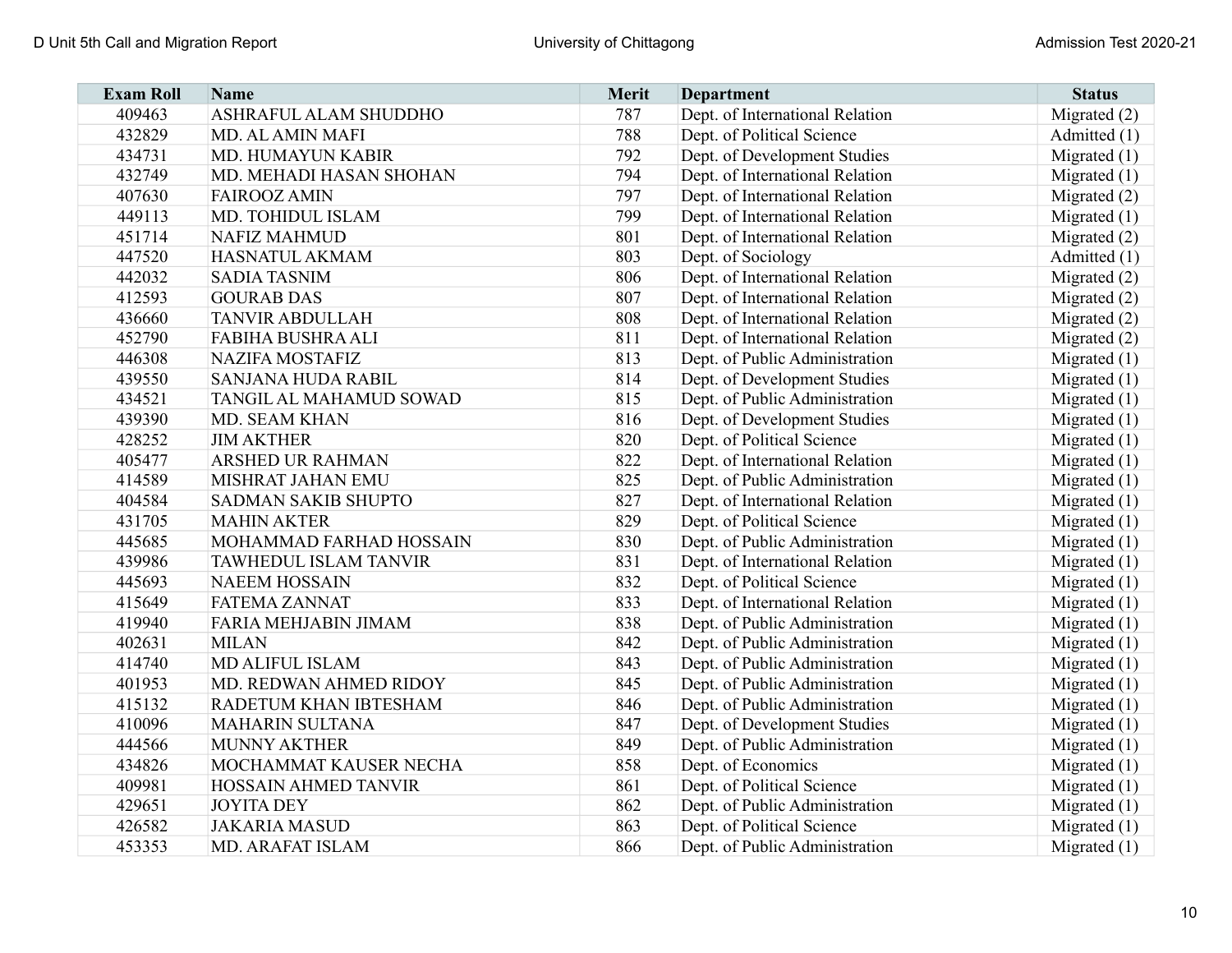| Exam Roll | Name | Merit | Department | Status |
|---|---|---|---|---|
| 409463 | ASHRAFUL ALAM SHUDDHO | 787 | Dept. of International Relation | Migrated (2) |
| 432829 | MD. AL AMIN MAFI | 788 | Dept. of Political Science | Admitted (1) |
| 434731 | MD. HUMAYUN KABIR | 792 | Dept. of Development Studies | Migrated (1) |
| 432749 | MD. MEHADI HASAN SHOHAN | 794 | Dept. of International Relation | Migrated (1) |
| 407630 | FAIROOZ AMIN | 797 | Dept. of International Relation | Migrated (2) |
| 449113 | MD. TOHIDUL ISLAM | 799 | Dept. of International Relation | Migrated (1) |
| 451714 | NAFIZ MAHMUD | 801 | Dept. of International Relation | Migrated (2) |
| 447520 | HASNATUL AKMAM | 803 | Dept. of Sociology | Admitted (1) |
| 442032 | SADIA TASNIM | 806 | Dept. of International Relation | Migrated (2) |
| 412593 | GOURAB DAS | 807 | Dept. of International Relation | Migrated (2) |
| 436660 | TANVIR ABDULLAH | 808 | Dept. of International Relation | Migrated (2) |
| 452790 | FABIHA BUSHRA ALI | 811 | Dept. of International Relation | Migrated (2) |
| 446308 | NAZIFA MOSTAFIZ | 813 | Dept. of Public Administration | Migrated (1) |
| 439550 | SANJANA HUDA RABIL | 814 | Dept. of Development Studies | Migrated (1) |
| 434521 | TANGIL AL MAHAMUD SOWAD | 815 | Dept. of Public Administration | Migrated (1) |
| 439390 | MD. SEAM KHAN | 816 | Dept. of Development Studies | Migrated (1) |
| 428252 | JIM AKTHER | 820 | Dept. of Political Science | Migrated (1) |
| 405477 | ARSHED UR RAHMAN | 822 | Dept. of International Relation | Migrated (1) |
| 414589 | MISHRAT JAHAN EMU | 825 | Dept. of Public Administration | Migrated (1) |
| 404584 | SADMAN SAKIB SHUPTO | 827 | Dept. of International Relation | Migrated (1) |
| 431705 | MAHIN AKTER | 829 | Dept. of Political Science | Migrated (1) |
| 445685 | MOHAMMAD FARHAD HOSSAIN | 830 | Dept. of Public Administration | Migrated (1) |
| 439986 | TAWHEDUL ISLAM TANVIR | 831 | Dept. of International Relation | Migrated (1) |
| 445693 | NAEEM HOSSAIN | 832 | Dept. of Political Science | Migrated (1) |
| 415649 | FATEMA ZANNAT | 833 | Dept. of International Relation | Migrated (1) |
| 419940 | FARIA MEHJABIN JIMAM | 838 | Dept. of Public Administration | Migrated (1) |
| 402631 | MILAN | 842 | Dept. of Public Administration | Migrated (1) |
| 414740 | MD ALIFUL ISLAM | 843 | Dept. of Public Administration | Migrated (1) |
| 401953 | MD. REDWAN AHMED RIDOY | 845 | Dept. of Public Administration | Migrated (1) |
| 415132 | RADETUM KHAN IBTESHAM | 846 | Dept. of Public Administration | Migrated (1) |
| 410096 | MAHARIN SULTANA | 847 | Dept. of Development Studies | Migrated (1) |
| 444566 | MUNNY AKTHER | 849 | Dept. of Public Administration | Migrated (1) |
| 434826 | MOCHAMMAT KAUSER NECHA | 858 | Dept. of Economics | Migrated (1) |
| 409981 | HOSSAIN AHMED TANVIR | 861 | Dept. of Political Science | Migrated (1) |
| 429651 | JOYITA DEY | 862 | Dept. of Public Administration | Migrated (1) |
| 426582 | JAKARIA MASUD | 863 | Dept. of Political Science | Migrated (1) |
| 453353 | MD. ARAFAT ISLAM | 866 | Dept. of Public Administration | Migrated (1) |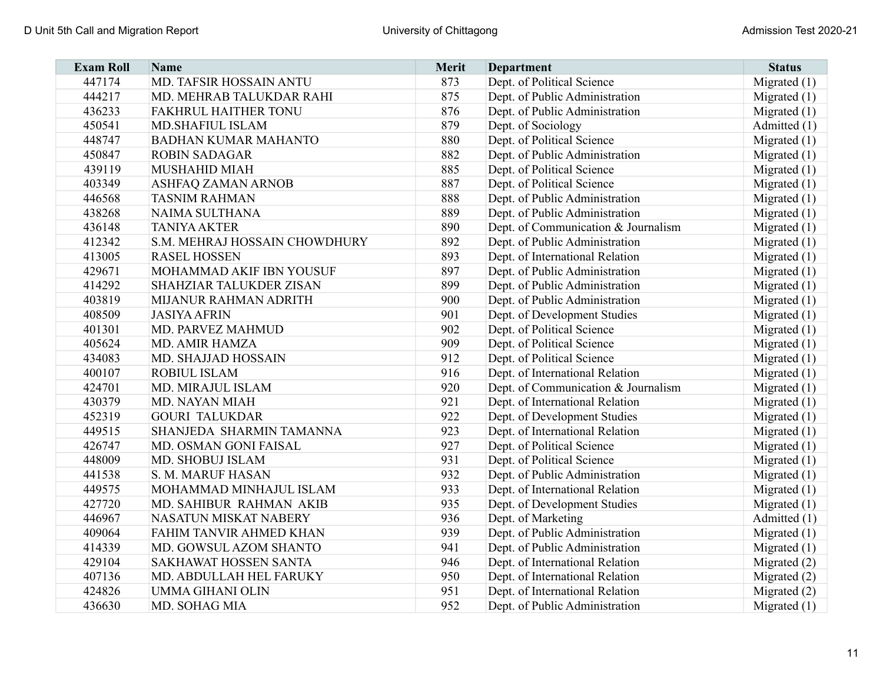| Exam Roll | Name | Merit | Department | Status |
|---|---|---|---|---|
| 447174 | MD. TAFSIR HOSSAIN ANTU | 873 | Dept. of Political Science | Migrated (1) |
| 444217 | MD. MEHRAB TALUKDAR RAHI | 875 | Dept. of Public Administration | Migrated (1) |
| 436233 | FAKHRUL HAITHER TONU | 876 | Dept. of Public Administration | Migrated (1) |
| 450541 | MD.SHAFIUL ISLAM | 879 | Dept. of Sociology | Admitted (1) |
| 448747 | BADHAN KUMAR MAHANTO | 880 | Dept. of Political Science | Migrated (1) |
| 450847 | ROBIN SADAGAR | 882 | Dept. of Public Administration | Migrated (1) |
| 439119 | MUSHAHID MIAH | 885 | Dept. of Political Science | Migrated (1) |
| 403349 | ASHFAQ ZAMAN ARNOB | 887 | Dept. of Political Science | Migrated (1) |
| 446568 | TASNIM RAHMAN | 888 | Dept. of Public Administration | Migrated (1) |
| 438268 | NAIMA SULTHANA | 889 | Dept. of Public Administration | Migrated (1) |
| 436148 | TANIYA AKTER | 890 | Dept. of Communication & Journalism | Migrated (1) |
| 412342 | S.M. MEHRAJ HOSSAIN CHOWDHURY | 892 | Dept. of Public Administration | Migrated (1) |
| 413005 | RASEL HOSSEN | 893 | Dept. of International Relation | Migrated (1) |
| 429671 | MOHAMMAD AKIF IBN YOUSUF | 897 | Dept. of Public Administration | Migrated (1) |
| 414292 | SHAHZIAR TALUKDER ZISAN | 899 | Dept. of Public Administration | Migrated (1) |
| 403819 | MIJANUR RAHMAN ADRITH | 900 | Dept. of Public Administration | Migrated (1) |
| 408509 | JASIYA AFRIN | 901 | Dept. of Development Studies | Migrated (1) |
| 401301 | MD. PARVEZ MAHMUD | 902 | Dept. of Political Science | Migrated (1) |
| 405624 | MD. AMIR HAMZA | 909 | Dept. of Political Science | Migrated (1) |
| 434083 | MD. SHAJJAD HOSSAIN | 912 | Dept. of Political Science | Migrated (1) |
| 400107 | ROBIUL ISLAM | 916 | Dept. of International Relation | Migrated (1) |
| 424701 | MD. MIRAJUL ISLAM | 920 | Dept. of Communication & Journalism | Migrated (1) |
| 430379 | MD. NAYAN MIAH | 921 | Dept. of International Relation | Migrated (1) |
| 452319 | GOURI TALUKDAR | 922 | Dept. of Development Studies | Migrated (1) |
| 449515 | SHANJEDA SHARMIN TAMANNA | 923 | Dept. of International Relation | Migrated (1) |
| 426747 | MD. OSMAN GONI FAISAL | 927 | Dept. of Political Science | Migrated (1) |
| 448009 | MD. SHOBUJ ISLAM | 931 | Dept. of Political Science | Migrated (1) |
| 441538 | S. M. MARUF HASAN | 932 | Dept. of Public Administration | Migrated (1) |
| 449575 | MOHAMMAD MINHAJUL ISLAM | 933 | Dept. of International Relation | Migrated (1) |
| 427720 | MD. SAHIBUR RAHMAN AKIB | 935 | Dept. of Development Studies | Migrated (1) |
| 446967 | NASATUN MISKAT NABERY | 936 | Dept. of Marketing | Admitted (1) |
| 409064 | FAHIM TANVIR AHMED KHAN | 939 | Dept. of Public Administration | Migrated (1) |
| 414339 | MD. GOWSUL AZOM SHANTO | 941 | Dept. of Public Administration | Migrated (1) |
| 429104 | SAKHAWAT HOSSEN SANTA | 946 | Dept. of International Relation | Migrated (2) |
| 407136 | MD. ABDULLAH HEL FARUKY | 950 | Dept. of International Relation | Migrated (2) |
| 424826 | UMMA GIHANI OLIN | 951 | Dept. of International Relation | Migrated (2) |
| 436630 | MD. SOHAG MIA | 952 | Dept. of Public Administration | Migrated (1) |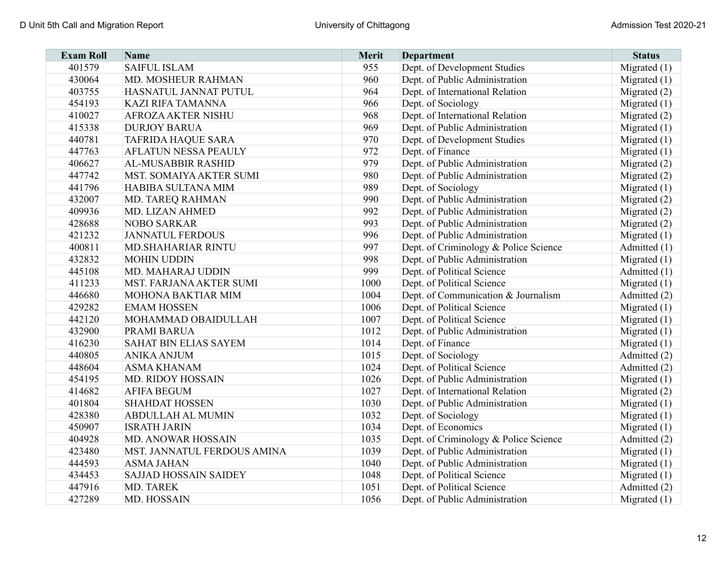| Exam Roll | Name | Merit | Department | Status |
|---|---|---|---|---|
| 401579 | SAIFUL ISLAM | 955 | Dept. of Development Studies | Migrated (1) |
| 430064 | MD. MOSHEUR RAHMAN | 960 | Dept. of Public Administration | Migrated (1) |
| 403755 | HASNATUL JANNAT PUTUL | 964 | Dept. of International Relation | Migrated (2) |
| 454193 | KAZI RIFA TAMANNA | 966 | Dept. of Sociology | Migrated (1) |
| 410027 | AFROZA AKTER NISHU | 968 | Dept. of International Relation | Migrated (2) |
| 415338 | DURJOY BARUA | 969 | Dept. of Public Administration | Migrated (1) |
| 440781 | TAFRIDA HAQUE SARA | 970 | Dept. of Development Studies | Migrated (1) |
| 447763 | AFLATUN NESSA PEAULY | 972 | Dept. of Finance | Migrated (1) |
| 406627 | AL-MUSABBIR RASHID | 979 | Dept. of Public Administration | Migrated (2) |
| 447742 | MST. SOMAIYA AKTER SUMI | 980 | Dept. of Public Administration | Migrated (2) |
| 441796 | HABIBA SULTANA MIM | 989 | Dept. of Sociology | Migrated (1) |
| 432007 | MD. TAREQ RAHMAN | 990 | Dept. of Public Administration | Migrated (2) |
| 409936 | MD. LIZAN AHMED | 992 | Dept. of Public Administration | Migrated (2) |
| 428688 | NOBO SARKAR | 993 | Dept. of Public Administration | Migrated (2) |
| 421232 | JANNATUL FERDOUS | 996 | Dept. of Public Administration | Migrated (1) |
| 400811 | MD.SHAHARIAR RINTU | 997 | Dept. of Criminology & Police Science | Admitted (1) |
| 432832 | MOHIN UDDIN | 998 | Dept. of Public Administration | Migrated (1) |
| 445108 | MD. MAHARAJ UDDIN | 999 | Dept. of Political Science | Admitted (1) |
| 411233 | MST. FARJANA AKTER SUMI | 1000 | Dept. of Political Science | Migrated (1) |
| 446680 | MOHONA BAKTIAR MIM | 1004 | Dept. of Communication & Journalism | Admitted (2) |
| 429282 | EMAM HOSSEN | 1006 | Dept. of Political Science | Migrated (1) |
| 442120 | MOHAMMAD OBAIDULLAH | 1007 | Dept. of Political Science | Migrated (1) |
| 432900 | PRAMI BARUA | 1012 | Dept. of Public Administration | Migrated (1) |
| 416230 | SAHAT BIN ELIAS SAYEM | 1014 | Dept. of Finance | Migrated (1) |
| 440805 | ANIKA ANJUM | 1015 | Dept. of Sociology | Admitted (2) |
| 448604 | ASMA KHANAM | 1024 | Dept. of Political Science | Admitted (2) |
| 454195 | MD. RIDOY HOSSAIN | 1026 | Dept. of Public Administration | Migrated (1) |
| 414682 | AFIFA BEGUM | 1027 | Dept. of International Relation | Migrated (2) |
| 401804 | SHAHDAT HOSSEN | 1030 | Dept. of Public Administration | Migrated (1) |
| 428380 | ABDULLAH AL MUMIN | 1032 | Dept. of Sociology | Migrated (1) |
| 450907 | ISRATH JARIN | 1034 | Dept. of Economics | Migrated (1) |
| 404928 | MD. ANOWAR HOSSAIN | 1035 | Dept. of Criminology & Police Science | Admitted (2) |
| 423480 | MST. JANNATUL FERDOUS AMINA | 1039 | Dept. of Public Administration | Migrated (1) |
| 444593 | ASMA JAHAN | 1040 | Dept. of Public Administration | Migrated (1) |
| 434453 | SAJJAD HOSSAIN SAIDEY | 1048 | Dept. of Political Science | Migrated (1) |
| 447916 | MD. TAREK | 1051 | Dept. of Political Science | Admitted (2) |
| 427289 | MD. HOSSAIN | 1056 | Dept. of Public Administration | Migrated (1) |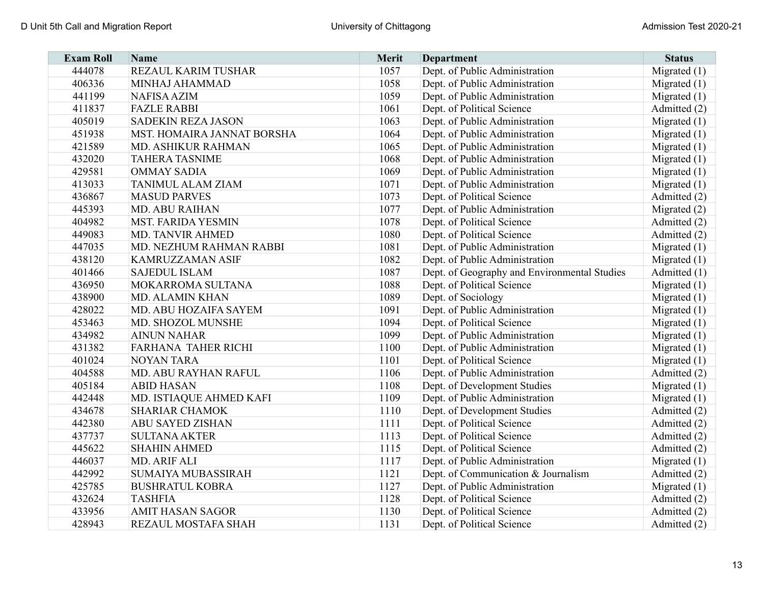| Exam Roll | Name | Merit | Department | Status |
|---|---|---|---|---|
| 444078 | REZAUL KARIM TUSHAR | 1057 | Dept. of Public Administration | Migrated (1) |
| 406336 | MINHAJ AHAMMAD | 1058 | Dept. of Public Administration | Migrated (1) |
| 441199 | NAFISA AZIM | 1059 | Dept. of Public Administration | Migrated (1) |
| 411837 | FAZLE RABBI | 1061 | Dept. of Political Science | Admitted (2) |
| 405019 | SADEKIN REZA JASON | 1063 | Dept. of Public Administration | Migrated (1) |
| 451938 | MST. HOMAIRA JANNAT BORSHA | 1064 | Dept. of Public Administration | Migrated (1) |
| 421589 | MD. ASHIKUR RAHMAN | 1065 | Dept. of Public Administration | Migrated (1) |
| 432020 | TAHERA TASNIME | 1068 | Dept. of Public Administration | Migrated (1) |
| 429581 | OMMAY SADIA | 1069 | Dept. of Public Administration | Migrated (1) |
| 413033 | TANIMUL ALAM ZIAM | 1071 | Dept. of Public Administration | Migrated (1) |
| 436867 | MASUD PARVES | 1073 | Dept. of Political Science | Admitted (2) |
| 445393 | MD. ABU RAIHAN | 1077 | Dept. of Public Administration | Migrated (2) |
| 404982 | MST. FARIDA YESMIN | 1078 | Dept. of Political Science | Admitted (2) |
| 449083 | MD. TANVIR AHMED | 1080 | Dept. of Political Science | Admitted (2) |
| 447035 | MD. NEZHUM RAHMAN RABBI | 1081 | Dept. of Public Administration | Migrated (1) |
| 438120 | KAMRUZZAMAN ASIF | 1082 | Dept. of Public Administration | Migrated (1) |
| 401466 | SAJEDUL ISLAM | 1087 | Dept. of Geography and Environmental Studies | Admitted (1) |
| 436950 | MOKARROMA SULTANA | 1088 | Dept. of Political Science | Migrated (1) |
| 438900 | MD. ALAMIN KHAN | 1089 | Dept. of Sociology | Migrated (1) |
| 428022 | MD. ABU HOZAIFA SAYEM | 1091 | Dept. of Public Administration | Migrated (1) |
| 453463 | MD. SHOZOL MUNSHE | 1094 | Dept. of Political Science | Migrated (1) |
| 434982 | AINUN NAHAR | 1099 | Dept. of Public Administration | Migrated (1) |
| 431382 | FARHANA TAHER RICHI | 1100 | Dept. of Public Administration | Migrated (1) |
| 401024 | NOYAN TARA | 1101 | Dept. of Political Science | Migrated (1) |
| 404588 | MD. ABU RAYHAN RAFUL | 1106 | Dept. of Public Administration | Admitted (2) |
| 405184 | ABID HASAN | 1108 | Dept. of Development Studies | Migrated (1) |
| 442448 | MD. ISTIAQUE AHMED KAFI | 1109 | Dept. of Public Administration | Migrated (1) |
| 434678 | SHARIAR CHAMOK | 1110 | Dept. of Development Studies | Admitted (2) |
| 442380 | ABU SAYED ZISHAN | 1111 | Dept. of Political Science | Admitted (2) |
| 437737 | SULTANA AKTER | 1113 | Dept. of Political Science | Admitted (2) |
| 445622 | SHAHIN AHMED | 1115 | Dept. of Political Science | Admitted (2) |
| 446037 | MD. ARIF ALI | 1117 | Dept. of Public Administration | Migrated (1) |
| 442992 | SUMAIYA MUBASSIRAH | 1121 | Dept. of Communication & Journalism | Admitted (2) |
| 425785 | BUSHRATUL KOBRA | 1127 | Dept. of Public Administration | Migrated (1) |
| 432624 | TASHFIA | 1128 | Dept. of Political Science | Admitted (2) |
| 433956 | AMIT HASAN SAGOR | 1130 | Dept. of Political Science | Admitted (2) |
| 428943 | REZAUL MOSTAFA SHAH | 1131 | Dept. of Political Science | Admitted (2) |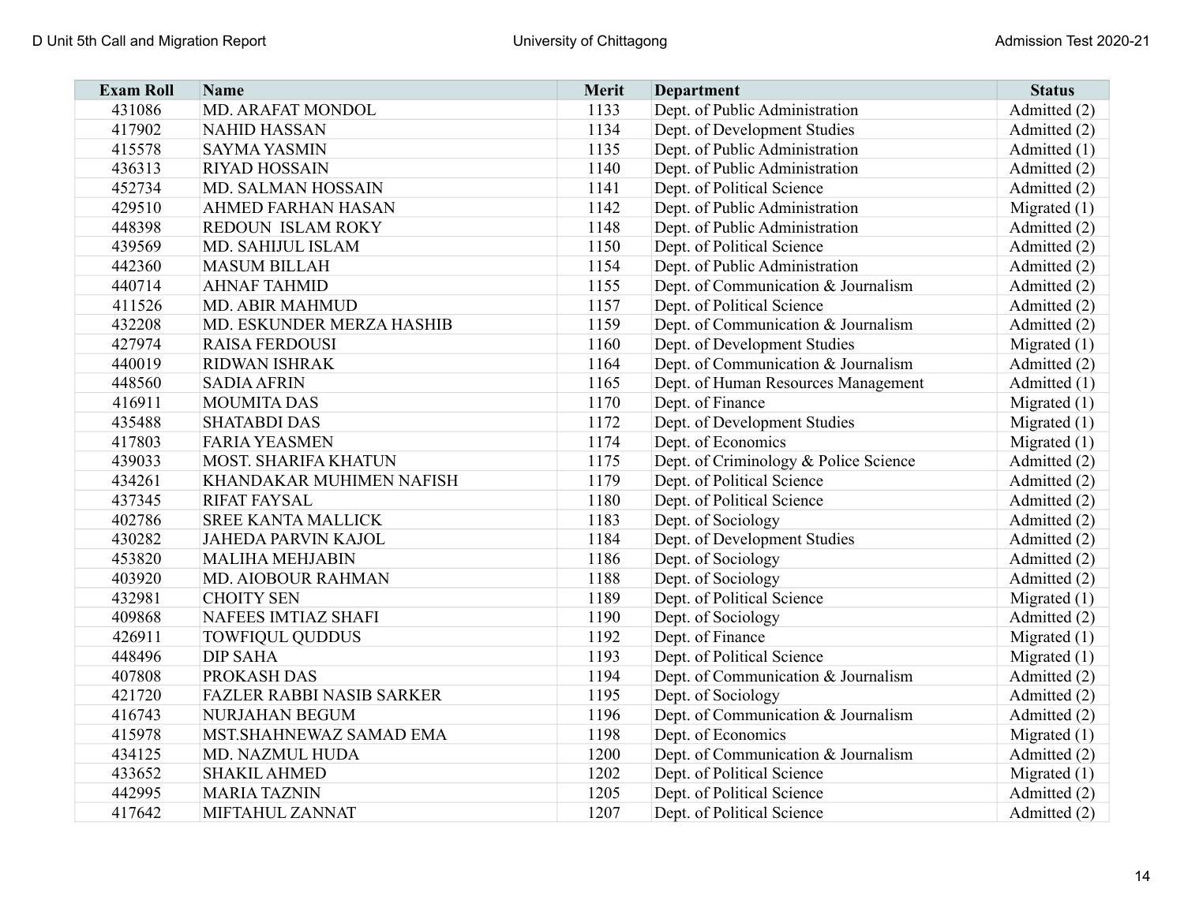| Exam Roll | Name | Merit | Department | Status |
|---|---|---|---|---|
| 431086 | MD. ARAFAT MONDOL | 1133 | Dept. of Public Administration | Admitted (2) |
| 417902 | NAHID HASSAN | 1134 | Dept. of Development Studies | Admitted (2) |
| 415578 | SAYMA YASMIN | 1135 | Dept. of Public Administration | Admitted (1) |
| 436313 | RIYAD HOSSAIN | 1140 | Dept. of Public Administration | Admitted (2) |
| 452734 | MD. SALMAN HOSSAIN | 1141 | Dept. of Political Science | Admitted (2) |
| 429510 | AHMED FARHAN HASAN | 1142 | Dept. of Public Administration | Migrated (1) |
| 448398 | REDOUN ISLAM ROKY | 1148 | Dept. of Public Administration | Admitted (2) |
| 439569 | MD. SAHIJUL ISLAM | 1150 | Dept. of Political Science | Admitted (2) |
| 442360 | MASUM BILLAH | 1154 | Dept. of Public Administration | Admitted (2) |
| 440714 | AHNAF TAHMID | 1155 | Dept. of Communication & Journalism | Admitted (2) |
| 411526 | MD. ABIR MAHMUD | 1157 | Dept. of Political Science | Admitted (2) |
| 432208 | MD. ESKUNDER MERZA HASHIB | 1159 | Dept. of Communication & Journalism | Admitted (2) |
| 427974 | RAISA FERDOUSI | 1160 | Dept. of Development Studies | Migrated (1) |
| 440019 | RIDWAN ISHRAK | 1164 | Dept. of Communication & Journalism | Admitted (2) |
| 448560 | SADIA AFRIN | 1165 | Dept. of Human Resources Management | Admitted (1) |
| 416911 | MOUMITA DAS | 1170 | Dept. of Finance | Migrated (1) |
| 435488 | SHATABDI DAS | 1172 | Dept. of Development Studies | Migrated (1) |
| 417803 | FARIA YEASMEN | 1174 | Dept. of Economics | Migrated (1) |
| 439033 | MOST. SHARIFA KHATUN | 1175 | Dept. of Criminology & Police Science | Admitted (2) |
| 434261 | KHANDAKAR MUHIMEN NAFISH | 1179 | Dept. of Political Science | Admitted (2) |
| 437345 | RIFAT FAYSAL | 1180 | Dept. of Political Science | Admitted (2) |
| 402786 | SREE KANTA MALLICK | 1183 | Dept. of Sociology | Admitted (2) |
| 430282 | JAHEDA PARVIN KAJOL | 1184 | Dept. of Development Studies | Admitted (2) |
| 453820 | MALIHA MEHJABIN | 1186 | Dept. of Sociology | Admitted (2) |
| 403920 | MD. AIOBOUR RAHMAN | 1188 | Dept. of Sociology | Admitted (2) |
| 432981 | CHOITY SEN | 1189 | Dept. of Political Science | Migrated (1) |
| 409868 | NAFEES IMTIAZ SHAFI | 1190 | Dept. of Sociology | Admitted (2) |
| 426911 | TOWFIQUL QUDDUS | 1192 | Dept. of Finance | Migrated (1) |
| 448496 | DIP SAHA | 1193 | Dept. of Political Science | Migrated (1) |
| 407808 | PROKASH DAS | 1194 | Dept. of Communication & Journalism | Admitted (2) |
| 421720 | FAZLER RABBI NASIB SARKER | 1195 | Dept. of Sociology | Admitted (2) |
| 416743 | NURJAHAN BEGUM | 1196 | Dept. of Communication & Journalism | Admitted (2) |
| 415978 | MST.SHAHNEWAZ SAMAD EMA | 1198 | Dept. of Economics | Migrated (1) |
| 434125 | MD. NAZMUL HUDA | 1200 | Dept. of Communication & Journalism | Admitted (2) |
| 433652 | SHAKIL AHMED | 1202 | Dept. of Political Science | Migrated (1) |
| 442995 | MARIA TAZNIN | 1205 | Dept. of Political Science | Admitted (2) |
| 417642 | MIFTAHUL ZANNAT | 1207 | Dept. of Political Science | Admitted (2) |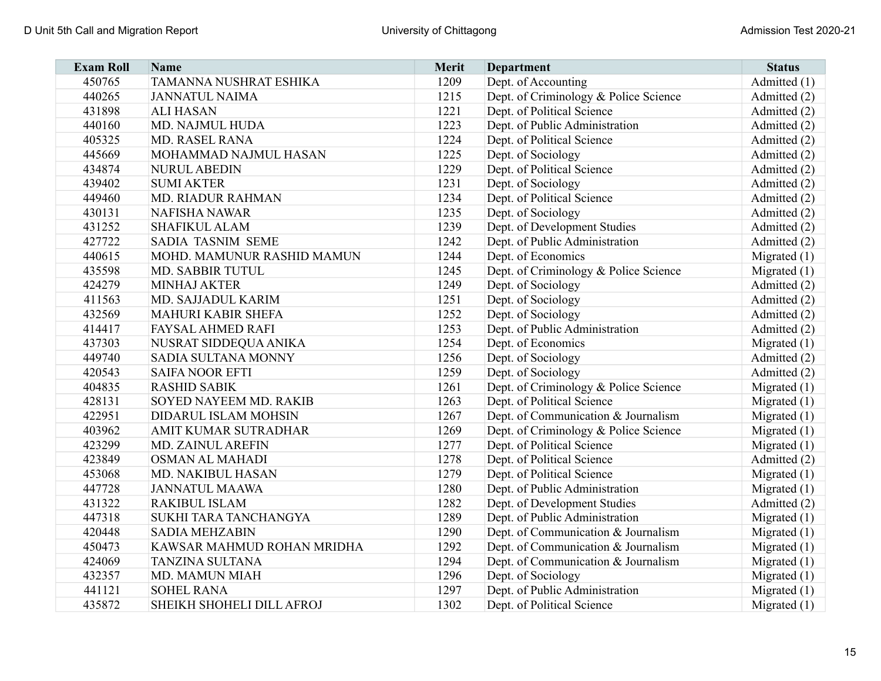| Exam Roll | Name | Merit | Department | Status |
|---|---|---|---|---|
| 450765 | TAMANNA NUSHRAT ESHIKA | 1209 | Dept. of Accounting | Admitted (1) |
| 440265 | JANNATUL NAIMA | 1215 | Dept. of Criminology & Police Science | Admitted (2) |
| 431898 | ALI HASAN | 1221 | Dept. of Political Science | Admitted (2) |
| 440160 | MD. NAJMUL HUDA | 1223 | Dept. of Public Administration | Admitted (2) |
| 405325 | MD. RASEL RANA | 1224 | Dept. of Political Science | Admitted (2) |
| 445669 | MOHAMMAD NAJMUL HASAN | 1225 | Dept. of Sociology | Admitted (2) |
| 434874 | NURUL ABEDIN | 1229 | Dept. of Political Science | Admitted (2) |
| 439402 | SUMI AKTER | 1231 | Dept. of Sociology | Admitted (2) |
| 449460 | MD. RIADUR RAHMAN | 1234 | Dept. of Political Science | Admitted (2) |
| 430131 | NAFISHA NAWAR | 1235 | Dept. of Sociology | Admitted (2) |
| 431252 | SHAFIKUL ALAM | 1239 | Dept. of Development Studies | Admitted (2) |
| 427722 | SADIA TASNIM SEME | 1242 | Dept. of Public Administration | Admitted (2) |
| 440615 | MOHD. MAMUNUR RASHID MAMUN | 1244 | Dept. of Economics | Migrated (1) |
| 435598 | MD. SABBIR TUTUL | 1245 | Dept. of Criminology & Police Science | Migrated (1) |
| 424279 | MINHAJ AKTER | 1249 | Dept. of Sociology | Admitted (2) |
| 411563 | MD. SAJJADUL KARIM | 1251 | Dept. of Sociology | Admitted (2) |
| 432569 | MAHURI KABIR SHEFA | 1252 | Dept. of Sociology | Admitted (2) |
| 414417 | FAYSAL AHMED RAFI | 1253 | Dept. of Public Administration | Admitted (2) |
| 437303 | NUSRAT SIDDEQUA ANIKA | 1254 | Dept. of Economics | Migrated (1) |
| 449740 | SADIA SULTANA MONNY | 1256 | Dept. of Sociology | Admitted (2) |
| 420543 | SAIFA NOOR EFTI | 1259 | Dept. of Sociology | Admitted (2) |
| 404835 | RASHID SABIK | 1261 | Dept. of Criminology & Police Science | Migrated (1) |
| 428131 | SOYED NAYEEM MD. RAKIB | 1263 | Dept. of Political Science | Migrated (1) |
| 422951 | DIDARUL ISLAM MOHSIN | 1267 | Dept. of Communication & Journalism | Migrated (1) |
| 403962 | AMIT KUMAR SUTRADHAR | 1269 | Dept. of Criminology & Police Science | Migrated (1) |
| 423299 | MD. ZAINUL AREFIN | 1277 | Dept. of Political Science | Migrated (1) |
| 423849 | OSMAN AL MAHADI | 1278 | Dept. of Political Science | Admitted (2) |
| 453068 | MD. NAKIBUL HASAN | 1279 | Dept. of Political Science | Migrated (1) |
| 447728 | JANNATUL MAAWA | 1280 | Dept. of Public Administration | Migrated (1) |
| 431322 | RAKIBUL ISLAM | 1282 | Dept. of Development Studies | Admitted (2) |
| 447318 | SUKHI TARA TANCHANGYA | 1289 | Dept. of Public Administration | Migrated (1) |
| 420448 | SADIA MEHZABIN | 1290 | Dept. of Communication & Journalism | Migrated (1) |
| 450473 | KAWSAR MAHMUD ROHAN MRIDHA | 1292 | Dept. of Communication & Journalism | Migrated (1) |
| 424069 | TANZINA SULTANA | 1294 | Dept. of Communication & Journalism | Migrated (1) |
| 432357 | MD. MAMUN MIAH | 1296 | Dept. of Sociology | Migrated (1) |
| 441121 | SOHEL RANA | 1297 | Dept. of Public Administration | Migrated (1) |
| 435872 | SHEIKH SHOHELI DILL AFROJ | 1302 | Dept. of Political Science | Migrated (1) |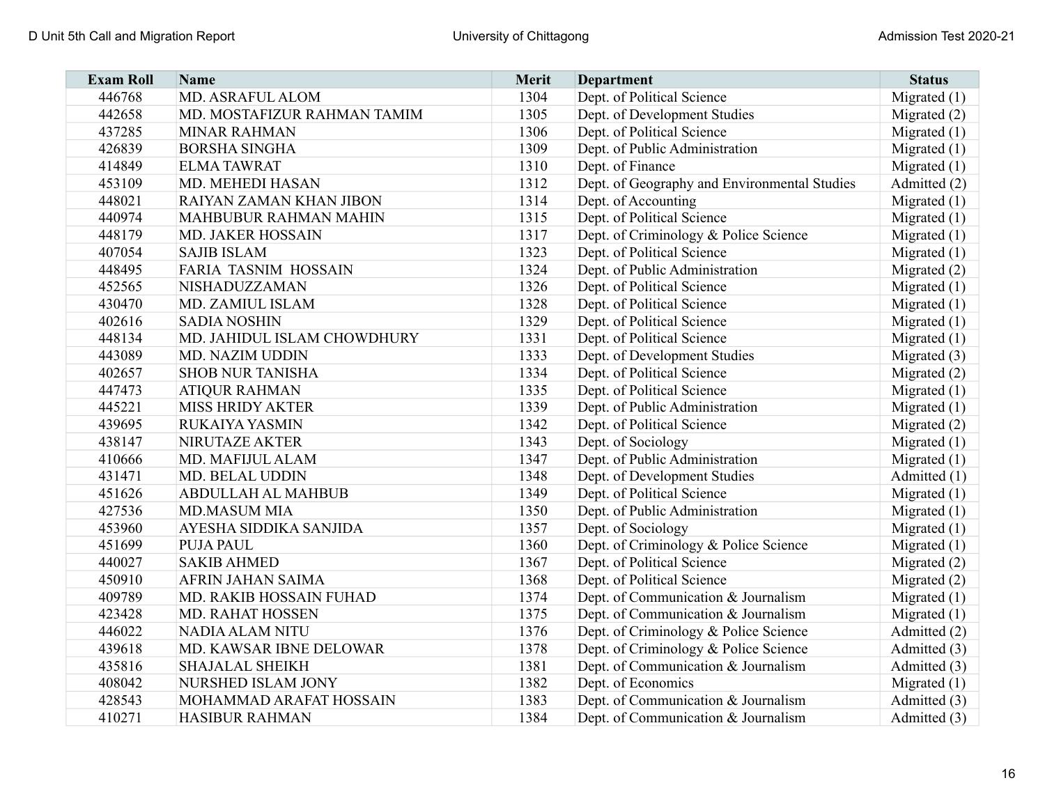| Exam Roll | Name | Merit | Department | Status |
|---|---|---|---|---|
| 446768 | MD. ASRAFUL ALOM | 1304 | Dept. of Political Science | Migrated (1) |
| 442658 | MD. MOSTAFIZUR RAHMAN TAMIM | 1305 | Dept. of Development Studies | Migrated (2) |
| 437285 | MINAR RAHMAN | 1306 | Dept. of Political Science | Migrated (1) |
| 426839 | BORSHA SINGHA | 1309 | Dept. of Public Administration | Migrated (1) |
| 414849 | ELMA TAWRAT | 1310 | Dept. of Finance | Migrated (1) |
| 453109 | MD. MEHEDI HASAN | 1312 | Dept. of Geography and Environmental Studies | Admitted (2) |
| 448021 | RAIYAN ZAMAN KHAN JIBON | 1314 | Dept. of Accounting | Migrated (1) |
| 440974 | MAHBUBUR RAHMAN MAHIN | 1315 | Dept. of Political Science | Migrated (1) |
| 448179 | MD. JAKER HOSSAIN | 1317 | Dept. of Criminology & Police Science | Migrated (1) |
| 407054 | SAJIB ISLAM | 1323 | Dept. of Political Science | Migrated (1) |
| 448495 | FARIA TASNIM HOSSAIN | 1324 | Dept. of Public Administration | Migrated (2) |
| 452565 | NISHADUZZAMAN | 1326 | Dept. of Political Science | Migrated (1) |
| 430470 | MD. ZAMIUL ISLAM | 1328 | Dept. of Political Science | Migrated (1) |
| 402616 | SADIA NOSHIN | 1329 | Dept. of Political Science | Migrated (1) |
| 448134 | MD. JAHIDUL ISLAM CHOWDHURY | 1331 | Dept. of Political Science | Migrated (1) |
| 443089 | MD. NAZIM UDDIN | 1333 | Dept. of Development Studies | Migrated (3) |
| 402657 | SHOB NUR TANISHA | 1334 | Dept. of Political Science | Migrated (2) |
| 447473 | ATIQUR RAHMAN | 1335 | Dept. of Political Science | Migrated (1) |
| 445221 | MISS HRIDY AKTER | 1339 | Dept. of Public Administration | Migrated (1) |
| 439695 | RUKAIYA YASMIN | 1342 | Dept. of Political Science | Migrated (2) |
| 438147 | NIRUTAZE AKTER | 1343 | Dept. of Sociology | Migrated (1) |
| 410666 | MD. MAFIJUL ALAM | 1347 | Dept. of Public Administration | Migrated (1) |
| 431471 | MD. BELAL UDDIN | 1348 | Dept. of Development Studies | Admitted (1) |
| 451626 | ABDULLAH AL MAHBUB | 1349 | Dept. of Political Science | Migrated (1) |
| 427536 | MD.MASUM MIA | 1350 | Dept. of Public Administration | Migrated (1) |
| 453960 | AYESHA SIDDIKA SANJIDA | 1357 | Dept. of Sociology | Migrated (1) |
| 451699 | PUJA PAUL | 1360 | Dept. of Criminology & Police Science | Migrated (1) |
| 440027 | SAKIB AHMED | 1367 | Dept. of Political Science | Migrated (2) |
| 450910 | AFRIN JAHAN SAIMA | 1368 | Dept. of Political Science | Migrated (2) |
| 409789 | MD. RAKIB HOSSAIN FUHAD | 1374 | Dept. of Communication & Journalism | Migrated (1) |
| 423428 | MD. RAHAT HOSSEN | 1375 | Dept. of Communication & Journalism | Migrated (1) |
| 446022 | NADIA ALAM NITU | 1376 | Dept. of Criminology & Police Science | Admitted (2) |
| 439618 | MD. KAWSAR IBNE DELOWAR | 1378 | Dept. of Criminology & Police Science | Admitted (3) |
| 435816 | SHAJALAL SHEIKH | 1381 | Dept. of Communication & Journalism | Admitted (3) |
| 408042 | NURSHED ISLAM JONY | 1382 | Dept. of Economics | Migrated (1) |
| 428543 | MOHAMMAD ARAFAT HOSSAIN | 1383 | Dept. of Communication & Journalism | Admitted (3) |
| 410271 | HASIBUR RAHMAN | 1384 | Dept. of Communication & Journalism | Admitted (3) |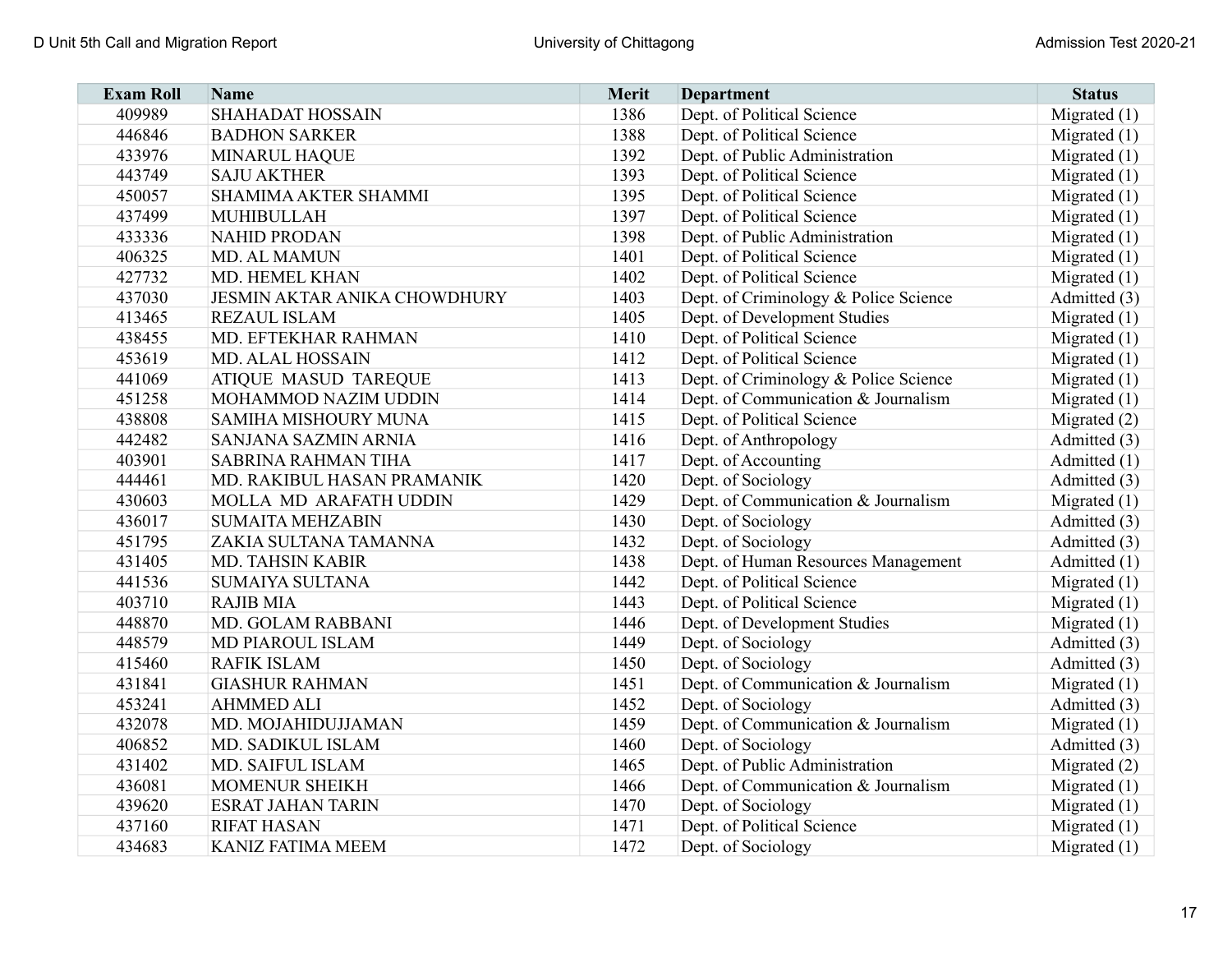| Exam Roll | Name | Merit | Department | Status |
|---|---|---|---|---|
| 409989 | SHAHADAT HOSSAIN | 1386 | Dept. of Political Science | Migrated (1) |
| 446846 | BADHON SARKER | 1388 | Dept. of Political Science | Migrated (1) |
| 433976 | MINARUL HAQUE | 1392 | Dept. of Public Administration | Migrated (1) |
| 443749 | SAJU AKTHER | 1393 | Dept. of Political Science | Migrated (1) |
| 450057 | SHAMIMA AKTER SHAMMI | 1395 | Dept. of Political Science | Migrated (1) |
| 437499 | MUHIBULLAH | 1397 | Dept. of Political Science | Migrated (1) |
| 433336 | NAHID PRODAN | 1398 | Dept. of Public Administration | Migrated (1) |
| 406325 | MD. AL MAMUN | 1401 | Dept. of Political Science | Migrated (1) |
| 427732 | MD. HEMEL KHAN | 1402 | Dept. of Political Science | Migrated (1) |
| 437030 | JESMIN AKTAR ANIKA CHOWDHURY | 1403 | Dept. of Criminology & Police Science | Admitted (3) |
| 413465 | REZAUL ISLAM | 1405 | Dept. of Development Studies | Migrated (1) |
| 438455 | MD. EFTEKHAR RAHMAN | 1410 | Dept. of Political Science | Migrated (1) |
| 453619 | MD. ALAL HOSSAIN | 1412 | Dept. of Political Science | Migrated (1) |
| 441069 | ATIQUE MASUD TAREQUE | 1413 | Dept. of Criminology & Police Science | Migrated (1) |
| 451258 | MOHAMMOD NAZIM UDDIN | 1414 | Dept. of Communication & Journalism | Migrated (1) |
| 438808 | SAMIHA MISHOURY MUNA | 1415 | Dept. of Political Science | Migrated (2) |
| 442482 | SANJANA SAZMIN ARNIA | 1416 | Dept. of Anthropology | Admitted (3) |
| 403901 | SABRINA RAHMAN TIHA | 1417 | Dept. of Accounting | Admitted (1) |
| 444461 | MD. RAKIBUL HASAN PRAMANIK | 1420 | Dept. of Sociology | Admitted (3) |
| 430603 | MOLLA MD ARAFATH UDDIN | 1429 | Dept. of Communication & Journalism | Migrated (1) |
| 436017 | SUMAITA MEHZABIN | 1430 | Dept. of Sociology | Admitted (3) |
| 451795 | ZAKIA SULTANA TAMANNA | 1432 | Dept. of Sociology | Admitted (3) |
| 431405 | MD. TAHSIN KABIR | 1438 | Dept. of Human Resources Management | Admitted (1) |
| 441536 | SUMAIYA SULTANA | 1442 | Dept. of Political Science | Migrated (1) |
| 403710 | RAJIB MIA | 1443 | Dept. of Political Science | Migrated (1) |
| 448870 | MD. GOLAM RABBANI | 1446 | Dept. of Development Studies | Migrated (1) |
| 448579 | MD PIAROUL ISLAM | 1449 | Dept. of Sociology | Admitted (3) |
| 415460 | RAFIK ISLAM | 1450 | Dept. of Sociology | Admitted (3) |
| 431841 | GIASHUR RAHMAN | 1451 | Dept. of Communication & Journalism | Migrated (1) |
| 453241 | AHMMED ALI | 1452 | Dept. of Sociology | Admitted (3) |
| 432078 | MD. MOJAHIDUJJAMAN | 1459 | Dept. of Communication & Journalism | Migrated (1) |
| 406852 | MD. SADIKUL ISLAM | 1460 | Dept. of Sociology | Admitted (3) |
| 431402 | MD. SAIFUL ISLAM | 1465 | Dept. of Public Administration | Migrated (2) |
| 436081 | MOMENUR SHEIKH | 1466 | Dept. of Communication & Journalism | Migrated (1) |
| 439620 | ESRAT JAHAN TARIN | 1470 | Dept. of Sociology | Migrated (1) |
| 437160 | RIFAT HASAN | 1471 | Dept. of Political Science | Migrated (1) |
| 434683 | KANIZ FATIMA MEEM | 1472 | Dept. of Sociology | Migrated (1) |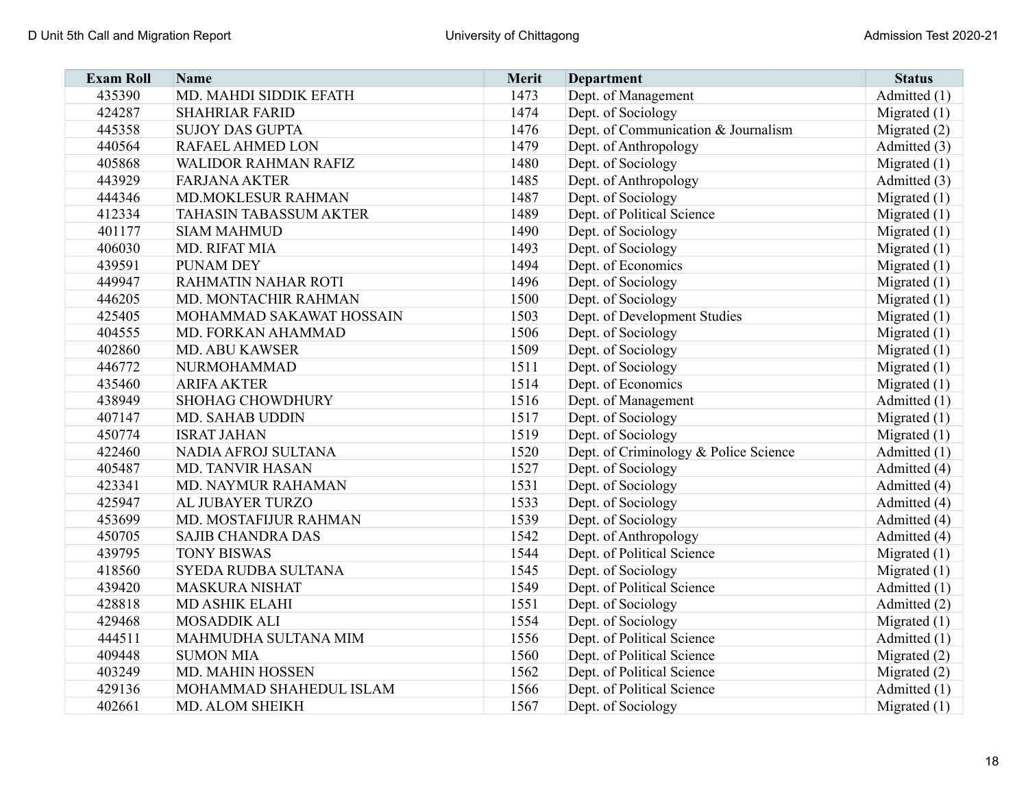| Exam Roll | Name | Merit | Department | Status |
|---|---|---|---|---|
| 435390 | MD. MAHDI SIDDIK EFATH | 1473 | Dept. of Management | Admitted (1) |
| 424287 | SHAHRIAR FARID | 1474 | Dept. of Sociology | Migrated (1) |
| 445358 | SUJOY DAS GUPTA | 1476 | Dept. of Communication & Journalism | Migrated (2) |
| 440564 | RAFAEL AHMED LON | 1479 | Dept. of Anthropology | Admitted (3) |
| 405868 | WALIDOR RAHMAN RAFIZ | 1480 | Dept. of Sociology | Migrated (1) |
| 443929 | FARJANA AKTER | 1485 | Dept. of Anthropology | Admitted (3) |
| 444346 | MD.MOKLESUR RAHMAN | 1487 | Dept. of Sociology | Migrated (1) |
| 412334 | TAHASIN TABASSUM AKTER | 1489 | Dept. of Political Science | Migrated (1) |
| 401177 | SIAM MAHMUD | 1490 | Dept. of Sociology | Migrated (1) |
| 406030 | MD. RIFAT MIA | 1493 | Dept. of Sociology | Migrated (1) |
| 439591 | PUNAM DEY | 1494 | Dept. of Economics | Migrated (1) |
| 449947 | RAHMATIN NAHAR ROTI | 1496 | Dept. of Sociology | Migrated (1) |
| 446205 | MD. MONTACHIR RAHMAN | 1500 | Dept. of Sociology | Migrated (1) |
| 425405 | MOHAMMAD SAKAWAT HOSSAIN | 1503 | Dept. of Development Studies | Migrated (1) |
| 404555 | MD. FORKAN AHAMMAD | 1506 | Dept. of Sociology | Migrated (1) |
| 402860 | MD. ABU KAWSER | 1509 | Dept. of Sociology | Migrated (1) |
| 446772 | NURMOHAMMAD | 1511 | Dept. of Sociology | Migrated (1) |
| 435460 | ARIFA AKTER | 1514 | Dept. of Economics | Migrated (1) |
| 438949 | SHOHAG CHOWDHURY | 1516 | Dept. of Management | Admitted (1) |
| 407147 | MD. SAHAB UDDIN | 1517 | Dept. of Sociology | Migrated (1) |
| 450774 | ISRAT JAHAN | 1519 | Dept. of Sociology | Migrated (1) |
| 422460 | NADIA AFROJ SULTANA | 1520 | Dept. of Criminology & Police Science | Admitted (1) |
| 405487 | MD. TANVIR HASAN | 1527 | Dept. of Sociology | Admitted (4) |
| 423341 | MD. NAYMUR RAHAMAN | 1531 | Dept. of Sociology | Admitted (4) |
| 425947 | AL JUBAYER TURZO | 1533 | Dept. of Sociology | Admitted (4) |
| 453699 | MD. MOSTAFIJUR RAHMAN | 1539 | Dept. of Sociology | Admitted (4) |
| 450705 | SAJIB CHANDRA DAS | 1542 | Dept. of Anthropology | Admitted (4) |
| 439795 | TONY BISWAS | 1544 | Dept. of Political Science | Migrated (1) |
| 418560 | SYEDA RUDBA SULTANA | 1545 | Dept. of Sociology | Migrated (1) |
| 439420 | MASKURA NISHAT | 1549 | Dept. of Political Science | Admitted (1) |
| 428818 | MD ASHIK ELAHI | 1551 | Dept. of Sociology | Admitted (2) |
| 429468 | MOSADDIK ALI | 1554 | Dept. of Sociology | Migrated (1) |
| 444511 | MAHMUDHA SULTANA MIM | 1556 | Dept. of Political Science | Admitted (1) |
| 409448 | SUMON MIA | 1560 | Dept. of Political Science | Migrated (2) |
| 403249 | MD. MAHIN HOSSEN | 1562 | Dept. of Political Science | Migrated (2) |
| 429136 | MOHAMMAD SHAHEDUL ISLAM | 1566 | Dept. of Political Science | Admitted (1) |
| 402661 | MD. ALOM SHEIKH | 1567 | Dept. of Sociology | Migrated (1) |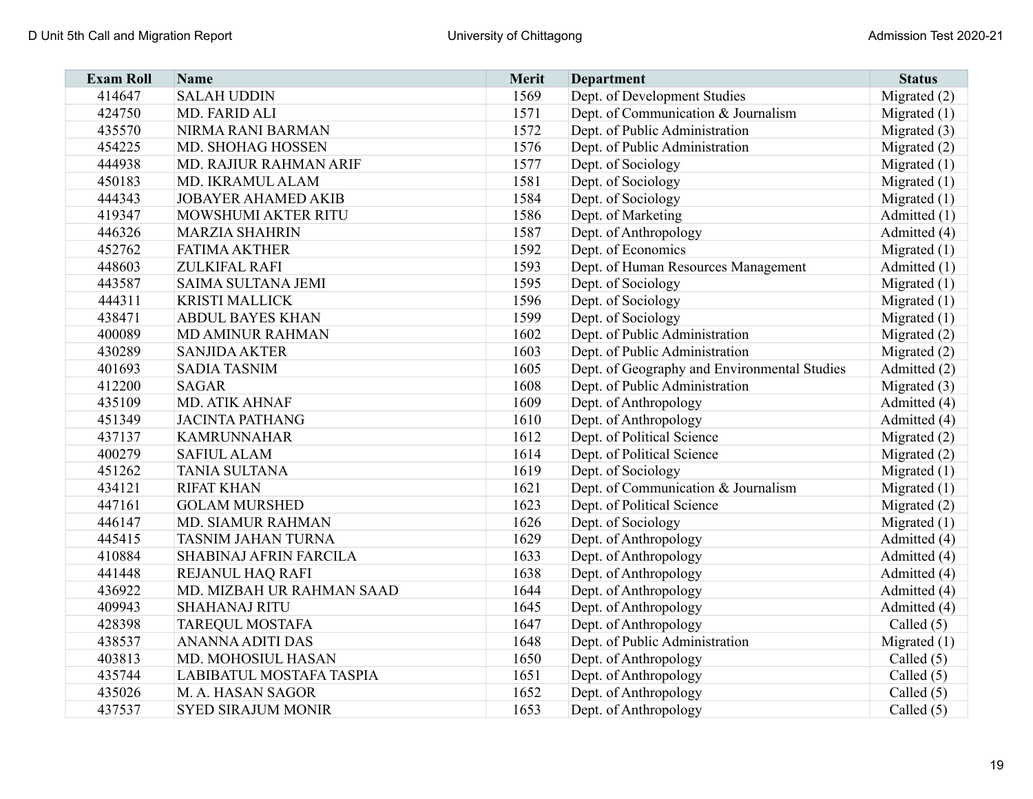| Exam Roll | Name | Merit | Department | Status |
|---|---|---|---|---|
| 414647 | SALAH UDDIN | 1569 | Dept. of Development Studies | Migrated (2) |
| 424750 | MD. FARID ALI | 1571 | Dept. of Communication & Journalism | Migrated (1) |
| 435570 | NIRMA RANI BARMAN | 1572 | Dept. of Public Administration | Migrated (3) |
| 454225 | MD. SHOHAG HOSSEN | 1576 | Dept. of Public Administration | Migrated (2) |
| 444938 | MD. RAJIUR RAHMAN ARIF | 1577 | Dept. of Sociology | Migrated (1) |
| 450183 | MD. IKRAMUL ALAM | 1581 | Dept. of Sociology | Migrated (1) |
| 444343 | JOBAYER AHAMED AKIB | 1584 | Dept. of Sociology | Migrated (1) |
| 419347 | MOWSHUMI AKTER RITU | 1586 | Dept. of Marketing | Admitted (1) |
| 446326 | MARZIA SHAHRIN | 1587 | Dept. of Anthropology | Admitted (4) |
| 452762 | FATIMA AKTHER | 1592 | Dept. of Economics | Migrated (1) |
| 448603 | ZULKIFAL RAFI | 1593 | Dept. of Human Resources Management | Admitted (1) |
| 443587 | SAIMA SULTANA JEMI | 1595 | Dept. of Sociology | Migrated (1) |
| 444311 | KRISTI MALLICK | 1596 | Dept. of Sociology | Migrated (1) |
| 438471 | ABDUL BAYES KHAN | 1599 | Dept. of Sociology | Migrated (1) |
| 400089 | MD AMINUR RAHMAN | 1602 | Dept. of Public Administration | Migrated (2) |
| 430289 | SANJIDA AKTER | 1603 | Dept. of Public Administration | Migrated (2) |
| 401693 | SADIA TASNIM | 1605 | Dept. of Geography and Environmental Studies | Admitted (2) |
| 412200 | SAGAR | 1608 | Dept. of Public Administration | Migrated (3) |
| 435109 | MD. ATIK AHNAF | 1609 | Dept. of Anthropology | Admitted (4) |
| 451349 | JACINTA PATHANG | 1610 | Dept. of Anthropology | Admitted (4) |
| 437137 | KAMRUNNAHAR | 1612 | Dept. of Political Science | Migrated (2) |
| 400279 | SAFIUL ALAM | 1614 | Dept. of Political Science | Migrated (2) |
| 451262 | TANIA SULTANA | 1619 | Dept. of Sociology | Migrated (1) |
| 434121 | RIFAT KHAN | 1621 | Dept. of Communication & Journalism | Migrated (1) |
| 447161 | GOLAM MURSHED | 1623 | Dept. of Political Science | Migrated (2) |
| 446147 | MD. SIAMUR RAHMAN | 1626 | Dept. of Sociology | Migrated (1) |
| 445415 | TASNIM JAHAN TURNA | 1629 | Dept. of Anthropology | Admitted (4) |
| 410884 | SHABINAJ AFRIN FARCILA | 1633 | Dept. of Anthropology | Admitted (4) |
| 441448 | REJANUL HAQ RAFI | 1638 | Dept. of Anthropology | Admitted (4) |
| 436922 | MD. MIZBAH UR RAHMAN SAAD | 1644 | Dept. of Anthropology | Admitted (4) |
| 409943 | SHAHANAJ RITU | 1645 | Dept. of Anthropology | Admitted (4) |
| 428398 | TAREQUL MOSTAFA | 1647 | Dept. of Anthropology | Called (5) |
| 438537 | ANANNA ADITI DAS | 1648 | Dept. of Public Administration | Migrated (1) |
| 403813 | MD. MOHOSIUL HASAN | 1650 | Dept. of Anthropology | Called (5) |
| 435744 | LABIBATUL MOSTAFA TASPIA | 1651 | Dept. of Anthropology | Called (5) |
| 435026 | M. A. HASAN SAGOR | 1652 | Dept. of Anthropology | Called (5) |
| 437537 | SYED SIRAJUM MONIR | 1653 | Dept. of Anthropology | Called (5) |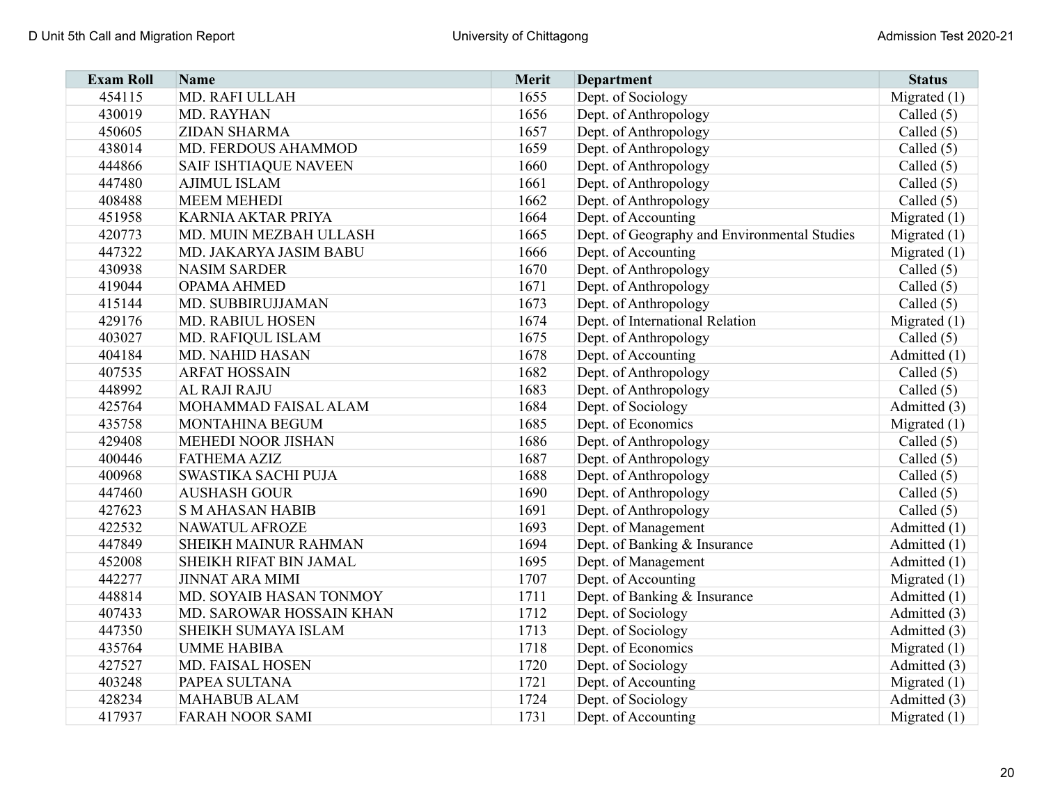| Exam Roll | Name | Merit | Department | Status |
|---|---|---|---|---|
| 454115 | MD. RAFI ULLAH | 1655 | Dept. of Sociology | Migrated (1) |
| 430019 | MD. RAYHAN | 1656 | Dept. of Anthropology | Called (5) |
| 450605 | ZIDAN SHARMA | 1657 | Dept. of Anthropology | Called (5) |
| 438014 | MD. FERDOUS AHAMMOD | 1659 | Dept. of Anthropology | Called (5) |
| 444866 | SAIF ISHTIAQUE NAVEEN | 1660 | Dept. of Anthropology | Called (5) |
| 447480 | AJIMUL ISLAM | 1661 | Dept. of Anthropology | Called (5) |
| 408488 | MEEM MEHEDI | 1662 | Dept. of Anthropology | Called (5) |
| 451958 | KARNIA AKTAR PRIYA | 1664 | Dept. of Accounting | Migrated (1) |
| 420773 | MD. MUIN MEZBAH ULLASH | 1665 | Dept. of Geography and Environmental Studies | Migrated (1) |
| 447322 | MD. JAKARYA JASIM BABU | 1666 | Dept. of Accounting | Migrated (1) |
| 430938 | NASIM SARDER | 1670 | Dept. of Anthropology | Called (5) |
| 419044 | OPAMA AHMED | 1671 | Dept. of Anthropology | Called (5) |
| 415144 | MD. SUBBIRUJJAMAN | 1673 | Dept. of Anthropology | Called (5) |
| 429176 | MD. RABIUL HOSEN | 1674 | Dept. of International Relation | Migrated (1) |
| 403027 | MD. RAFIQUL ISLAM | 1675 | Dept. of Anthropology | Called (5) |
| 404184 | MD. NAHID HASAN | 1678 | Dept. of Accounting | Admitted (1) |
| 407535 | ARFAT HOSSAIN | 1682 | Dept. of Anthropology | Called (5) |
| 448992 | AL RAJI RAJU | 1683 | Dept. of Anthropology | Called (5) |
| 425764 | MOHAMMAD FAISAL ALAM | 1684 | Dept. of Sociology | Admitted (3) |
| 435758 | MONTAHINA BEGUM | 1685 | Dept. of Economics | Migrated (1) |
| 429408 | MEHEDI NOOR JISHAN | 1686 | Dept. of Anthropology | Called (5) |
| 400446 | FATHEMA AZIZ | 1687 | Dept. of Anthropology | Called (5) |
| 400968 | SWASTIKA SACHI PUJA | 1688 | Dept. of Anthropology | Called (5) |
| 447460 | AUSHASH GOUR | 1690 | Dept. of Anthropology | Called (5) |
| 427623 | S M AHASAN HABIB | 1691 | Dept. of Anthropology | Called (5) |
| 422532 | NAWATUL AFROZE | 1693 | Dept. of Management | Admitted (1) |
| 447849 | SHEIKH MAINUR RAHMAN | 1694 | Dept. of Banking & Insurance | Admitted (1) |
| 452008 | SHEIKH RIFAT BIN JAMAL | 1695 | Dept. of Management | Admitted (1) |
| 442277 | JINNAT ARA MIMI | 1707 | Dept. of Accounting | Migrated (1) |
| 448814 | MD. SOYAIB HASAN TONMOY | 1711 | Dept. of Banking & Insurance | Admitted (1) |
| 407433 | MD. SAROWAR HOSSAIN KHAN | 1712 | Dept. of Sociology | Admitted (3) |
| 447350 | SHEIKH SUMAYA ISLAM | 1713 | Dept. of Sociology | Admitted (3) |
| 435764 | UMME HABIBA | 1718 | Dept. of Economics | Migrated (1) |
| 427527 | MD. FAISAL HOSEN | 1720 | Dept. of Sociology | Admitted (3) |
| 403248 | PAPEA SULTANA | 1721 | Dept. of Accounting | Migrated (1) |
| 428234 | MAHABUB ALAM | 1724 | Dept. of Sociology | Admitted (3) |
| 417937 | FARAH NOOR SAMI | 1731 | Dept. of Accounting | Migrated (1) |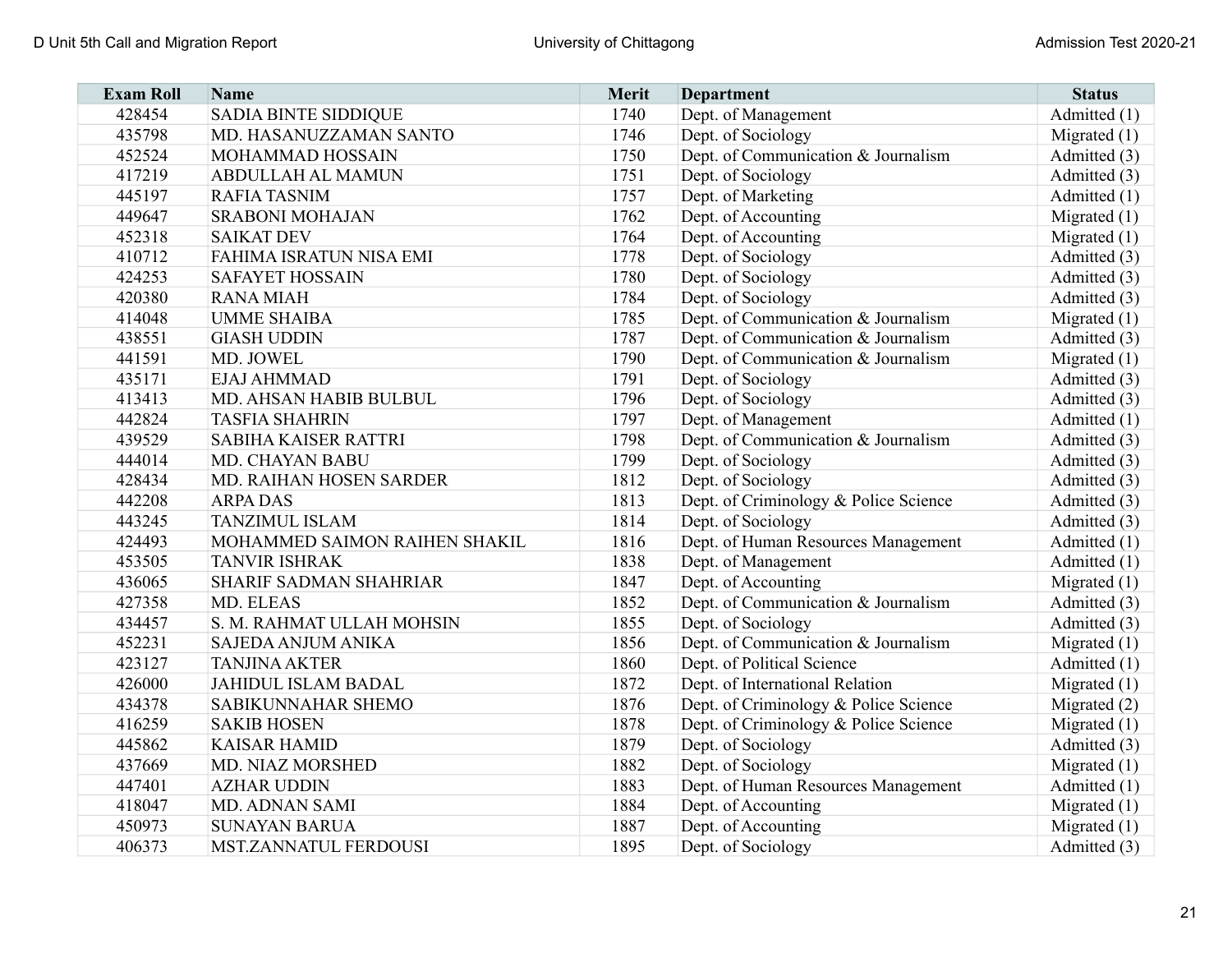| Exam Roll | Name | Merit | Department | Status |
|---|---|---|---|---|
| 428454 | SADIA BINTE SIDDIQUE | 1740 | Dept. of Management | Admitted (1) |
| 435798 | MD. HASANUZZAMAN SANTO | 1746 | Dept. of Sociology | Migrated (1) |
| 452524 | MOHAMMAD HOSSAIN | 1750 | Dept. of Communication & Journalism | Admitted (3) |
| 417219 | ABDULLAH AL MAMUN | 1751 | Dept. of Sociology | Admitted (3) |
| 445197 | RAFIA TASNIM | 1757 | Dept. of Marketing | Admitted (1) |
| 449647 | SRABONI MOHAJAN | 1762 | Dept. of Accounting | Migrated (1) |
| 452318 | SAIKAT DEV | 1764 | Dept. of Accounting | Migrated (1) |
| 410712 | FAHIMA ISRATUN NISA EMI | 1778 | Dept. of Sociology | Admitted (3) |
| 424253 | SAFAYET HOSSAIN | 1780 | Dept. of Sociology | Admitted (3) |
| 420380 | RANA MIAH | 1784 | Dept. of Sociology | Admitted (3) |
| 414048 | UMME SHAIBA | 1785 | Dept. of Communication & Journalism | Migrated (1) |
| 438551 | GIASH UDDIN | 1787 | Dept. of Communication & Journalism | Admitted (3) |
| 441591 | MD. JOWEL | 1790 | Dept. of Communication & Journalism | Migrated (1) |
| 435171 | EJAJ AHMMAD | 1791 | Dept. of Sociology | Admitted (3) |
| 413413 | MD. AHSAN HABIB BULBUL | 1796 | Dept. of Sociology | Admitted (3) |
| 442824 | TASFIA SHAHRIN | 1797 | Dept. of Management | Admitted (1) |
| 439529 | SABIHA KAISER RATTRI | 1798 | Dept. of Communication & Journalism | Admitted (3) |
| 444014 | MD. CHAYAN BABU | 1799 | Dept. of Sociology | Admitted (3) |
| 428434 | MD. RAIHAN HOSEN SARDER | 1812 | Dept. of Sociology | Admitted (3) |
| 442208 | ARPA DAS | 1813 | Dept. of Criminology & Police Science | Admitted (3) |
| 443245 | TANZIMUL ISLAM | 1814 | Dept. of Sociology | Admitted (3) |
| 424493 | MOHAMMED SAIMON RAIHEN SHAKIL | 1816 | Dept. of Human Resources Management | Admitted (1) |
| 453505 | TANVIR ISHRAK | 1838 | Dept. of Management | Admitted (1) |
| 436065 | SHARIF SADMAN SHAHRIAR | 1847 | Dept. of Accounting | Migrated (1) |
| 427358 | MD. ELEAS | 1852 | Dept. of Communication & Journalism | Admitted (3) |
| 434457 | S. M. RAHMAT ULLAH MOHSIN | 1855 | Dept. of Sociology | Admitted (3) |
| 452231 | SAJEDA ANJUM ANIKA | 1856 | Dept. of Communication & Journalism | Migrated (1) |
| 423127 | TANJINA AKTER | 1860 | Dept. of Political Science | Admitted (1) |
| 426000 | JAHIDUL ISLAM BADAL | 1872 | Dept. of International Relation | Migrated (1) |
| 434378 | SABIKUNNAHAR SHEMO | 1876 | Dept. of Criminology & Police Science | Migrated (2) |
| 416259 | SAKIB HOSEN | 1878 | Dept. of Criminology & Police Science | Migrated (1) |
| 445862 | KAISAR HAMID | 1879 | Dept. of Sociology | Admitted (3) |
| 437669 | MD. NIAZ MORSHED | 1882 | Dept. of Sociology | Migrated (1) |
| 447401 | AZHAR UDDIN | 1883 | Dept. of Human Resources Management | Admitted (1) |
| 418047 | MD. ADNAN SAMI | 1884 | Dept. of Accounting | Migrated (1) |
| 450973 | SUNAYAN BARUA | 1887 | Dept. of Accounting | Migrated (1) |
| 406373 | MST.ZANNATUL FERDOUSI | 1895 | Dept. of Sociology | Admitted (3) |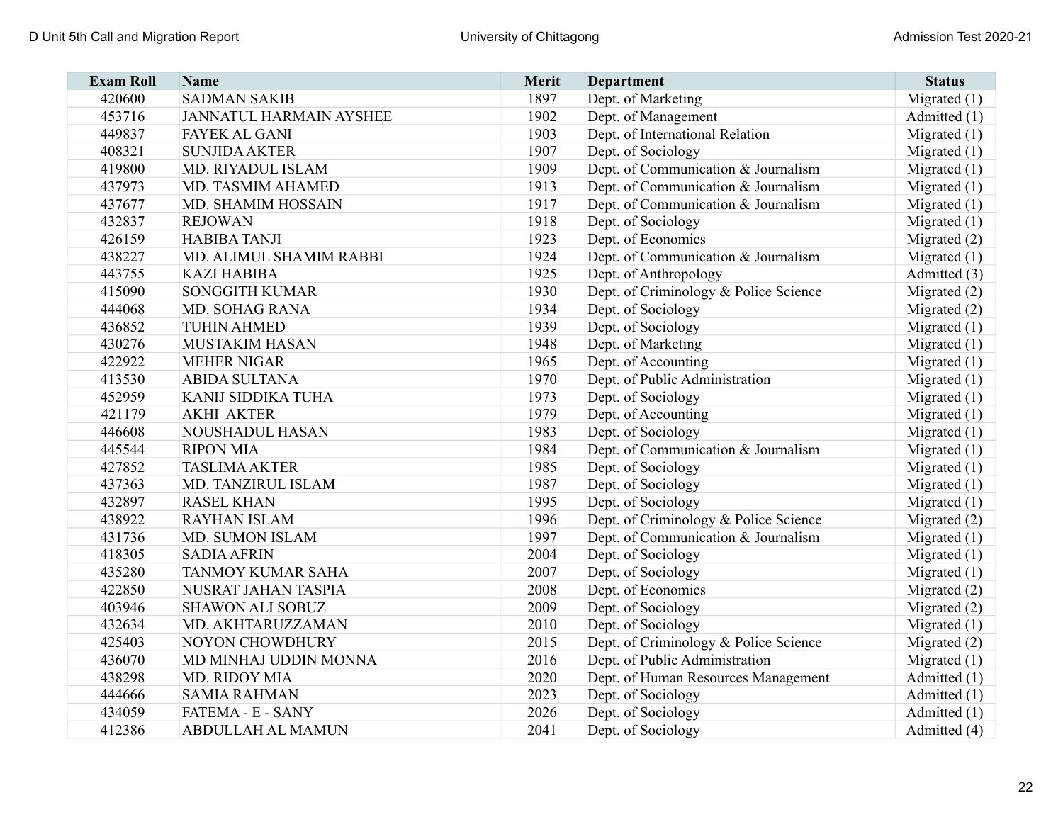| Exam Roll | Name | Merit | Department | Status |
|---|---|---|---|---|
| 420600 | SADMAN SAKIB | 1897 | Dept. of Marketing | Migrated (1) |
| 453716 | JANNATUL HARMAIN AYSHEE | 1902 | Dept. of Management | Admitted (1) |
| 449837 | FAYEK AL GANI | 1903 | Dept. of International Relation | Migrated (1) |
| 408321 | SUNJIDA AKTER | 1907 | Dept. of Sociology | Migrated (1) |
| 419800 | MD. RIYADUL ISLAM | 1909 | Dept. of Communication & Journalism | Migrated (1) |
| 437973 | MD. TASMIM AHAMED | 1913 | Dept. of Communication & Journalism | Migrated (1) |
| 437677 | MD. SHAMIM HOSSAIN | 1917 | Dept. of Communication & Journalism | Migrated (1) |
| 432837 | REJOWAN | 1918 | Dept. of Sociology | Migrated (1) |
| 426159 | HABIBA TANJI | 1923 | Dept. of Economics | Migrated (2) |
| 438227 | MD. ALIMUL SHAMIM RABBI | 1924 | Dept. of Communication & Journalism | Migrated (1) |
| 443755 | KAZI HABIBA | 1925 | Dept. of Anthropology | Admitted (3) |
| 415090 | SONGGITH KUMAR | 1930 | Dept. of Criminology & Police Science | Migrated (2) |
| 444068 | MD. SOHAG RANA | 1934 | Dept. of Sociology | Migrated (2) |
| 436852 | TUHIN AHMED | 1939 | Dept. of Sociology | Migrated (1) |
| 430276 | MUSTAKIM HASAN | 1948 | Dept. of Marketing | Migrated (1) |
| 422922 | MEHER NIGAR | 1965 | Dept. of Accounting | Migrated (1) |
| 413530 | ABIDA SULTANA | 1970 | Dept. of Public Administration | Migrated (1) |
| 452959 | KANIJ SIDDIKA TUHA | 1973 | Dept. of Sociology | Migrated (1) |
| 421179 | AKHI AKTER | 1979 | Dept. of Accounting | Migrated (1) |
| 446608 | NOUSHADUL HASAN | 1983 | Dept. of Sociology | Migrated (1) |
| 445544 | RIPON MIA | 1984 | Dept. of Communication & Journalism | Migrated (1) |
| 427852 | TASLIMA AKTER | 1985 | Dept. of Sociology | Migrated (1) |
| 437363 | MD. TANZIRUL ISLAM | 1987 | Dept. of Sociology | Migrated (1) |
| 432897 | RASEL KHAN | 1995 | Dept. of Sociology | Migrated (1) |
| 438922 | RAYHAN ISLAM | 1996 | Dept. of Criminology & Police Science | Migrated (2) |
| 431736 | MD. SUMON ISLAM | 1997 | Dept. of Communication & Journalism | Migrated (1) |
| 418305 | SADIA AFRIN | 2004 | Dept. of Sociology | Migrated (1) |
| 435280 | TANMOY KUMAR SAHA | 2007 | Dept. of Sociology | Migrated (1) |
| 422850 | NUSRAT JAHAN TASPIA | 2008 | Dept. of Economics | Migrated (2) |
| 403946 | SHAWON ALI SOBUZ | 2009 | Dept. of Sociology | Migrated (2) |
| 432634 | MD. AKHTARUZZAMAN | 2010 | Dept. of Sociology | Migrated (1) |
| 425403 | NOYON CHOWDHURY | 2015 | Dept. of Criminology & Police Science | Migrated (2) |
| 436070 | MD MINHAJ UDDIN MONNA | 2016 | Dept. of Public Administration | Migrated (1) |
| 438298 | MD. RIDOY MIA | 2020 | Dept. of Human Resources Management | Admitted (1) |
| 444666 | SAMIA RAHMAN | 2023 | Dept. of Sociology | Admitted (1) |
| 434059 | FATEMA - E - SANY | 2026 | Dept. of Sociology | Admitted (1) |
| 412386 | ABDULLAH AL MAMUN | 2041 | Dept. of Sociology | Admitted (4) |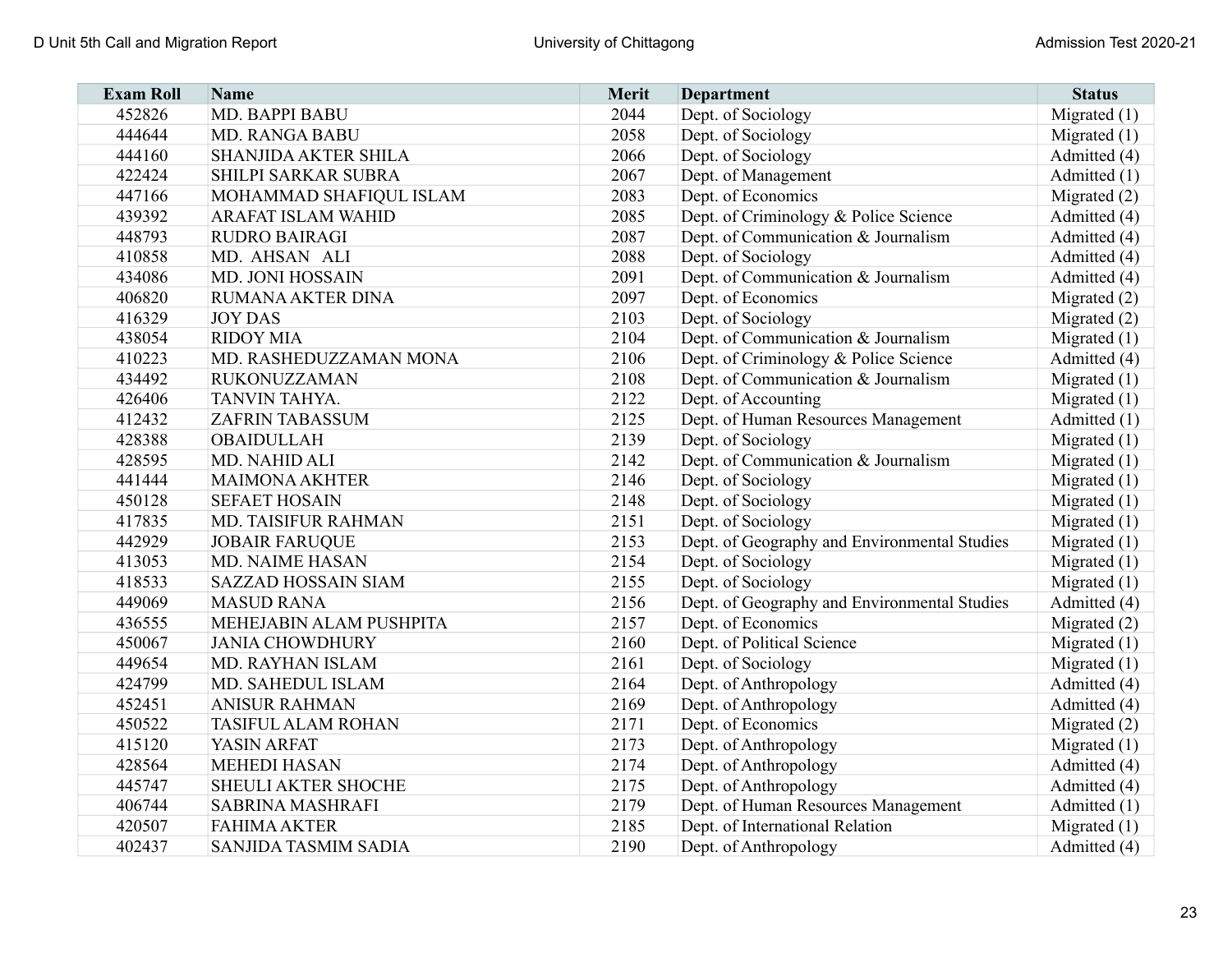| Exam Roll | Name | Merit | Department | Status |
|---|---|---|---|---|
| 452826 | MD. BAPPI BABU | 2044 | Dept. of Sociology | Migrated (1) |
| 444644 | MD. RANGA BABU | 2058 | Dept. of Sociology | Migrated (1) |
| 444160 | SHANJIDA AKTER SHILA | 2066 | Dept. of Sociology | Admitted (4) |
| 422424 | SHILPI SARKAR SUBRA | 2067 | Dept. of Management | Admitted (1) |
| 447166 | MOHAMMAD SHAFIQUL ISLAM | 2083 | Dept. of Economics | Migrated (2) |
| 439392 | ARAFAT ISLAM WAHID | 2085 | Dept. of Criminology & Police Science | Admitted (4) |
| 448793 | RUDRO BAIRAGI | 2087 | Dept. of Communication & Journalism | Admitted (4) |
| 410858 | MD. AHSAN ALI | 2088 | Dept. of Sociology | Admitted (4) |
| 434086 | MD. JONI HOSSAIN | 2091 | Dept. of Communication & Journalism | Admitted (4) |
| 406820 | RUMANA AKTER DINA | 2097 | Dept. of Economics | Migrated (2) |
| 416329 | JOY DAS | 2103 | Dept. of Sociology | Migrated (2) |
| 438054 | RIDOY MIA | 2104 | Dept. of Communication & Journalism | Migrated (1) |
| 410223 | MD. RASHEDUZZAMAN MONA | 2106 | Dept. of Criminology & Police Science | Admitted (4) |
| 434492 | RUKONUZZAMAN | 2108 | Dept. of Communication & Journalism | Migrated (1) |
| 426406 | TANVIN TAHYA. | 2122 | Dept. of Accounting | Migrated (1) |
| 412432 | ZAFRIN TABASSUM | 2125 | Dept. of Human Resources Management | Admitted (1) |
| 428388 | OBAIDULLAH | 2139 | Dept. of Sociology | Migrated (1) |
| 428595 | MD. NAHID ALI | 2142 | Dept. of Communication & Journalism | Migrated (1) |
| 441444 | MAIMONA AKHTER | 2146 | Dept. of Sociology | Migrated (1) |
| 450128 | SEFAET HOSAIN | 2148 | Dept. of Sociology | Migrated (1) |
| 417835 | MD. TAISIFUR RAHMAN | 2151 | Dept. of Sociology | Migrated (1) |
| 442929 | JOBAIR FARUQUE | 2153 | Dept. of Geography and Environmental Studies | Migrated (1) |
| 413053 | MD. NAIME HASAN | 2154 | Dept. of Sociology | Migrated (1) |
| 418533 | SAZZAD HOSSAIN SIAM | 2155 | Dept. of Sociology | Migrated (1) |
| 449069 | MASUD RANA | 2156 | Dept. of Geography and Environmental Studies | Admitted (4) |
| 436555 | MEHEJABIN ALAM PUSHPITA | 2157 | Dept. of Economics | Migrated (2) |
| 450067 | JANIA CHOWDHURY | 2160 | Dept. of Political Science | Migrated (1) |
| 449654 | MD. RAYHAN ISLAM | 2161 | Dept. of Sociology | Migrated (1) |
| 424799 | MD. SAHEDUL ISLAM | 2164 | Dept. of Anthropology | Admitted (4) |
| 452451 | ANISUR RAHMAN | 2169 | Dept. of Anthropology | Admitted (4) |
| 450522 | TASIFUL ALAM ROHAN | 2171 | Dept. of Economics | Migrated (2) |
| 415120 | YASIN ARFAT | 2173 | Dept. of Anthropology | Migrated (1) |
| 428564 | MEHEDI HASAN | 2174 | Dept. of Anthropology | Admitted (4) |
| 445747 | SHEULI AKTER SHOCHE | 2175 | Dept. of Anthropology | Admitted (4) |
| 406744 | SABRINA MASHRAFI | 2179 | Dept. of Human Resources Management | Admitted (1) |
| 420507 | FAHIMA AKTER | 2185 | Dept. of International Relation | Migrated (1) |
| 402437 | SANJIDA TASMIM SADIA | 2190 | Dept. of Anthropology | Admitted (4) |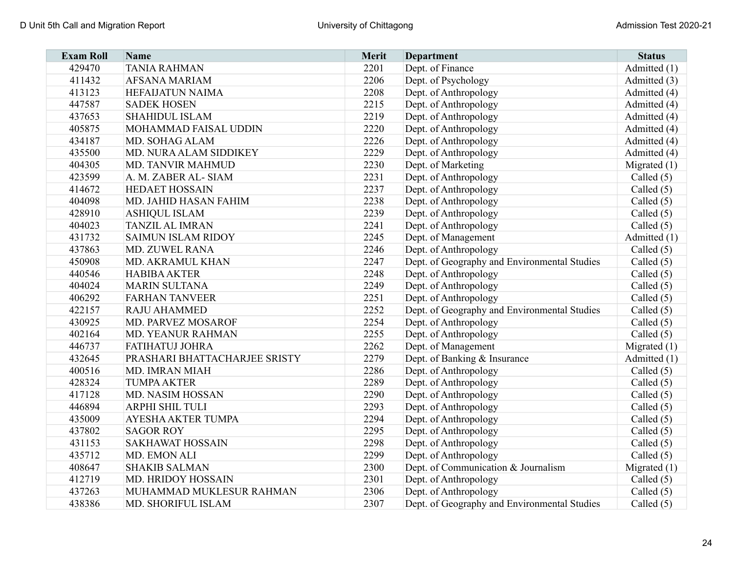| Exam Roll | Name | Merit | Department | Status |
|---|---|---|---|---|
| 429470 | TANIA RAHMAN | 2201 | Dept. of Finance | Admitted (1) |
| 411432 | AFSANA MARIAM | 2206 | Dept. of Psychology | Admitted (3) |
| 413123 | HEFAIJATUN NAIMA | 2208 | Dept. of Anthropology | Admitted (4) |
| 447587 | SADEK HOSEN | 2215 | Dept. of Anthropology | Admitted (4) |
| 437653 | SHAHIDUL ISLAM | 2219 | Dept. of Anthropology | Admitted (4) |
| 405875 | MOHAMMAD FAISAL UDDIN | 2220 | Dept. of Anthropology | Admitted (4) |
| 434187 | MD. SOHAG ALAM | 2226 | Dept. of Anthropology | Admitted (4) |
| 435500 | MD. NURA ALAM SIDDIKEY | 2229 | Dept. of Anthropology | Admitted (4) |
| 404305 | MD. TANVIR MAHMUD | 2230 | Dept. of Marketing | Migrated (1) |
| 423599 | A. M. ZABER AL- SIAM | 2231 | Dept. of Anthropology | Called (5) |
| 414672 | HEDAET HOSSAIN | 2237 | Dept. of Anthropology | Called (5) |
| 404098 | MD. JAHID HASAN FAHIM | 2238 | Dept. of Anthropology | Called (5) |
| 428910 | ASHIQUL ISLAM | 2239 | Dept. of Anthropology | Called (5) |
| 404023 | TANZIL AL IMRAN | 2241 | Dept. of Anthropology | Called (5) |
| 431732 | SAIMUN ISLAM RIDOY | 2245 | Dept. of Management | Admitted (1) |
| 437863 | MD. ZUWEL RANA | 2246 | Dept. of Anthropology | Called (5) |
| 450908 | MD. AKRAMUL KHAN | 2247 | Dept. of Geography and Environmental Studies | Called (5) |
| 440546 | HABIBA AKTER | 2248 | Dept. of Anthropology | Called (5) |
| 404024 | MARIN SULTANA | 2249 | Dept. of Anthropology | Called (5) |
| 406292 | FARHAN TANVEER | 2251 | Dept. of Anthropology | Called (5) |
| 422157 | RAJU AHAMMED | 2252 | Dept. of Geography and Environmental Studies | Called (5) |
| 430925 | MD. PARVEZ MOSAROF | 2254 | Dept. of Anthropology | Called (5) |
| 402164 | MD. YEANUR RAHMAN | 2255 | Dept. of Anthropology | Called (5) |
| 446737 | FATIHATUJ JOHRA | 2262 | Dept. of Management | Migrated (1) |
| 432645 | PRASHARI BHATTACHARJEE SRISTY | 2279 | Dept. of Banking & Insurance | Admitted (1) |
| 400516 | MD. IMRAN MIAH | 2286 | Dept. of Anthropology | Called (5) |
| 428324 | TUMPA AKTER | 2289 | Dept. of Anthropology | Called (5) |
| 417128 | MD. NASIM HOSSAN | 2290 | Dept. of Anthropology | Called (5) |
| 446894 | ARPHI SHIL TULI | 2293 | Dept. of Anthropology | Called (5) |
| 435009 | AYESHA AKTER TUMPA | 2294 | Dept. of Anthropology | Called (5) |
| 437802 | SAGOR ROY | 2295 | Dept. of Anthropology | Called (5) |
| 431153 | SAKHAWAT HOSSAIN | 2298 | Dept. of Anthropology | Called (5) |
| 435712 | MD. EMON ALI | 2299 | Dept. of Anthropology | Called (5) |
| 408647 | SHAKIB SALMAN | 2300 | Dept. of Communication & Journalism | Migrated (1) |
| 412719 | MD. HRIDOY HOSSAIN | 2301 | Dept. of Anthropology | Called (5) |
| 437263 | MUHAMMAD MUKLESUR RAHMAN | 2306 | Dept. of Anthropology | Called (5) |
| 438386 | MD. SHORIFUL ISLAM | 2307 | Dept. of Geography and Environmental Studies | Called (5) |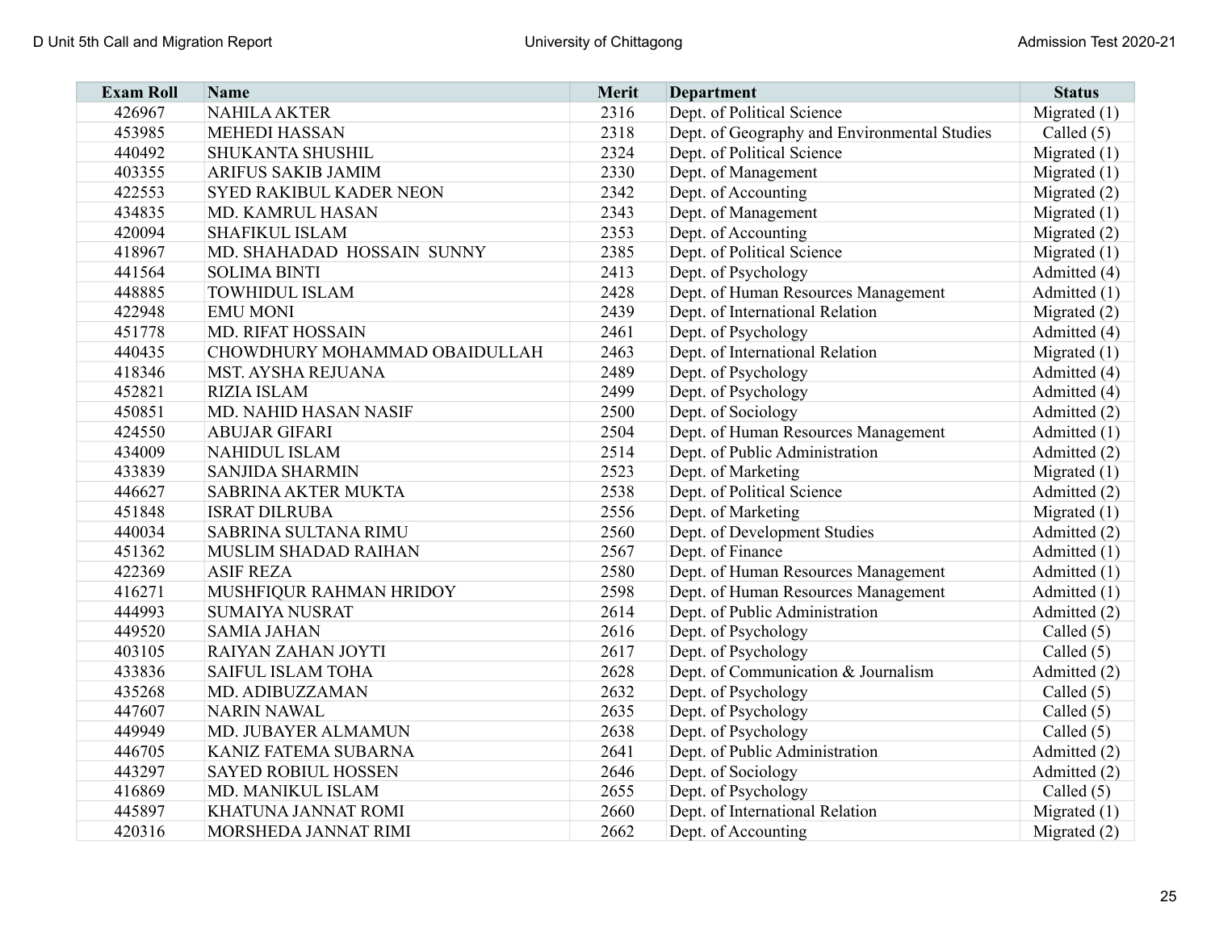| Exam Roll | Name | Merit | Department | Status |
|---|---|---|---|---|
| 426967 | NAHILA AKTER | 2316 | Dept. of Political Science | Migrated (1) |
| 453985 | MEHEDI HASSAN | 2318 | Dept. of Geography and Environmental Studies | Called (5) |
| 440492 | SHUKANTA SHUSHIL | 2324 | Dept. of Political Science | Migrated (1) |
| 403355 | ARIFUS SAKIB JAMIM | 2330 | Dept. of Management | Migrated (1) |
| 422553 | SYED RAKIBUL KADER NEON | 2342 | Dept. of Accounting | Migrated (2) |
| 434835 | MD. KAMRUL HASAN | 2343 | Dept. of Management | Migrated (1) |
| 420094 | SHAFIKUL ISLAM | 2353 | Dept. of Accounting | Migrated (2) |
| 418967 | MD. SHAHADAD HOSSAIN SUNNY | 2385 | Dept. of Political Science | Migrated (1) |
| 441564 | SOLIMA BINTI | 2413 | Dept. of Psychology | Admitted (4) |
| 448885 | TOWHIDUL ISLAM | 2428 | Dept. of Human Resources Management | Admitted (1) |
| 422948 | EMU MONI | 2439 | Dept. of International Relation | Migrated (2) |
| 451778 | MD. RIFAT HOSSAIN | 2461 | Dept. of Psychology | Admitted (4) |
| 440435 | CHOWDHURY MOHAMMAD OBAIDULLAH | 2463 | Dept. of International Relation | Migrated (1) |
| 418346 | MST. AYSHA REJUANA | 2489 | Dept. of Psychology | Admitted (4) |
| 452821 | RIZIA ISLAM | 2499 | Dept. of Psychology | Admitted (4) |
| 450851 | MD. NAHID HASAN NASIF | 2500 | Dept. of Sociology | Admitted (2) |
| 424550 | ABUJAR GIFARI | 2504 | Dept. of Human Resources Management | Admitted (1) |
| 434009 | NAHIDUL ISLAM | 2514 | Dept. of Public Administration | Admitted (2) |
| 433839 | SANJIDA SHARMIN | 2523 | Dept. of Marketing | Migrated (1) |
| 446627 | SABRINA AKTER MUKTA | 2538 | Dept. of Political Science | Admitted (2) |
| 451848 | ISRAT DILRUBA | 2556 | Dept. of Marketing | Migrated (1) |
| 440034 | SABRINA SULTANA RIMU | 2560 | Dept. of Development Studies | Admitted (2) |
| 451362 | MUSLIM SHADAD RAIHAN | 2567 | Dept. of Finance | Admitted (1) |
| 422369 | ASIF REZA | 2580 | Dept. of Human Resources Management | Admitted (1) |
| 416271 | MUSHFIQUR RAHMAN HRIDOY | 2598 | Dept. of Human Resources Management | Admitted (1) |
| 444993 | SUMAIYA NUSRAT | 2614 | Dept. of Public Administration | Admitted (2) |
| 449520 | SAMIA JAHAN | 2616 | Dept. of Psychology | Called (5) |
| 403105 | RAIYAN ZAHAN JOYTI | 2617 | Dept. of Psychology | Called (5) |
| 433836 | SAIFUL ISLAM TOHA | 2628 | Dept. of Communication & Journalism | Admitted (2) |
| 435268 | MD. ADIBUZZAMAN | 2632 | Dept. of Psychology | Called (5) |
| 447607 | NARIN NAWAL | 2635 | Dept. of Psychology | Called (5) |
| 449949 | MD. JUBAYER ALMAMUN | 2638 | Dept. of Psychology | Called (5) |
| 446705 | KANIZ FATEMA SUBARNA | 2641 | Dept. of Public Administration | Admitted (2) |
| 443297 | SAYED ROBIUL HOSSEN | 2646 | Dept. of Sociology | Admitted (2) |
| 416869 | MD. MANIKUL ISLAM | 2655 | Dept. of Psychology | Called (5) |
| 445897 | KHATUNA JANNAT ROMI | 2660 | Dept. of International Relation | Migrated (1) |
| 420316 | MORSHEDA JANNAT RIMI | 2662 | Dept. of Accounting | Migrated (2) |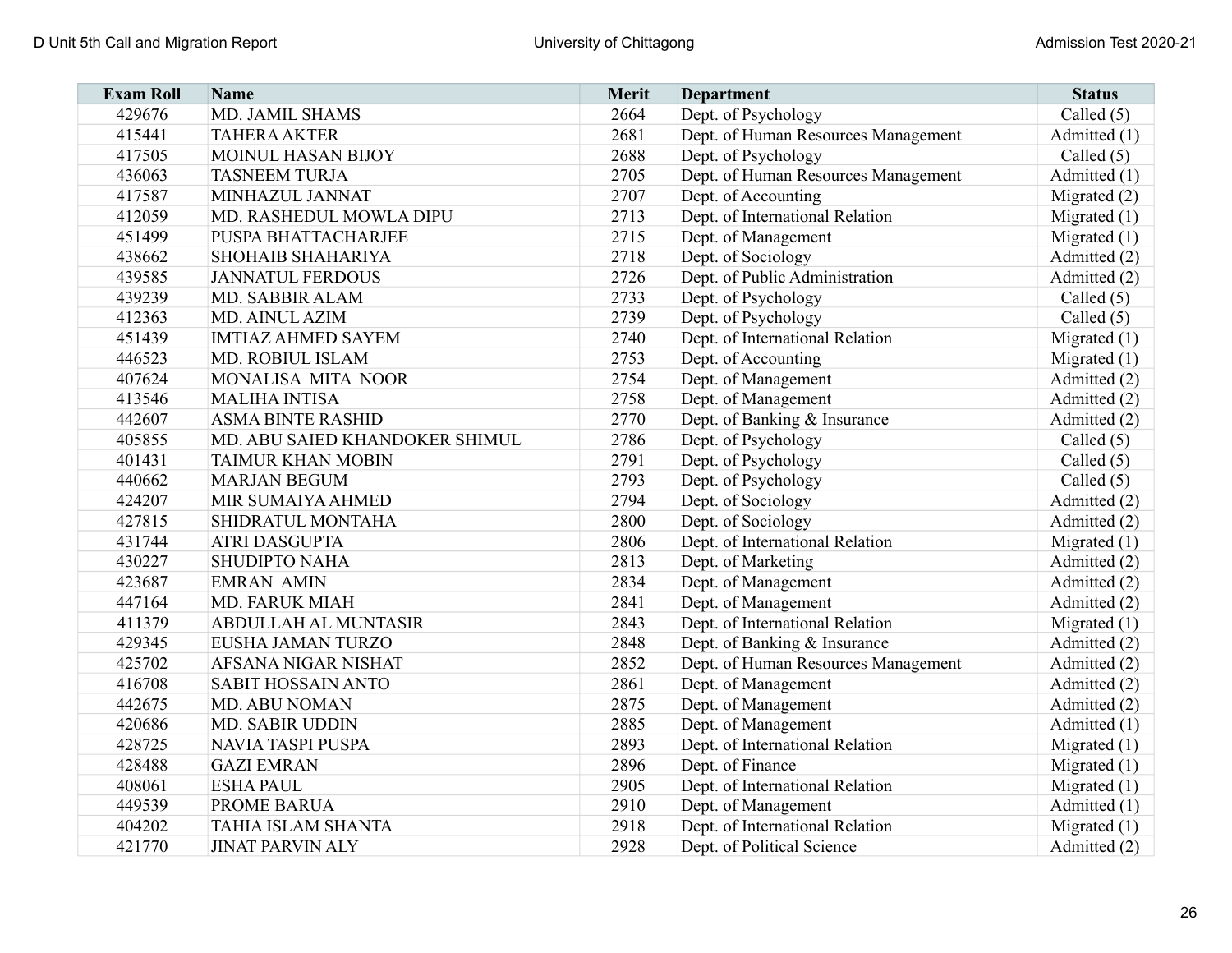| Exam Roll | Name | Merit | Department | Status |
|---|---|---|---|---|
| 429676 | MD. JAMIL SHAMS | 2664 | Dept. of Psychology | Called (5) |
| 415441 | TAHERA AKTER | 2681 | Dept. of Human Resources Management | Admitted (1) |
| 417505 | MOINUL HASAN BIJOY | 2688 | Dept. of Psychology | Called (5) |
| 436063 | TASNEEM TURJA | 2705 | Dept. of Human Resources Management | Admitted (1) |
| 417587 | MINHAZUL JANNAT | 2707 | Dept. of Accounting | Migrated (2) |
| 412059 | MD. RASHEDUL MOWLA DIPU | 2713 | Dept. of International Relation | Migrated (1) |
| 451499 | PUSPA BHATTACHARJEE | 2715 | Dept. of Management | Migrated (1) |
| 438662 | SHOHAIB SHAHARIYA | 2718 | Dept. of Sociology | Admitted (2) |
| 439585 | JANNATUL FERDOUS | 2726 | Dept. of Public Administration | Admitted (2) |
| 439239 | MD. SABBIR ALAM | 2733 | Dept. of Psychology | Called (5) |
| 412363 | MD. AINUL AZIM | 2739 | Dept. of Psychology | Called (5) |
| 451439 | IMTIAZ AHMED SAYEM | 2740 | Dept. of International Relation | Migrated (1) |
| 446523 | MD. ROBIUL ISLAM | 2753 | Dept. of Accounting | Migrated (1) |
| 407624 | MONALISA MITA NOOR | 2754 | Dept. of Management | Admitted (2) |
| 413546 | MALIHA INTISA | 2758 | Dept. of Management | Admitted (2) |
| 442607 | ASMA BINTE RASHID | 2770 | Dept. of Banking & Insurance | Admitted (2) |
| 405855 | MD. ABU SAIED KHANDOKER SHIMUL | 2786 | Dept. of Psychology | Called (5) |
| 401431 | TAIMUR KHAN MOBIN | 2791 | Dept. of Psychology | Called (5) |
| 440662 | MARJAN BEGUM | 2793 | Dept. of Psychology | Called (5) |
| 424207 | MIR SUMAIYA AHMED | 2794 | Dept. of Sociology | Admitted (2) |
| 427815 | SHIDRATUL MONTAHA | 2800 | Dept. of Sociology | Admitted (2) |
| 431744 | ATRI DASGUPTA | 2806 | Dept. of International Relation | Migrated (1) |
| 430227 | SHUDIPTO NAHA | 2813 | Dept. of Marketing | Admitted (2) |
| 423687 | EMRAN AMIN | 2834 | Dept. of Management | Admitted (2) |
| 447164 | MD. FARUK MIAH | 2841 | Dept. of Management | Admitted (2) |
| 411379 | ABDULLAH AL MUNTASIR | 2843 | Dept. of International Relation | Migrated (1) |
| 429345 | EUSHA JAMAN TURZO | 2848 | Dept. of Banking & Insurance | Admitted (2) |
| 425702 | AFSANA NIGAR NISHAT | 2852 | Dept. of Human Resources Management | Admitted (2) |
| 416708 | SABIT HOSSAIN ANTO | 2861 | Dept. of Management | Admitted (2) |
| 442675 | MD. ABU NOMAN | 2875 | Dept. of Management | Admitted (2) |
| 420686 | MD. SABIR UDDIN | 2885 | Dept. of Management | Admitted (1) |
| 428725 | NAVIA TASPI PUSPA | 2893 | Dept. of International Relation | Migrated (1) |
| 428488 | GAZI EMRAN | 2896 | Dept. of Finance | Migrated (1) |
| 408061 | ESHA PAUL | 2905 | Dept. of International Relation | Migrated (1) |
| 449539 | PROME BARUA | 2910 | Dept. of Management | Admitted (1) |
| 404202 | TAHIA ISLAM SHANTA | 2918 | Dept. of International Relation | Migrated (1) |
| 421770 | JINAT PARVIN ALY | 2928 | Dept. of Political Science | Admitted (2) |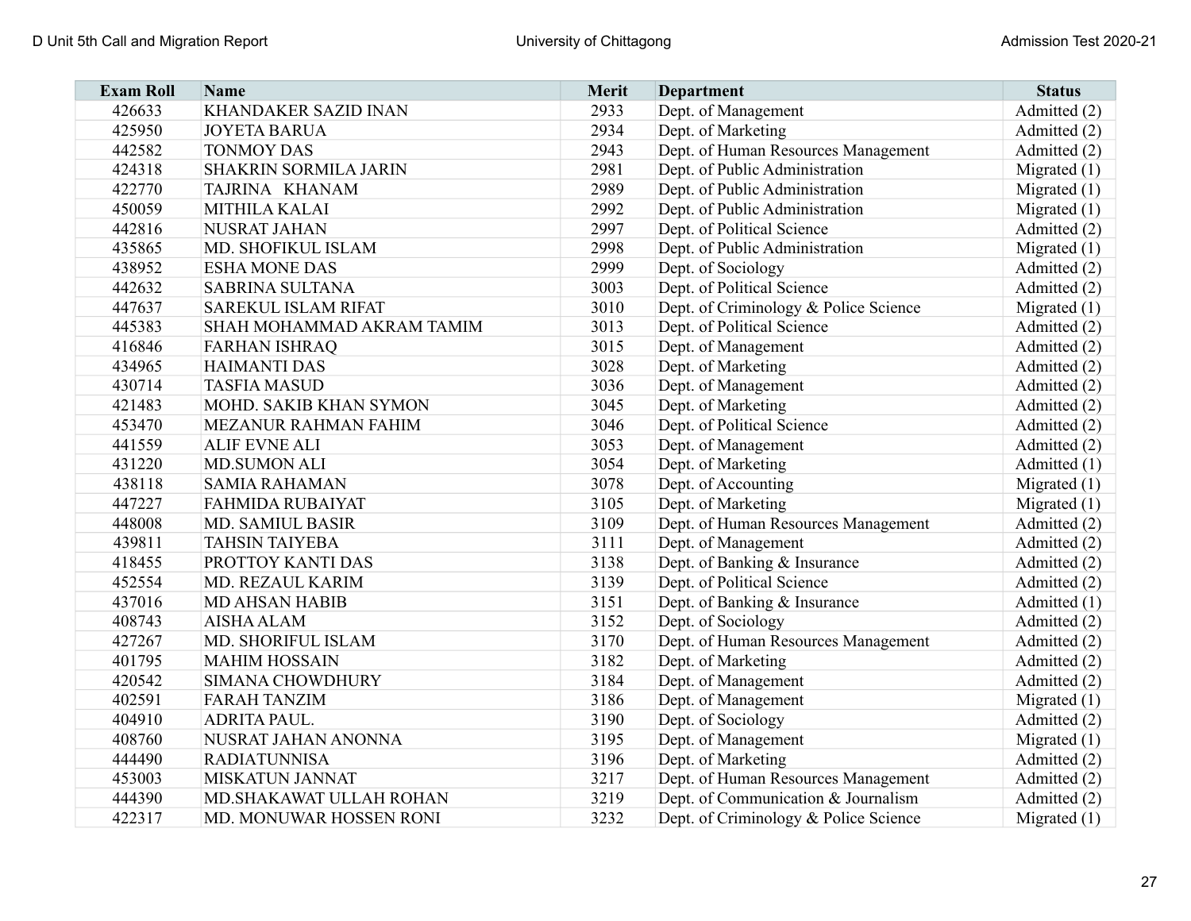| Exam Roll | Name | Merit | Department | Status |
|---|---|---|---|---|
| 426633 | KHANDAKER SAZID INAN | 2933 | Dept. of Management | Admitted (2) |
| 425950 | JOYETA BARUA | 2934 | Dept. of Marketing | Admitted (2) |
| 442582 | TONMOY DAS | 2943 | Dept. of Human Resources Management | Admitted (2) |
| 424318 | SHAKRIN SORMILA JARIN | 2981 | Dept. of Public Administration | Migrated (1) |
| 422770 | TAJRINA KHANAM | 2989 | Dept. of Public Administration | Migrated (1) |
| 450059 | MITHILA KALAI | 2992 | Dept. of Public Administration | Migrated (1) |
| 442816 | NUSRAT JAHAN | 2997 | Dept. of Political Science | Admitted (2) |
| 435865 | MD. SHOFIKUL ISLAM | 2998 | Dept. of Public Administration | Migrated (1) |
| 438952 | ESHA MONE DAS | 2999 | Dept. of Sociology | Admitted (2) |
| 442632 | SABRINA SULTANA | 3003 | Dept. of Political Science | Admitted (2) |
| 447637 | SAREKUL ISLAM RIFAT | 3010 | Dept. of Criminology & Police Science | Migrated (1) |
| 445383 | SHAH MOHAMMAD AKRAM TAMIM | 3013 | Dept. of Political Science | Admitted (2) |
| 416846 | FARHAN ISHRAQ | 3015 | Dept. of Management | Admitted (2) |
| 434965 | HAIMANTI DAS | 3028 | Dept. of Marketing | Admitted (2) |
| 430714 | TASFIA MASUD | 3036 | Dept. of Management | Admitted (2) |
| 421483 | MOHD. SAKIB KHAN SYMON | 3045 | Dept. of Marketing | Admitted (2) |
| 453470 | MEZANUR RAHMAN FAHIM | 3046 | Dept. of Political Science | Admitted (2) |
| 441559 | ALIF EVNE ALI | 3053 | Dept. of Management | Admitted (2) |
| 431220 | MD.SUMON ALI | 3054 | Dept. of Marketing | Admitted (1) |
| 438118 | SAMIA RAHAMAN | 3078 | Dept. of Accounting | Migrated (1) |
| 447227 | FAHMIDA RUBAIYAT | 3105 | Dept. of Marketing | Migrated (1) |
| 448008 | MD. SAMIUL BASIR | 3109 | Dept. of Human Resources Management | Admitted (2) |
| 439811 | TAHSIN TAIYEBA | 3111 | Dept. of Management | Admitted (2) |
| 418455 | PROTTOY KANTI DAS | 3138 | Dept. of Banking & Insurance | Admitted (2) |
| 452554 | MD. REZAUL KARIM | 3139 | Dept. of Political Science | Admitted (2) |
| 437016 | MD AHSAN HABIB | 3151 | Dept. of Banking & Insurance | Admitted (1) |
| 408743 | AISHA ALAM | 3152 | Dept. of Sociology | Admitted (2) |
| 427267 | MD. SHORIFUL ISLAM | 3170 | Dept. of Human Resources Management | Admitted (2) |
| 401795 | MAHIM HOSSAIN | 3182 | Dept. of Marketing | Admitted (2) |
| 420542 | SIMANA CHOWDHURY | 3184 | Dept. of Management | Admitted (2) |
| 402591 | FARAH TANZIM | 3186 | Dept. of Management | Migrated (1) |
| 404910 | ADRITA PAUL. | 3190 | Dept. of Sociology | Admitted (2) |
| 408760 | NUSRAT JAHAN ANONNA | 3195 | Dept. of Management | Migrated (1) |
| 444490 | RADIATUNNISA | 3196 | Dept. of Marketing | Admitted (2) |
| 453003 | MISKATUN JANNAT | 3217 | Dept. of Human Resources Management | Admitted (2) |
| 444390 | MD.SHAKAWAT ULLAH ROHAN | 3219 | Dept. of Communication & Journalism | Admitted (2) |
| 422317 | MD. MONUWAR HOSSEN RONI | 3232 | Dept. of Criminology & Police Science | Migrated (1) |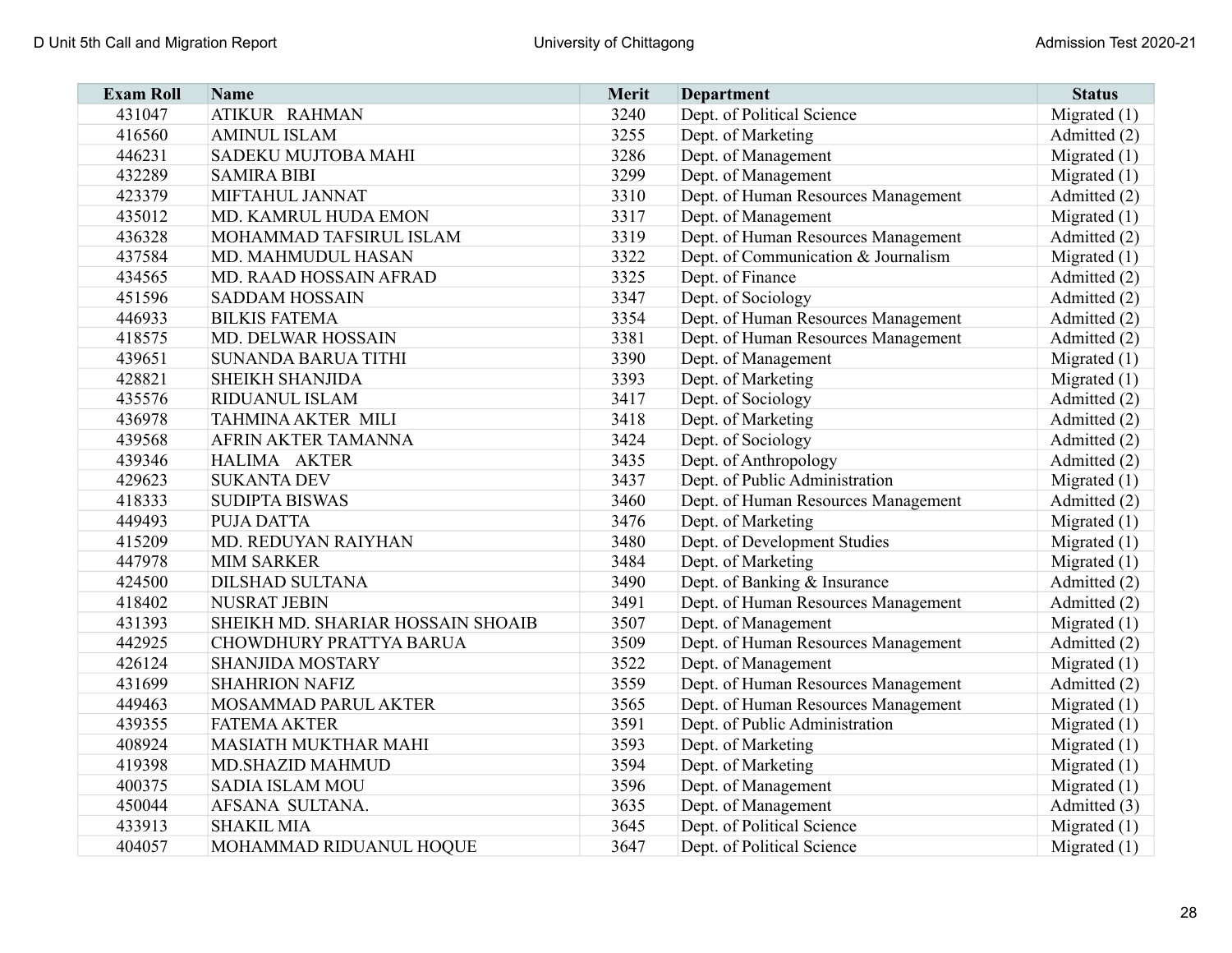| Exam Roll | Name | Merit | Department | Status |
|---|---|---|---|---|
| 431047 | ATIKUR RAHMAN | 3240 | Dept. of Political Science | Migrated (1) |
| 416560 | AMINUL ISLAM | 3255 | Dept. of Marketing | Admitted (2) |
| 446231 | SADEKU MUJTOBA MAHI | 3286 | Dept. of Management | Migrated (1) |
| 432289 | SAMIRA BIBI | 3299 | Dept. of Management | Migrated (1) |
| 423379 | MIFTAHUL JANNAT | 3310 | Dept. of Human Resources Management | Admitted (2) |
| 435012 | MD. KAMRUL HUDA EMON | 3317 | Dept. of Management | Migrated (1) |
| 436328 | MOHAMMAD TAFSIRUL ISLAM | 3319 | Dept. of Human Resources Management | Admitted (2) |
| 437584 | MD. MAHMUDUL HASAN | 3322 | Dept. of Communication & Journalism | Migrated (1) |
| 434565 | MD. RAAD HOSSAIN AFRAD | 3325 | Dept. of Finance | Admitted (2) |
| 451596 | SADDAM HOSSAIN | 3347 | Dept. of Sociology | Admitted (2) |
| 446933 | BILKIS FATEMA | 3354 | Dept. of Human Resources Management | Admitted (2) |
| 418575 | MD. DELWAR HOSSAIN | 3381 | Dept. of Human Resources Management | Admitted (2) |
| 439651 | SUNANDA BARUA TITHI | 3390 | Dept. of Management | Migrated (1) |
| 428821 | SHEIKH SHANJIDA | 3393 | Dept. of Marketing | Migrated (1) |
| 435576 | RIDUANUL ISLAM | 3417 | Dept. of Sociology | Admitted (2) |
| 436978 | TAHMINA AKTER MILI | 3418 | Dept. of Marketing | Admitted (2) |
| 439568 | AFRIN AKTER TAMANNA | 3424 | Dept. of Sociology | Admitted (2) |
| 439346 | HALIMA AKTER | 3435 | Dept. of Anthropology | Admitted (2) |
| 429623 | SUKANTA DEV | 3437 | Dept. of Public Administration | Migrated (1) |
| 418333 | SUDIPTA BISWAS | 3460 | Dept. of Human Resources Management | Admitted (2) |
| 449493 | PUJA DATTA | 3476 | Dept. of Marketing | Migrated (1) |
| 415209 | MD. REDUYAN RAIYHAN | 3480 | Dept. of Development Studies | Migrated (1) |
| 447978 | MIM SARKER | 3484 | Dept. of Marketing | Migrated (1) |
| 424500 | DILSHAD SULTANA | 3490 | Dept. of Banking & Insurance | Admitted (2) |
| 418402 | NUSRAT JEBIN | 3491 | Dept. of Human Resources Management | Admitted (2) |
| 431393 | SHEIKH MD. SHARIAR HOSSAIN SHOAIB | 3507 | Dept. of Management | Migrated (1) |
| 442925 | CHOWDHURY PRATTYA BARUA | 3509 | Dept. of Human Resources Management | Admitted (2) |
| 426124 | SHANJIDA MOSTARY | 3522 | Dept. of Management | Migrated (1) |
| 431699 | SHAHRION NAFIZ | 3559 | Dept. of Human Resources Management | Admitted (2) |
| 449463 | MOSAMMAD PARUL AKTER | 3565 | Dept. of Human Resources Management | Migrated (1) |
| 439355 | FATEMA AKTER | 3591 | Dept. of Public Administration | Migrated (1) |
| 408924 | MASIATH MUKHTAR MAHI | 3593 | Dept. of Marketing | Migrated (1) |
| 419398 | MD.SHAZID MAHMUD | 3594 | Dept. of Marketing | Migrated (1) |
| 400375 | SADIA ISLAM MOU | 3596 | Dept. of Management | Migrated (1) |
| 450044 | AFSANA SULTANA. | 3635 | Dept. of Management | Admitted (3) |
| 433913 | SHAKIL MIA | 3645 | Dept. of Political Science | Migrated (1) |
| 404057 | MOHAMMAD RIDUANUL HOQUE | 3647 | Dept. of Political Science | Migrated (1) |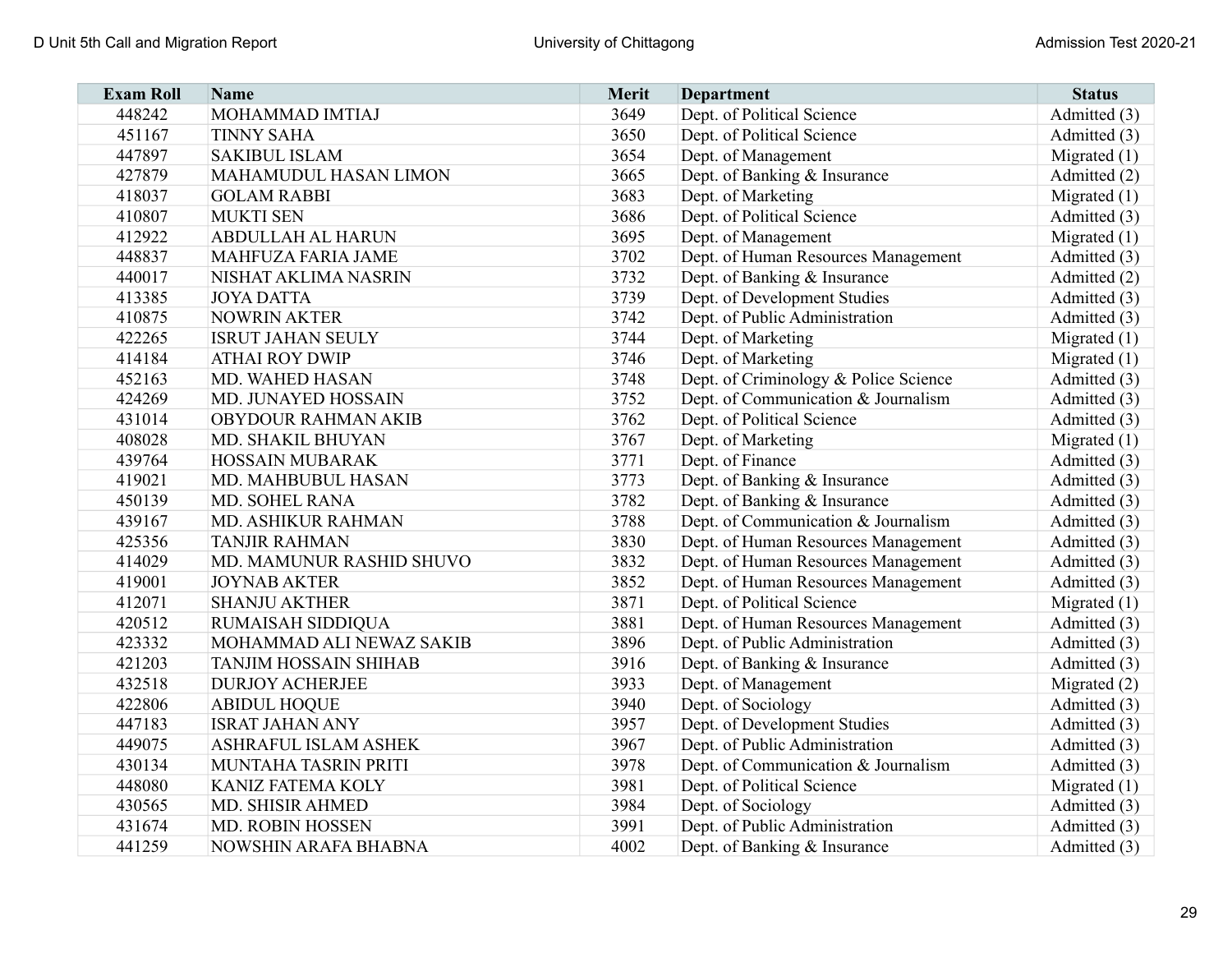| Exam Roll | Name | Merit | Department | Status |
|---|---|---|---|---|
| 448242 | MOHAMMAD IMTIAJ | 3649 | Dept. of Political Science | Admitted (3) |
| 451167 | TINNY SAHA | 3650 | Dept. of Political Science | Admitted (3) |
| 447897 | SAKIBUL ISLAM | 3654 | Dept. of Management | Migrated (1) |
| 427879 | MAHAMUDUL HASAN LIMON | 3665 | Dept. of Banking & Insurance | Admitted (2) |
| 418037 | GOLAM RABBI | 3683 | Dept. of Marketing | Migrated (1) |
| 410807 | MUKTI SEN | 3686 | Dept. of Political Science | Admitted (3) |
| 412922 | ABDULLAH AL HARUN | 3695 | Dept. of Management | Migrated (1) |
| 448837 | MAHFUZA FARIA JAME | 3702 | Dept. of Human Resources Management | Admitted (3) |
| 440017 | NISHAT AKLIMA NASRIN | 3732 | Dept. of Banking & Insurance | Admitted (2) |
| 413385 | JOYA DATTA | 3739 | Dept. of Development Studies | Admitted (3) |
| 410875 | NOWRIN AKTER | 3742 | Dept. of Public Administration | Admitted (3) |
| 422265 | ISRUT JAHAN SEULY | 3744 | Dept. of Marketing | Migrated (1) |
| 414184 | ATHAI ROY DWIP | 3746 | Dept. of Marketing | Migrated (1) |
| 452163 | MD. WAHED HASAN | 3748 | Dept. of Criminology & Police Science | Admitted (3) |
| 424269 | MD. JUNAYED HOSSAIN | 3752 | Dept. of Communication & Journalism | Admitted (3) |
| 431014 | OBYDOUR RAHMAN AKIB | 3762 | Dept. of Political Science | Admitted (3) |
| 408028 | MD. SHAKIL BHUYAN | 3767 | Dept. of Marketing | Migrated (1) |
| 439764 | HOSSAIN MUBARAK | 3771 | Dept. of Finance | Admitted (3) |
| 419021 | MD. MAHBUBUL HASAN | 3773 | Dept. of Banking & Insurance | Admitted (3) |
| 450139 | MD. SOHEL RANA | 3782 | Dept. of Banking & Insurance | Admitted (3) |
| 439167 | MD. ASHIKUR RAHMAN | 3788 | Dept. of Communication & Journalism | Admitted (3) |
| 425356 | TANJIR RAHMAN | 3830 | Dept. of Human Resources Management | Admitted (3) |
| 414029 | MD. MAMUNUR RASHID SHUVO | 3832 | Dept. of Human Resources Management | Admitted (3) |
| 419001 | JOYNAB AKTER | 3852 | Dept. of Human Resources Management | Admitted (3) |
| 412071 | SHANJU AKTHER | 3871 | Dept. of Political Science | Migrated (1) |
| 420512 | RUMAISAH SIDDIQUA | 3881 | Dept. of Human Resources Management | Admitted (3) |
| 423332 | MOHAMMAD ALI NEWAZ SAKIB | 3896 | Dept. of Public Administration | Admitted (3) |
| 421203 | TANJIM HOSSAIN SHIHAB | 3916 | Dept. of Banking & Insurance | Admitted (3) |
| 432518 | DURJOY ACHERJEE | 3933 | Dept. of Management | Migrated (2) |
| 422806 | ABIDUL HOQUE | 3940 | Dept. of Sociology | Admitted (3) |
| 447183 | ISRAT JAHAN ANY | 3957 | Dept. of Development Studies | Admitted (3) |
| 449075 | ASHRAFUL ISLAM ASHEK | 3967 | Dept. of Public Administration | Admitted (3) |
| 430134 | MUNTAHA TASRIN PRITI | 3978 | Dept. of Communication & Journalism | Admitted (3) |
| 448080 | KANIZ FATEMA KOLY | 3981 | Dept. of Political Science | Migrated (1) |
| 430565 | MD. SHISIR AHMED | 3984 | Dept. of Sociology | Admitted (3) |
| 431674 | MD. ROBIN HOSSEN | 3991 | Dept. of Public Administration | Admitted (3) |
| 441259 | NOWSHIN ARAFA BHABNA | 4002 | Dept. of Banking & Insurance | Admitted (3) |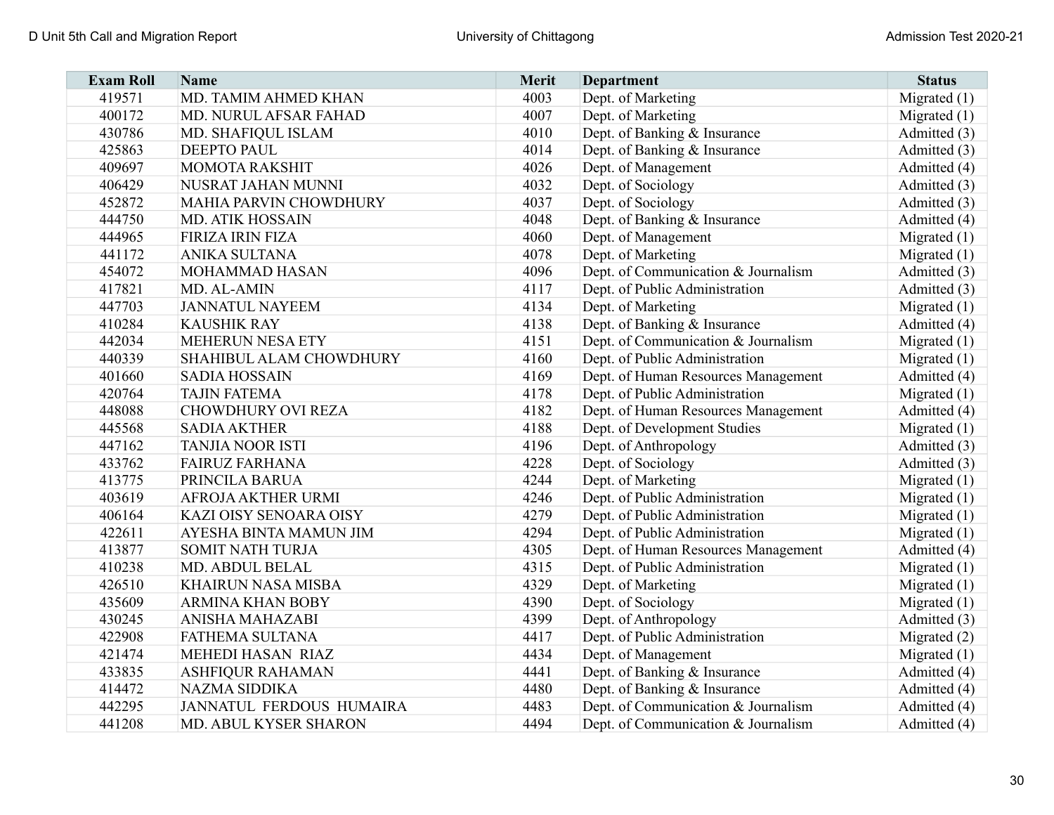| Exam Roll | Name | Merit | Department | Status |
|---|---|---|---|---|
| 419571 | MD. TAMIM AHMED KHAN | 4003 | Dept. of Marketing | Migrated (1) |
| 400172 | MD. NURUL AFSAR FAHAD | 4007 | Dept. of Marketing | Migrated (1) |
| 430786 | MD. SHAFIQUL ISLAM | 4010 | Dept. of Banking & Insurance | Admitted (3) |
| 425863 | DEEPTO PAUL | 4014 | Dept. of Banking & Insurance | Admitted (3) |
| 409697 | MOMOTA RAKSHIT | 4026 | Dept. of Management | Admitted (4) |
| 406429 | NUSRAT JAHAN MUNNI | 4032 | Dept. of Sociology | Admitted (3) |
| 452872 | MAHIA PARVIN CHOWDHURY | 4037 | Dept. of Sociology | Admitted (3) |
| 444750 | MD. ATIK HOSSAIN | 4048 | Dept. of Banking & Insurance | Admitted (4) |
| 444965 | FIRIZA IRIN FIZA | 4060 | Dept. of Management | Migrated (1) |
| 441172 | ANIKA SULTANA | 4078 | Dept. of Marketing | Migrated (1) |
| 454072 | MOHAMMAD HASAN | 4096 | Dept. of Communication & Journalism | Admitted (3) |
| 417821 | MD. AL-AMIN | 4117 | Dept. of Public Administration | Admitted (3) |
| 447703 | JANNATUL NAYEEM | 4134 | Dept. of Marketing | Migrated (1) |
| 410284 | KAUSHIK RAY | 4138 | Dept. of Banking & Insurance | Admitted (4) |
| 442034 | MEHERUN NESA ETY | 4151 | Dept. of Communication & Journalism | Migrated (1) |
| 440339 | SHAHIBUL ALAM CHOWDHURY | 4160 | Dept. of Public Administration | Migrated (1) |
| 401660 | SADIA HOSSAIN | 4169 | Dept. of Human Resources Management | Admitted (4) |
| 420764 | TAJIN FATEMA | 4178 | Dept. of Public Administration | Migrated (1) |
| 448088 | CHOWDHURY OVI REZA | 4182 | Dept. of Human Resources Management | Admitted (4) |
| 445568 | SADIA AKTHER | 4188 | Dept. of Development Studies | Migrated (1) |
| 447162 | TANJIA NOOR ISTI | 4196 | Dept. of Anthropology | Admitted (3) |
| 433762 | FAIRUZ FARHANA | 4228 | Dept. of Sociology | Admitted (3) |
| 413775 | PRINCILA BARUA | 4244 | Dept. of Marketing | Migrated (1) |
| 403619 | AFROJA AKTHER URMI | 4246 | Dept. of Public Administration | Migrated (1) |
| 406164 | KAZI OISY SENOARA OISY | 4279 | Dept. of Public Administration | Migrated (1) |
| 422611 | AYESHA BINTA MAMUN JIM | 4294 | Dept. of Public Administration | Migrated (1) |
| 413877 | SOMIT NATH TURJA | 4305 | Dept. of Human Resources Management | Admitted (4) |
| 410238 | MD. ABDUL BELAL | 4315 | Dept. of Public Administration | Migrated (1) |
| 426510 | KHAIRUN NASA MISBA | 4329 | Dept. of Marketing | Migrated (1) |
| 435609 | ARMINA KHAN BOBY | 4390 | Dept. of Sociology | Migrated (1) |
| 430245 | ANISHA MAHAZABI | 4399 | Dept. of Anthropology | Admitted (3) |
| 422908 | FATHEMA SULTANA | 4417 | Dept. of Public Administration | Migrated (2) |
| 421474 | MEHEDI HASAN RIAZ | 4434 | Dept. of Management | Migrated (1) |
| 433835 | ASHFIQUR RAHAMAN | 4441 | Dept. of Banking & Insurance | Admitted (4) |
| 414472 | NAZMA SIDDIKA | 4480 | Dept. of Banking & Insurance | Admitted (4) |
| 442295 | JANNATUL FERDOUS HUMAIRA | 4483 | Dept. of Communication & Journalism | Admitted (4) |
| 441208 | MD. ABUL KYSER SHARON | 4494 | Dept. of Communication & Journalism | Admitted (4) |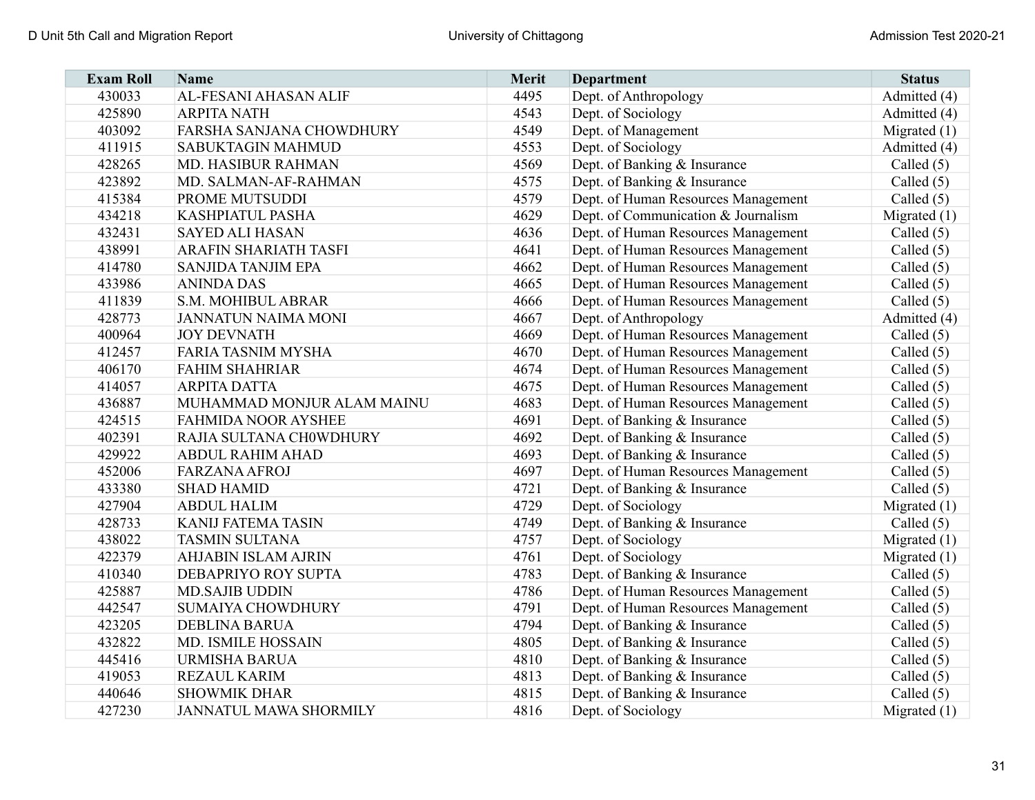| Exam Roll | Name | Merit | Department | Status |
|---|---|---|---|---|
| 430033 | AL-FESANI AHASAN ALIF | 4495 | Dept. of Anthropology | Admitted (4) |
| 425890 | ARPITA NATH | 4543 | Dept. of Sociology | Admitted (4) |
| 403092 | FARSHA SANJANA CHOWDHURY | 4549 | Dept. of Management | Migrated (1) |
| 411915 | SABUKTAGIN MAHMUD | 4553 | Dept. of Sociology | Admitted (4) |
| 428265 | MD. HASIBUR RAHMAN | 4569 | Dept. of Banking & Insurance | Called (5) |
| 423892 | MD. SALMAN-AF-RAHMAN | 4575 | Dept. of Banking & Insurance | Called (5) |
| 415384 | PROME MUTSUDDI | 4579 | Dept. of Human Resources Management | Called (5) |
| 434218 | KASHPIATUL PASHA | 4629 | Dept. of Communication & Journalism | Migrated (1) |
| 432431 | SAYED ALI HASAN | 4636 | Dept. of Human Resources Management | Called (5) |
| 438991 | ARAFIN SHARIATH TASFI | 4641 | Dept. of Human Resources Management | Called (5) |
| 414780 | SANJIDA TANJIM EPA | 4662 | Dept. of Human Resources Management | Called (5) |
| 433986 | ANINDA DAS | 4665 | Dept. of Human Resources Management | Called (5) |
| 411839 | S.M. MOHIBUL ABRAR | 4666 | Dept. of Human Resources Management | Called (5) |
| 428773 | JANNATUN NAIMA MONI | 4667 | Dept. of Anthropology | Admitted (4) |
| 400964 | JOY DEVNATH | 4669 | Dept. of Human Resources Management | Called (5) |
| 412457 | FARIA TASNIM MYSHA | 4670 | Dept. of Human Resources Management | Called (5) |
| 406170 | FAHIM SHAHRIAR | 4674 | Dept. of Human Resources Management | Called (5) |
| 414057 | ARPITA DATTA | 4675 | Dept. of Human Resources Management | Called (5) |
| 436887 | MUHAMMAD MONJUR ALAM MAINU | 4683 | Dept. of Human Resources Management | Called (5) |
| 424515 | FAHMIDA NOOR AYSHEE | 4691 | Dept. of Banking & Insurance | Called (5) |
| 402391 | RAJIA SULTANA CH0WDHURY | 4692 | Dept. of Banking & Insurance | Called (5) |
| 429922 | ABDUL RAHIM AHAD | 4693 | Dept. of Banking & Insurance | Called (5) |
| 452006 | FARZANA AFROJ | 4697 | Dept. of Human Resources Management | Called (5) |
| 433380 | SHAD HAMID | 4721 | Dept. of Banking & Insurance | Called (5) |
| 427904 | ABDUL HALIM | 4729 | Dept. of Sociology | Migrated (1) |
| 428733 | KANIJ FATEMA TASIN | 4749 | Dept. of Banking & Insurance | Called (5) |
| 438022 | TASMIN SULTANA | 4757 | Dept. of Sociology | Migrated (1) |
| 422379 | AHJABIN ISLAM AJRIN | 4761 | Dept. of Sociology | Migrated (1) |
| 410340 | DEBAPRIYO ROY SUPTA | 4783 | Dept. of Banking & Insurance | Called (5) |
| 425887 | MD.SAJIB UDDIN | 4786 | Dept. of Human Resources Management | Called (5) |
| 442547 | SUMAIYA CHOWDHURY | 4791 | Dept. of Human Resources Management | Called (5) |
| 423205 | DEBLINA BARUA | 4794 | Dept. of Banking & Insurance | Called (5) |
| 432822 | MD. ISMILE HOSSAIN | 4805 | Dept. of Banking & Insurance | Called (5) |
| 445416 | URMISHA BARUA | 4810 | Dept. of Banking & Insurance | Called (5) |
| 419053 | REZAUL KARIM | 4813 | Dept. of Banking & Insurance | Called (5) |
| 440646 | SHOWMIK DHAR | 4815 | Dept. of Banking & Insurance | Called (5) |
| 427230 | JANNATUL MAWA SHORMILY | 4816 | Dept. of Sociology | Migrated (1) |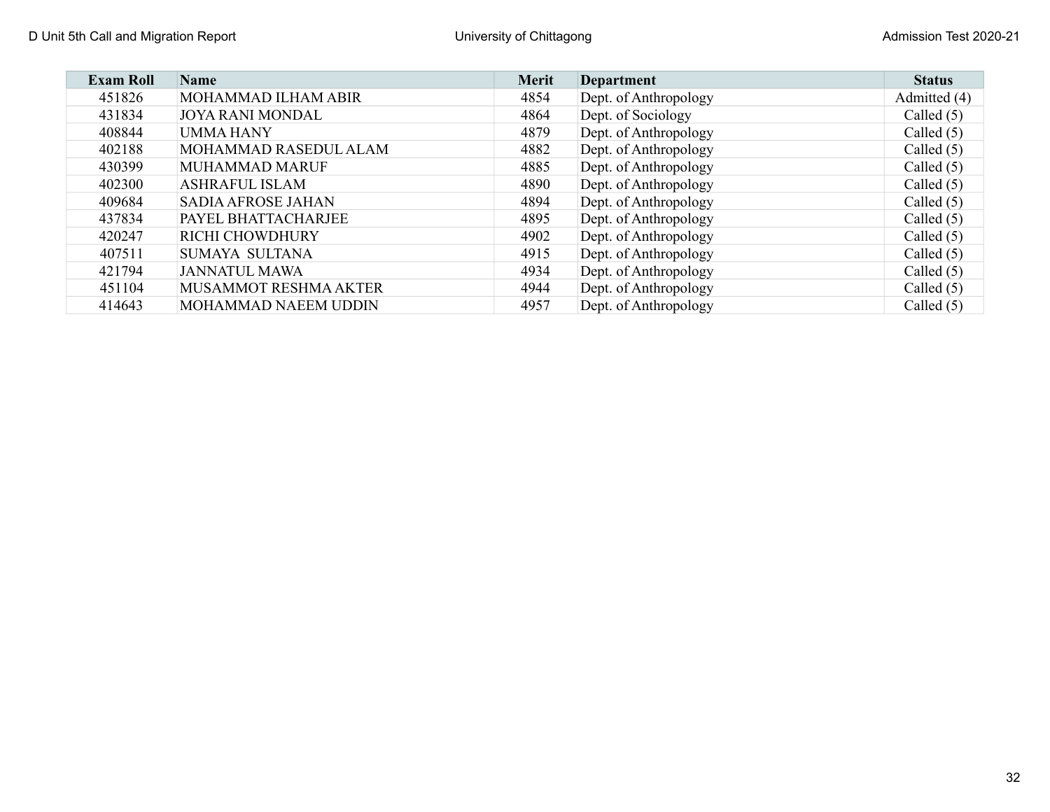| Exam Roll | Name | Merit | Department | Status |
|---|---|---|---|---|
| 451826 | MOHAMMAD ILHAM ABIR | 4854 | Dept. of Anthropology | Admitted (4) |
| 431834 | JOYA RANI MONDAL | 4864 | Dept. of Sociology | Called (5) |
| 408844 | UMMA HANY | 4879 | Dept. of Anthropology | Called (5) |
| 402188 | MOHAMMAD RASEDUL ALAM | 4882 | Dept. of Anthropology | Called (5) |
| 430399 | MUHAMMAD MARUF | 4885 | Dept. of Anthropology | Called (5) |
| 402300 | ASHRAFUL ISLAM | 4890 | Dept. of Anthropology | Called (5) |
| 409684 | SADIA AFROSE JAHAN | 4894 | Dept. of Anthropology | Called (5) |
| 437834 | PAYEL BHATTACHARJEE | 4895 | Dept. of Anthropology | Called (5) |
| 420247 | RICHI CHOWDHURY | 4902 | Dept. of Anthropology | Called (5) |
| 407511 | SUMAYA SULTANA | 4915 | Dept. of Anthropology | Called (5) |
| 421794 | JANNATUL MAWA | 4934 | Dept. of Anthropology | Called (5) |
| 451104 | MUSAMMOT RESHMA AKTER | 4944 | Dept. of Anthropology | Called (5) |
| 414643 | MOHAMMAD NAEEM UDDIN | 4957 | Dept. of Anthropology | Called (5) |